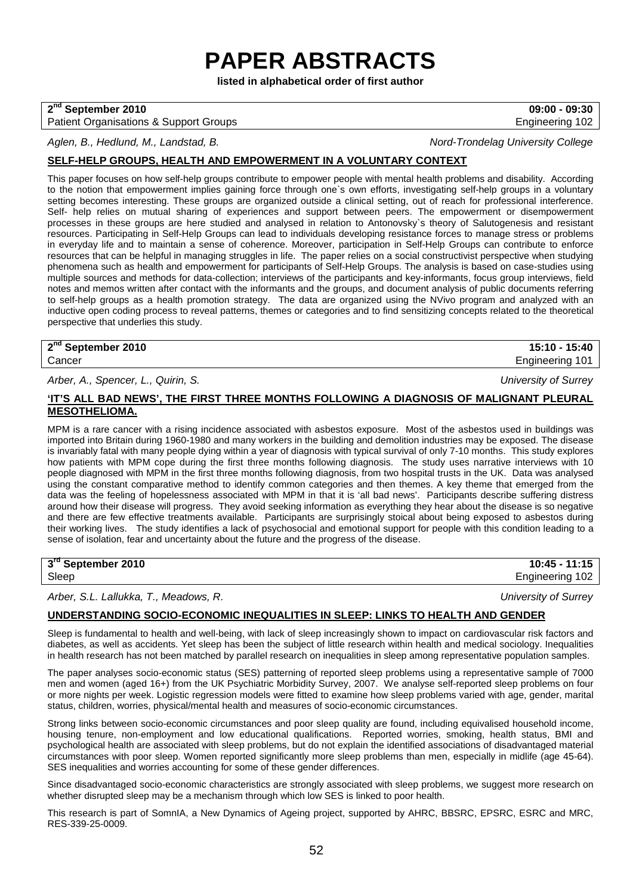# PAPER ABSTRACTS

**listed in alphabetical order of first author**

**2nd September 2010** | **09:00 - 09:30**
Patient Organisations & Support Groups | Engineering 102

*Aglen, B., Hedlund, M., Landstad, B.* — *Nord-Trondelag University College*

**SELF-HELP GROUPS, HEALTH AND EMPOWERMENT IN A VOLUNTARY CONTEXT**

This paper focuses on how self-help groups contribute to empower people with mental health problems and disability. According to the notion that empowerment implies gaining force through one`s own efforts, investigating self-help groups in a voluntary setting becomes interesting. These groups are organized outside a clinical setting, out of reach for professional interference. Self- help relies on mutual sharing of experiences and support between peers. The empowerment or disempowerment processes in these groups are here studied and analysed in relation to Antonovsky`s theory of Salutogenesis and resistant resources. Participating in Self-Help Groups can lead to individuals developing resistance forces to manage stress or problems in everyday life and to maintain a sense of coherence. Moreover, participation in Self-Help Groups can contribute to enforce resources that can be helpful in managing struggles in life. The paper relies on a social constructivist perspective when studying phenomena such as health and empowerment for participants of Self-Help Groups. The analysis is based on case-studies using multiple sources and methods for data-collection; interviews of the participants and key-informants, focus group interviews, field notes and memos written after contact with the informants and the groups, and document analysis of public documents referring to self-help groups as a health promotion strategy. The data are organized using the NVivo program and analyzed with an inductive open coding process to reveal patterns, themes or categories and to find sensitizing concepts related to the theoretical perspective that underlies this study.

**2nd September 2010** | **15:10 - 15:40**
Cancer | Engineering 101

*Arber, A., Spencer, L., Quirin, S.* — *University of Surrey*

**'IT'S ALL BAD NEWS', THE FIRST THREE MONTHS FOLLOWING A DIAGNOSIS OF MALIGNANT PLEURAL MESOTHELIOMA.**

MPM is a rare cancer with a rising incidence associated with asbestos exposure. Most of the asbestos used in buildings was imported into Britain during 1960-1980 and many workers in the building and demolition industries may be exposed. The disease is invariably fatal with many people dying within a year of diagnosis with typical survival of only 7-10 months. This study explores how patients with MPM cope during the first three months following diagnosis. The study uses narrative interviews with 10 people diagnosed with MPM in the first three months following diagnosis, from two hospital trusts in the UK. Data was analysed using the constant comparative method to identify common categories and then themes. A key theme that emerged from the data was the feeling of hopelessness associated with MPM in that it is 'all bad news'. Participants describe suffering distress around how their disease will progress. They avoid seeking information as everything they hear about the disease is so negative and there are few effective treatments available. Participants are surprisingly stoical about being exposed to asbestos during their working lives. The study identifies a lack of psychosocial and emotional support for people with this condition leading to a sense of isolation, fear and uncertainty about the future and the progress of the disease.

**3rd September 2010** | **10:45 - 11:15**
Sleep | Engineering 102

*Arber, S.L. Lallukka, T., Meadows, R.* — *University of Surrey*

**UNDERSTANDING SOCIO-ECONOMIC INEQUALITIES IN SLEEP: LINKS TO HEALTH AND GENDER**

Sleep is fundamental to health and well-being, with lack of sleep increasingly shown to impact on cardiovascular risk factors and diabetes, as well as accidents. Yet sleep has been the subject of little research within health and medical sociology. Inequalities in health research has not been matched by parallel research on inequalities in sleep among representative population samples.

The paper analyses socio-economic status (SES) patterning of reported sleep problems using a representative sample of 7000 men and women (aged 16+) from the UK Psychiatric Morbidity Survey, 2007. We analyse self-reported sleep problems on four or more nights per week. Logistic regression models were fitted to examine how sleep problems varied with age, gender, marital status, children, worries, physical/mental health and measures of socio-economic circumstances.

Strong links between socio-economic circumstances and poor sleep quality are found, including equivalised household income, housing tenure, non-employment and low educational qualifications. Reported worries, smoking, health status, BMI and psychological health are associated with sleep problems, but do not explain the identified associations of disadvantaged material circumstances with poor sleep. Women reported significantly more sleep problems than men, especially in midlife (age 45-64). SES inequalities and worries accounting for some of these gender differences.

Since disadvantaged socio-economic characteristics are strongly associated with sleep problems, we suggest more research on whether disrupted sleep may be a mechanism through which low SES is linked to poor health.

This research is part of SomnIA, a New Dynamics of Ageing project, supported by AHRC, BBSRC, EPSRC, ESRC and MRC, RES-339-25-0009.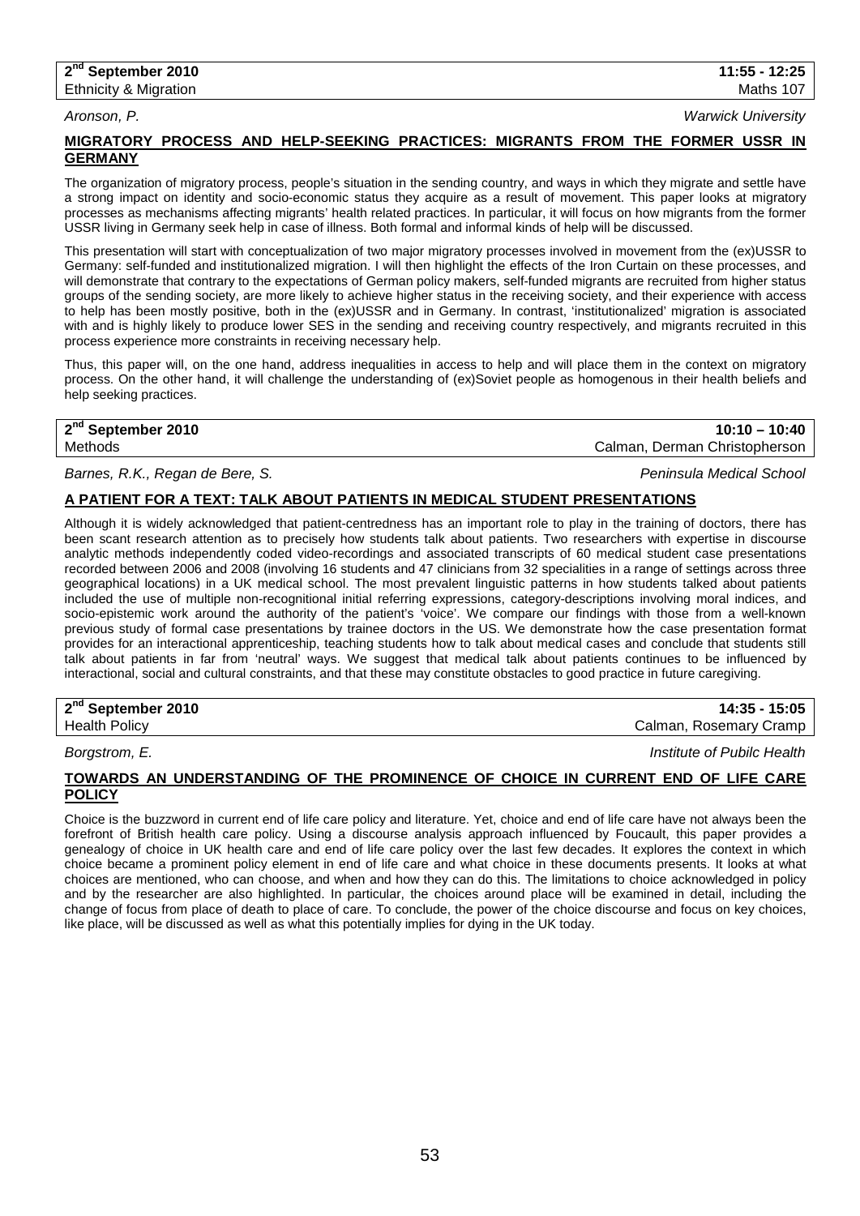**2nd September 2010** | **11:55 - 12:25**
Ethnicity & Migration | Maths 107

*Aronson, P.* — *Warwick University*

### MIGRATORY PROCESS AND HELP-SEEKING PRACTICES: MIGRANTS FROM THE FORMER USSR IN GERMANY

The organization of migratory process, people's situation in the sending country, and ways in which they migrate and settle have a strong impact on identity and socio-economic status they acquire as a result of movement. This paper looks at migratory processes as mechanisms affecting migrants' health related practices. In particular, it will focus on how migrants from the former USSR living in Germany seek help in case of illness. Both formal and informal kinds of help will be discussed.

This presentation will start with conceptualization of two major migratory processes involved in movement from the (ex)USSR to Germany: self-funded and institutionalized migration. I will then highlight the effects of the Iron Curtain on these processes, and will demonstrate that contrary to the expectations of German policy makers, self-funded migrants are recruited from higher status groups of the sending society, are more likely to achieve higher status in the receiving society, and their experience with access to help has been mostly positive, both in the (ex)USSR and in Germany. In contrast, 'institutionalized' migration is associated with and is highly likely to produce lower SES in the sending and receiving country respectively, and migrants recruited in this process experience more constraints in receiving necessary help.

Thus, this paper will, on the one hand, address inequalities in access to help and will place them in the context on migratory process. On the other hand, it will challenge the understanding of (ex)Soviet people as homogenous in their health beliefs and help seeking practices.

---

**2nd September 2010** | **10:10 – 10:40**
Methods | Calman, Derman Christopherson

*Barnes, R.K., Regan de Bere, S.* — *Peninsula Medical School*

### A PATIENT FOR A TEXT: TALK ABOUT PATIENTS IN MEDICAL STUDENT PRESENTATIONS

Although it is widely acknowledged that patient-centredness has an important role to play in the training of doctors, there has been scant research attention as to precisely how students talk about patients. Two researchers with expertise in discourse analytic methods independently coded video-recordings and associated transcripts of 60 medical student case presentations recorded between 2006 and 2008 (involving 16 students and 47 clinicians from 32 specialities in a range of settings across three geographical locations) in a UK medical school. The most prevalent linguistic patterns in how students talked about patients included the use of multiple non-recognitional initial referring expressions, category-descriptions involving moral indices, and socio-epistemic work around the authority of the patient's 'voice'. We compare our findings with those from a well-known previous study of formal case presentations by trainee doctors in the US. We demonstrate how the case presentation format provides for an interactional apprenticeship, teaching students how to talk about medical cases and conclude that students still talk about patients in far from 'neutral' ways. We suggest that medical talk about patients continues to be influenced by interactional, social and cultural constraints, and that these may constitute obstacles to good practice in future caregiving.

---

**2nd September 2010** | **14:35 - 15:05**
Health Policy | Calman, Rosemary Cramp

*Borgstrom, E.* — *Institute of Pubilc Health*

### TOWARDS AN UNDERSTANDING OF THE PROMINENCE OF CHOICE IN CURRENT END OF LIFE CARE POLICY

Choice is the buzzword in current end of life care policy and literature. Yet, choice and end of life care have not always been the forefront of British health care policy. Using a discourse analysis approach influenced by Foucault, this paper provides a genealogy of choice in UK health care and end of life care policy over the last few decades. It explores the context in which choice became a prominent policy element in end of life care and what choice in these documents presents. It looks at what choices are mentioned, who can choose, and when and how they can do this. The limitations to choice acknowledged in policy and by the researcher are also highlighted. In particular, the choices around place will be examined in detail, including the change of focus from place of death to place of care. To conclude, the power of the choice discourse and focus on key choices, like place, will be discussed as well as what this potentially implies for dying in the UK today.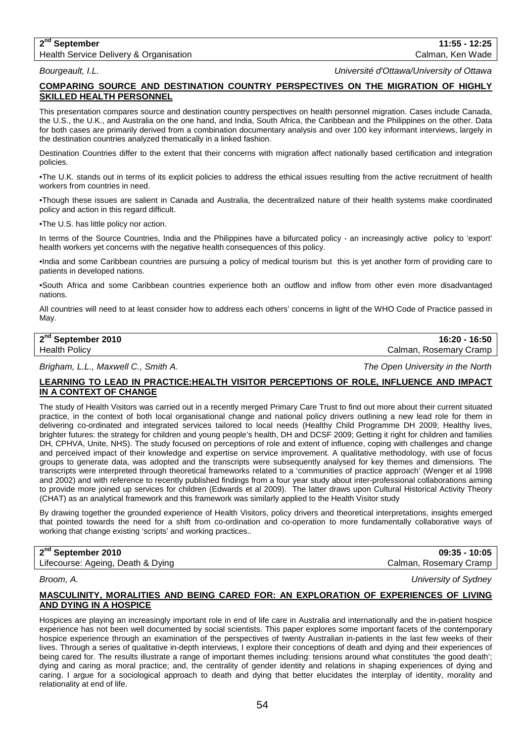**2nd September** | **11:55 - 12:25**
Health Service Delivery & Organisation | Calman, Ken Wade

*Bourgeault, I.L.* | *Université d'Ottawa/University of Ottawa*

## COMPARING SOURCE AND DESTINATION COUNTRY PERSPECTIVES ON THE MIGRATION OF HIGHLY SKILLED HEALTH PERSONNEL

This presentation compares source and destination country perspectives on health personnel migration. Cases include Canada, the U.S., the U.K., and Australia on the one hand, and India, South Africa, the Caribbean and the Philippines on the other. Data for both cases are primarily derived from a combination documentary analysis and over 100 key informant interviews, largely in the destination countries analyzed thematically in a linked fashion.

Destination Countries differ to the extent that their concerns with migration affect nationally based certification and integration policies.

•The U.K. stands out in terms of its explicit policies to address the ethical issues resulting from the active recruitment of health workers from countries in need.

•Though these issues are salient in Canada and Australia, the decentralized nature of their health systems make coordinated policy and action in this regard difficult.

•The U.S. has little policy nor action.

In terms of the Source Countries, India and the Philippines have a bifurcated policy - an increasingly active policy to 'export' health workers yet concerns with the negative health consequences of this policy.

•India and some Caribbean countries are pursuing a policy of medical tourism but this is yet another form of providing care to patients in developed nations.

•South Africa and some Caribbean countries experience both an outflow and inflow from other even more disadvantaged nations.

All countries will need to at least consider how to address each others' concerns in light of the WHO Code of Practice passed in May.

---

**2nd September 2010** | **16:20 - 16:50**
Health Policy | Calman, Rosemary Cramp

*Brigham, L.L., Maxwell C., Smith A.* | *The Open University in the North*

## LEARNING TO LEAD IN PRACTICE:HEALTH VISITOR PERCEPTIONS OF ROLE, INFLUENCE AND IMPACT IN A CONTEXT OF CHANGE

The study of Health Visitors was carried out in a recently merged Primary Care Trust to find out more about their current situated practice, in the context of both local organisational change and national policy drivers outlining a new lead role for them in delivering co-ordinated and integrated services tailored to local needs (Healthy Child Programme DH 2009; Healthy lives, brighter futures: the strategy for children and young people's health, DH and DCSF 2009; Getting it right for children and families DH, CPHVA, Unite, NHS). The study focused on perceptions of role and extent of influence, coping with challenges and change and perceived impact of their knowledge and expertise on service improvement. A qualitative methodology, with use of focus groups to generate data, was adopted and the transcripts were subsequently analysed for key themes and dimensions. The transcripts were interpreted through theoretical frameworks related to a 'communities of practice approach' (Wenger et al 1998 and 2002) and with reference to recently published findings from a four year study about inter-professional collaborations aiming to provide more joined up services for children (Edwards et al 2009). The latter draws upon Cultural Historical Activity Theory (CHAT) as an analytical framework and this framework was similarly applied to the Health Visitor study

By drawing together the grounded experience of Health Visitors, policy drivers and theoretical interpretations, insights emerged that pointed towards the need for a shift from co-ordination and co-operation to more fundamentally collaborative ways of working that change existing 'scripts' and working practices..

---

**2nd September 2010** | **09:35 - 10:05**
Lifecourse: Ageing, Death & Dying | Calman, Rosemary Cramp

*Broom, A.* | *University of Sydney*

## MASCULINITY, MORALITIES AND BEING CARED FOR: AN EXPLORATION OF EXPERIENCES OF LIVING AND DYING IN A HOSPICE

Hospices are playing an increasingly important role in end of life care in Australia and internationally and the in-patient hospice experience has not been well documented by social scientists. This paper explores some important facets of the contemporary hospice experience through an examination of the perspectives of twenty Australian in-patients in the last few weeks of their lives. Through a series of qualitative in-depth interviews, I explore their conceptions of death and dying and their experiences of being cared for. The results illustrate a range of important themes including: tensions around what constitutes 'the good death'; dying and caring as moral practice; and, the centrality of gender identity and relations in shaping experiences of dying and caring. I argue for a sociological approach to death and dying that better elucidates the interplay of identity, morality and relationality at end of life.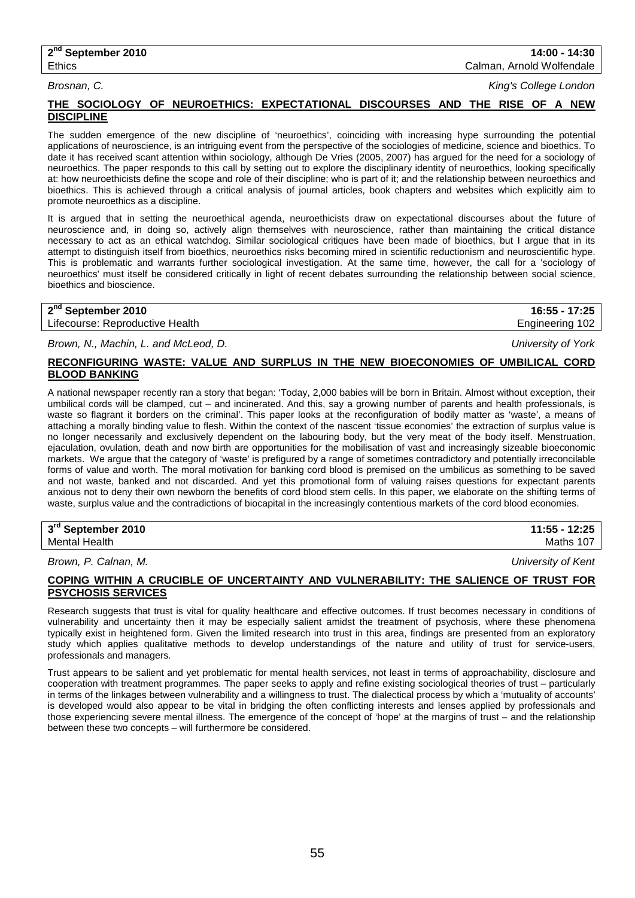**2nd September 2010** | **14:00 - 14:30**
Ethics | Calman, Arnold Wolfendale

*Brosnan, C.* | *King's College London*

**THE SOCIOLOGY OF NEUROETHICS: EXPECTATIONAL DISCOURSES AND THE RISE OF A NEW DISCIPLINE**

The sudden emergence of the new discipline of 'neuroethics', coinciding with increasing hype surrounding the potential applications of neuroscience, is an intriguing event from the perspective of the sociologies of medicine, science and bioethics. To date it has received scant attention within sociology, although De Vries (2005, 2007) has argued for the need for a sociology of neuroethics. The paper responds to this call by setting out to explore the disciplinary identity of neuroethics, looking specifically at: how neuroethicists define the scope and role of their discipline; who is part of it; and the relationship between neuroethics and bioethics. This is achieved through a critical analysis of journal articles, book chapters and websites which explicitly aim to promote neuroethics as a discipline.

It is argued that in setting the neuroethical agenda, neuroethicists draw on expectational discourses about the future of neuroscience and, in doing so, actively align themselves with neuroscience, rather than maintaining the critical distance necessary to act as an ethical watchdog. Similar sociological critiques have been made of bioethics, but I argue that in its attempt to distinguish itself from bioethics, neuroethics risks becoming mired in scientific reductionism and neuroscientific hype. This is problematic and warrants further sociological investigation. At the same time, however, the call for a 'sociology of neuroethics' must itself be considered critically in light of recent debates surrounding the relationship between social science, bioethics and bioscience.

**2nd September 2010** | **16:55 - 17:25**
Lifecourse: Reproductive Health | Engineering 102

*Brown, N., Machin, L. and McLeod, D.* | *University of York*

**RECONFIGURING WASTE: VALUE AND SURPLUS IN THE NEW BIOECONOMIES OF UMBILICAL CORD BLOOD BANKING**

A national newspaper recently ran a story that began: 'Today, 2,000 babies will be born in Britain. Almost without exception, their umbilical cords will be clamped, cut – and incinerated. And this, say a growing number of parents and health professionals, is waste so flagrant it borders on the criminal'. This paper looks at the reconfiguration of bodily matter as 'waste', a means of attaching a morally binding value to flesh. Within the context of the nascent 'tissue economies' the extraction of surplus value is no longer necessarily and exclusively dependent on the labouring body, but the very meat of the body itself. Menstruation, ejaculation, ovulation, death and now birth are opportunities for the mobilisation of vast and increasingly sizeable bioeconomic markets. We argue that the category of 'waste' is prefigured by a range of sometimes contradictory and potentially irreconcilable forms of value and worth. The moral motivation for banking cord blood is premised on the umbilicus as something to be saved and not waste, banked and not discarded. And yet this promotional form of valuing raises questions for expectant parents anxious not to deny their own newborn the benefits of cord blood stem cells. In this paper, we elaborate on the shifting terms of waste, surplus value and the contradictions of biocapital in the increasingly contentious markets of the cord blood economies.

**3rd September 2010** | **11:55 - 12:25**
Mental Health | Maths 107

*Brown, P. Calnan, M.* | *University of Kent*

**COPING WITHIN A CRUCIBLE OF UNCERTAINTY AND VULNERABILITY: THE SALIENCE OF TRUST FOR PSYCHOSIS SERVICES**

Research suggests that trust is vital for quality healthcare and effective outcomes. If trust becomes necessary in conditions of vulnerability and uncertainty then it may be especially salient amidst the treatment of psychosis, where these phenomena typically exist in heightened form. Given the limited research into trust in this area, findings are presented from an exploratory study which applies qualitative methods to develop understandings of the nature and utility of trust for service-users, professionals and managers.

Trust appears to be salient and yet problematic for mental health services, not least in terms of approachability, disclosure and cooperation with treatment programmes. The paper seeks to apply and refine existing sociological theories of trust – particularly in terms of the linkages between vulnerability and a willingness to trust. The dialectical process by which a 'mutuality of accounts' is developed would also appear to be vital in bridging the often conflicting interests and lenses applied by professionals and those experiencing severe mental illness. The emergence of the concept of 'hope' at the margins of trust – and the relationship between these two concepts – will furthermore be considered.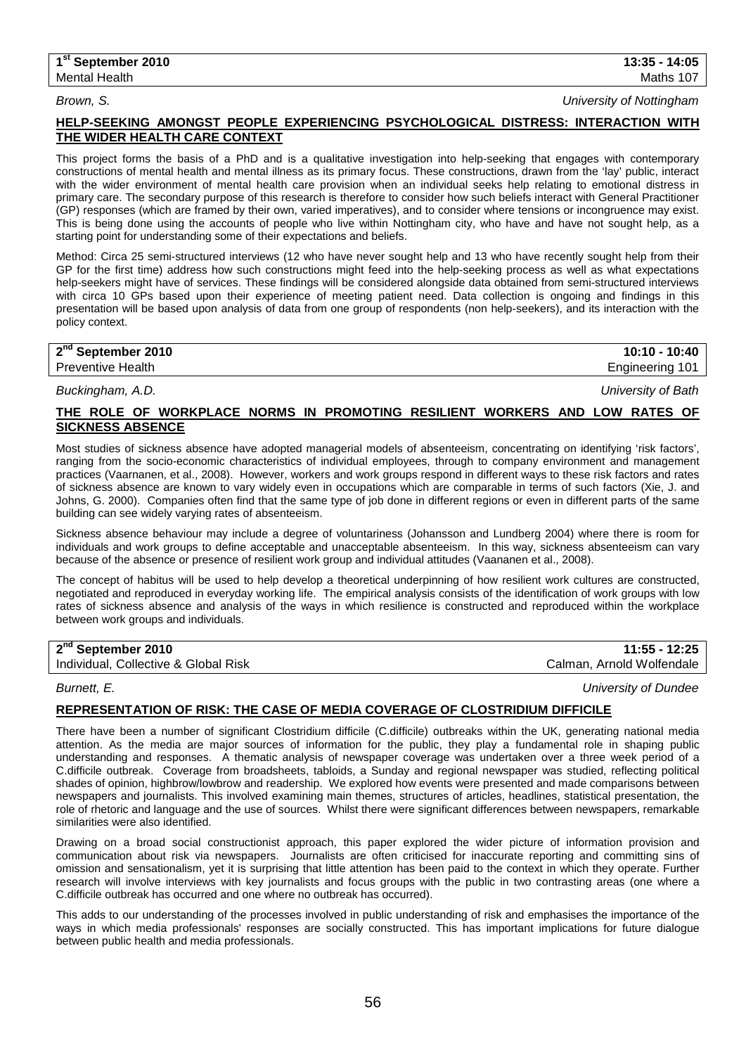**1st September 2010** **13:35 - 14:05**
Mental Health Maths 107

*Brown, S.* *University of Nottingham*

**HELP-SEEKING AMONGST PEOPLE EXPERIENCING PSYCHOLOGICAL DISTRESS: INTERACTION WITH THE WIDER HEALTH CARE CONTEXT**

This project forms the basis of a PhD and is a qualitative investigation into help-seeking that engages with contemporary constructions of mental health and mental illness as its primary focus. These constructions, drawn from the 'lay' public, interact with the wider environment of mental health care provision when an individual seeks help relating to emotional distress in primary care. The secondary purpose of this research is therefore to consider how such beliefs interact with General Practitioner (GP) responses (which are framed by their own, varied imperatives), and to consider where tensions or incongruence may exist. This is being done using the accounts of people who live within Nottingham city, who have and have not sought help, as a starting point for understanding some of their expectations and beliefs.

Method: Circa 25 semi-structured interviews (12 who have never sought help and 13 who have recently sought help from their GP for the first time) address how such constructions might feed into the help-seeking process as well as what expectations help-seekers might have of services. These findings will be considered alongside data obtained from semi-structured interviews with circa 10 GPs based upon their experience of meeting patient need. Data collection is ongoing and findings in this presentation will be based upon analysis of data from one group of respondents (non help-seekers), and its interaction with the policy context.

**2nd September 2010** **10:10 - 10:40**
Preventive Health Engineering 101

*Buckingham, A.D.* *University of Bath*

**THE ROLE OF WORKPLACE NORMS IN PROMOTING RESILIENT WORKERS AND LOW RATES OF SICKNESS ABSENCE**

Most studies of sickness absence have adopted managerial models of absenteeism, concentrating on identifying 'risk factors', ranging from the socio-economic characteristics of individual employees, through to company environment and management practices (Vaarnanen, et al., 2008). However, workers and work groups respond in different ways to these risk factors and rates of sickness absence are known to vary widely even in occupations which are comparable in terms of such factors (Xie, J. and Johns, G. 2000). Companies often find that the same type of job done in different regions or even in different parts of the same building can see widely varying rates of absenteeism.

Sickness absence behaviour may include a degree of voluntariness (Johansson and Lundberg 2004) where there is room for individuals and work groups to define acceptable and unacceptable absenteeism. In this way, sickness absenteeism can vary because of the absence or presence of resilient work group and individual attitudes (Vaananen et al., 2008).

The concept of habitus will be used to help develop a theoretical underpinning of how resilient work cultures are constructed, negotiated and reproduced in everyday working life. The empirical analysis consists of the identification of work groups with low rates of sickness absence and analysis of the ways in which resilience is constructed and reproduced within the workplace between work groups and individuals.

**2nd September 2010** **11:55 - 12:25**
Individual, Collective & Global Risk Calman, Arnold Wolfendale

*Burnett, E.* *University of Dundee*

**REPRESENTATION OF RISK: THE CASE OF MEDIA COVERAGE OF CLOSTRIDIUM DIFFICILE**

There have been a number of significant Clostridium difficile (C.difficile) outbreaks within the UK, generating national media attention. As the media are major sources of information for the public, they play a fundamental role in shaping public understanding and responses. A thematic analysis of newspaper coverage was undertaken over a three week period of a C.difficile outbreak. Coverage from broadsheets, tabloids, a Sunday and regional newspaper was studied, reflecting political shades of opinion, highbrow/lowbrow and readership. We explored how events were presented and made comparisons between newspapers and journalists. This involved examining main themes, structures of articles, headlines, statistical presentation, the role of rhetoric and language and the use of sources. Whilst there were significant differences between newspapers, remarkable similarities were also identified.

Drawing on a broad social constructionist approach, this paper explored the wider picture of information provision and communication about risk via newspapers. Journalists are often criticised for inaccurate reporting and committing sins of omission and sensationalism, yet it is surprising that little attention has been paid to the context in which they operate. Further research will involve interviews with key journalists and focus groups with the public in two contrasting areas (one where a C.difficile outbreak has occurred and one where no outbreak has occurred).

This adds to our understanding of the processes involved in public understanding of risk and emphasises the importance of the ways in which media professionals' responses are socially constructed. This has important implications for future dialogue between public health and media professionals.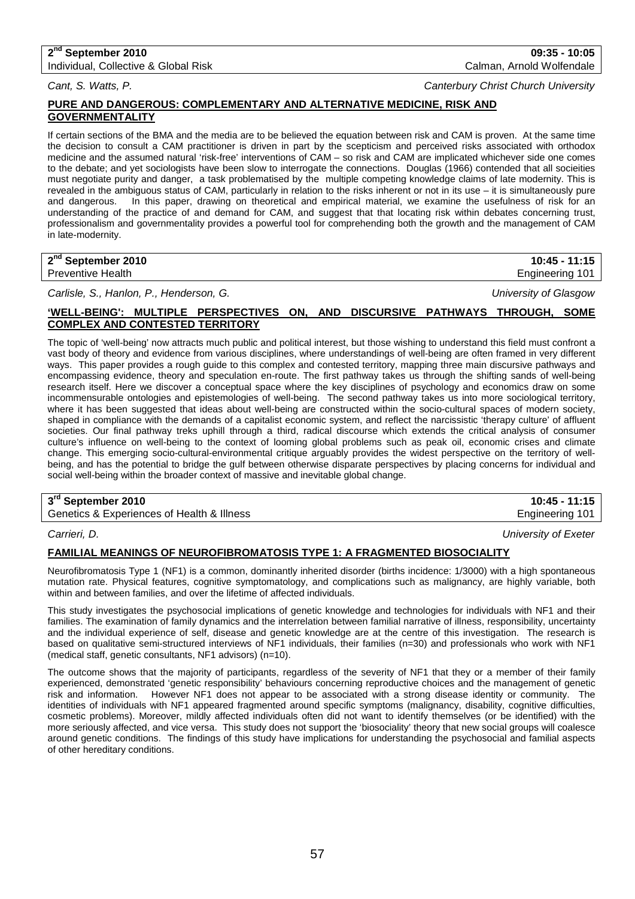**2nd September 2010** **09:35 - 10:05**
Individual, Collective & Global Risk — Calman, Arnold Wolfendale

*Cant, S. Watts, P.* — *Canterbury Christ Church University*

**PURE AND DANGEROUS: COMPLEMENTARY AND ALTERNATIVE MEDICINE, RISK AND GOVERNMENTALITY**

If certain sections of the BMA and the media are to be believed the equation between risk and CAM is proven. At the same time the decision to consult a CAM practitioner is driven in part by the scepticism and perceived risks associated with orthodox medicine and the assumed natural 'risk-free' interventions of CAM – so risk and CAM are implicated whichever side one comes to the debate; and yet sociologists have been slow to interrogate the connections. Douglas (1966) contended that all socieities must negotiate purity and danger, a task problematised by the multiple competing knowledge claims of late modernity. This is revealed in the ambiguous status of CAM, particularly in relation to the risks inherent or not in its use – it is simultaneously pure and dangerous. In this paper, drawing on theoretical and empirical material, we examine the usefulness of risk for an understanding of the practice of and demand for CAM, and suggest that that locating risk within debates concerning trust, professionalism and governmentality provides a powerful tool for comprehending both the growth and the management of CAM in late-modernity.

**2nd September 2010** **10:45 - 11:15**
Preventive Health — Engineering 101

*Carlisle, S., Hanlon, P., Henderson, G.* — *University of Glasgow*

**'WELL-BEING': MULTIPLE PERSPECTIVES ON, AND DISCURSIVE PATHWAYS THROUGH, SOME COMPLEX AND CONTESTED TERRITORY**

The topic of 'well-being' now attracts much public and political interest, but those wishing to understand this field must confront a vast body of theory and evidence from various disciplines, where understandings of well-being are often framed in very different ways. This paper provides a rough guide to this complex and contested territory, mapping three main discursive pathways and encompassing evidence, theory and speculation en-route. The first pathway takes us through the shifting sands of well-being research itself. Here we discover a conceptual space where the key disciplines of psychology and economics draw on some incommensurable ontologies and epistemologies of well-being. The second pathway takes us into more sociological territory, where it has been suggested that ideas about well-being are constructed within the socio-cultural spaces of modern society, shaped in compliance with the demands of a capitalist economic system, and reflect the narcissistic 'therapy culture' of affluent societies. Our final pathway treks uphill through a third, radical discourse which extends the critical analysis of consumer culture's influence on well-being to the context of looming global problems such as peak oil, economic crises and climate change. This emerging socio-cultural-environmental critique arguably provides the widest perspective on the territory of well-being, and has the potential to bridge the gulf between otherwise disparate perspectives by placing concerns for individual and social well-being within the broader context of massive and inevitable global change.

**3rd September 2010** **10:45 - 11:15**
Genetics & Experiences of Health & Illness — Engineering 101

*Carrieri, D.* — *University of Exeter*

**FAMILIAL MEANINGS OF NEUROFIBROMATOSIS TYPE 1: A FRAGMENTED BIOSOCIALITY**

Neurofibromatosis Type 1 (NF1) is a common, dominantly inherited disorder (births incidence: 1/3000) with a high spontaneous mutation rate. Physical features, cognitive symptomatology, and complications such as malignancy, are highly variable, both within and between families, and over the lifetime of affected individuals.

This study investigates the psychosocial implications of genetic knowledge and technologies for individuals with NF1 and their families. The examination of family dynamics and the interrelation between familial narrative of illness, responsibility, uncertainty and the individual experience of self, disease and genetic knowledge are at the centre of this investigation. The research is based on qualitative semi-structured interviews of NF1 individuals, their families (n=30) and professionals who work with NF1 (medical staff, genetic consultants, NF1 advisors) (n=10).

The outcome shows that the majority of participants, regardless of the severity of NF1 that they or a member of their family experienced, demonstrated 'genetic responsibility' behaviours concerning reproductive choices and the management of genetic risk and information. However NF1 does not appear to be associated with a strong disease identity or community. The identities of individuals with NF1 appeared fragmented around specific symptoms (malignancy, disability, cognitive difficulties, cosmetic problems). Moreover, mildly affected individuals often did not want to identify themselves (or be identified) with the more seriously affected, and vice versa. This study does not support the 'biosociality' theory that new social groups will coalesce around genetic conditions. The findings of this study have implications for understanding the psychosocial and familial aspects of other hereditary conditions.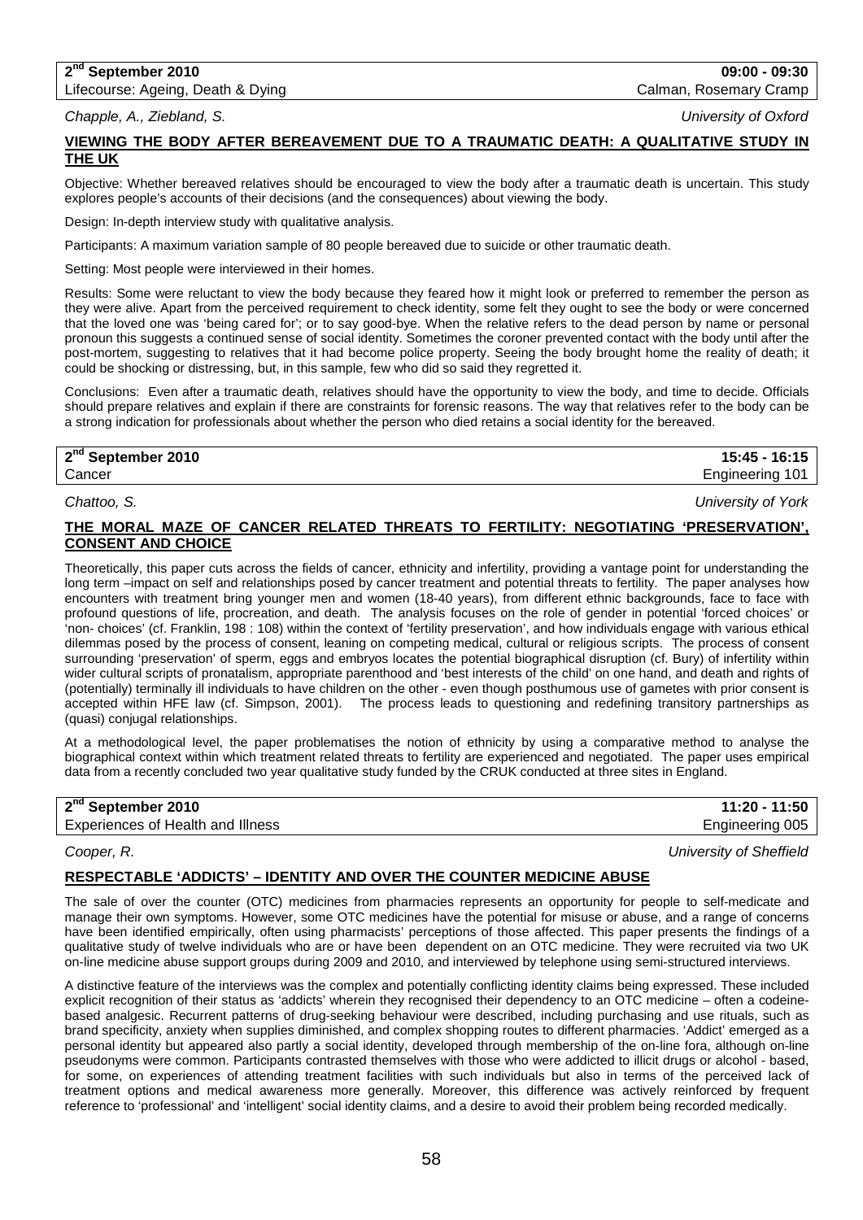**2nd September 2010** **09:00 - 09:30**
Lifecourse: Ageing, Death & Dying — Calman, Rosemary Cramp

*Chapple, A., Ziebland, S.* — *University of Oxford*

## VIEWING THE BODY AFTER BEREAVEMENT DUE TO A TRAUMATIC DEATH: A QUALITATIVE STUDY IN THE UK

Objective: Whether bereaved relatives should be encouraged to view the body after a traumatic death is uncertain. This study explores people's accounts of their decisions (and the consequences) about viewing the body.

Design: In-depth interview study with qualitative analysis.

Participants: A maximum variation sample of 80 people bereaved due to suicide or other traumatic death.

Setting: Most people were interviewed in their homes.

Results: Some were reluctant to view the body because they feared how it might look or preferred to remember the person as they were alive. Apart from the perceived requirement to check identity, some felt they ought to see the body or were concerned that the loved one was 'being cared for'; or to say good-bye. When the relative refers to the dead person by name or personal pronoun this suggests a continued sense of social identity. Sometimes the coroner prevented contact with the body until after the post-mortem, suggesting to relatives that it had become police property. Seeing the body brought home the reality of death; it could be shocking or distressing, but, in this sample, few who did so said they regretted it.

Conclusions: Even after a traumatic death, relatives should have the opportunity to view the body, and time to decide. Officials should prepare relatives and explain if there are constraints for forensic reasons. The way that relatives refer to the body can be a strong indication for professionals about whether the person who died retains a social identity for the bereaved.

**2nd September 2010** **15:45 - 16:15**
Cancer — Engineering 101

*Chattoo, S.* — *University of York*

## THE MORAL MAZE OF CANCER RELATED THREATS TO FERTILITY: NEGOTIATING 'PRESERVATION', CONSENT AND CHOICE

Theoretically, this paper cuts across the fields of cancer, ethnicity and infertility, providing a vantage point for understanding the long term –impact on self and relationships posed by cancer treatment and potential threats to fertility. The paper analyses how encounters with treatment bring younger men and women (18-40 years), from different ethnic backgrounds, face to face with profound questions of life, procreation, and death. The analysis focuses on the role of gender in potential 'forced choices' or 'non- choices' (cf. Franklin, 198 : 108) within the context of 'fertility preservation', and how individuals engage with various ethical dilemmas posed by the process of consent, leaning on competing medical, cultural or religious scripts. The process of consent surrounding 'preservation' of sperm, eggs and embryos locates the potential biographical disruption (cf. Bury) of infertility within wider cultural scripts of pronatalism, appropriate parenthood and 'best interests of the child' on one hand, and death and rights of (potentially) terminally ill individuals to have children on the other - even though posthumous use of gametes with prior consent is accepted within HFE law (cf. Simpson, 2001). The process leads to questioning and redefining transitory partnerships as (quasi) conjugal relationships.

At a methodological level, the paper problematises the notion of ethnicity by using a comparative method to analyse the biographical context within which treatment related threats to fertility are experienced and negotiated. The paper uses empirical data from a recently concluded two year qualitative study funded by the CRUK conducted at three sites in England.

**2nd September 2010** **11:20 - 11:50**
Experiences of Health and Illness — Engineering 005

*Cooper, R.* — *University of Sheffield*

## RESPECTABLE 'ADDICTS' – IDENTITY AND OVER THE COUNTER MEDICINE ABUSE

The sale of over the counter (OTC) medicines from pharmacies represents an opportunity for people to self-medicate and manage their own symptoms. However, some OTC medicines have the potential for misuse or abuse, and a range of concerns have been identified empirically, often using pharmacists' perceptions of those affected. This paper presents the findings of a qualitative study of twelve individuals who are or have been dependent on an OTC medicine. They were recruited via two UK on-line medicine abuse support groups during 2009 and 2010, and interviewed by telephone using semi-structured interviews.

A distinctive feature of the interviews was the complex and potentially conflicting identity claims being expressed. These included explicit recognition of their status as 'addicts' wherein they recognised their dependency to an OTC medicine – often a codeine-based analgesic. Recurrent patterns of drug-seeking behaviour were described, including purchasing and use rituals, such as brand specificity, anxiety when supplies diminished, and complex shopping routes to different pharmacies. 'Addict' emerged as a personal identity but appeared also partly a social identity, developed through membership of the on-line fora, although on-line pseudonyms were common. Participants contrasted themselves with those who were addicted to illicit drugs or alcohol - based, for some, on experiences of attending treatment facilities with such individuals but also in terms of the perceived lack of treatment options and medical awareness more generally. Moreover, this difference was actively reinforced by frequent reference to 'professional' and 'intelligent' social identity claims, and a desire to avoid their problem being recorded medically.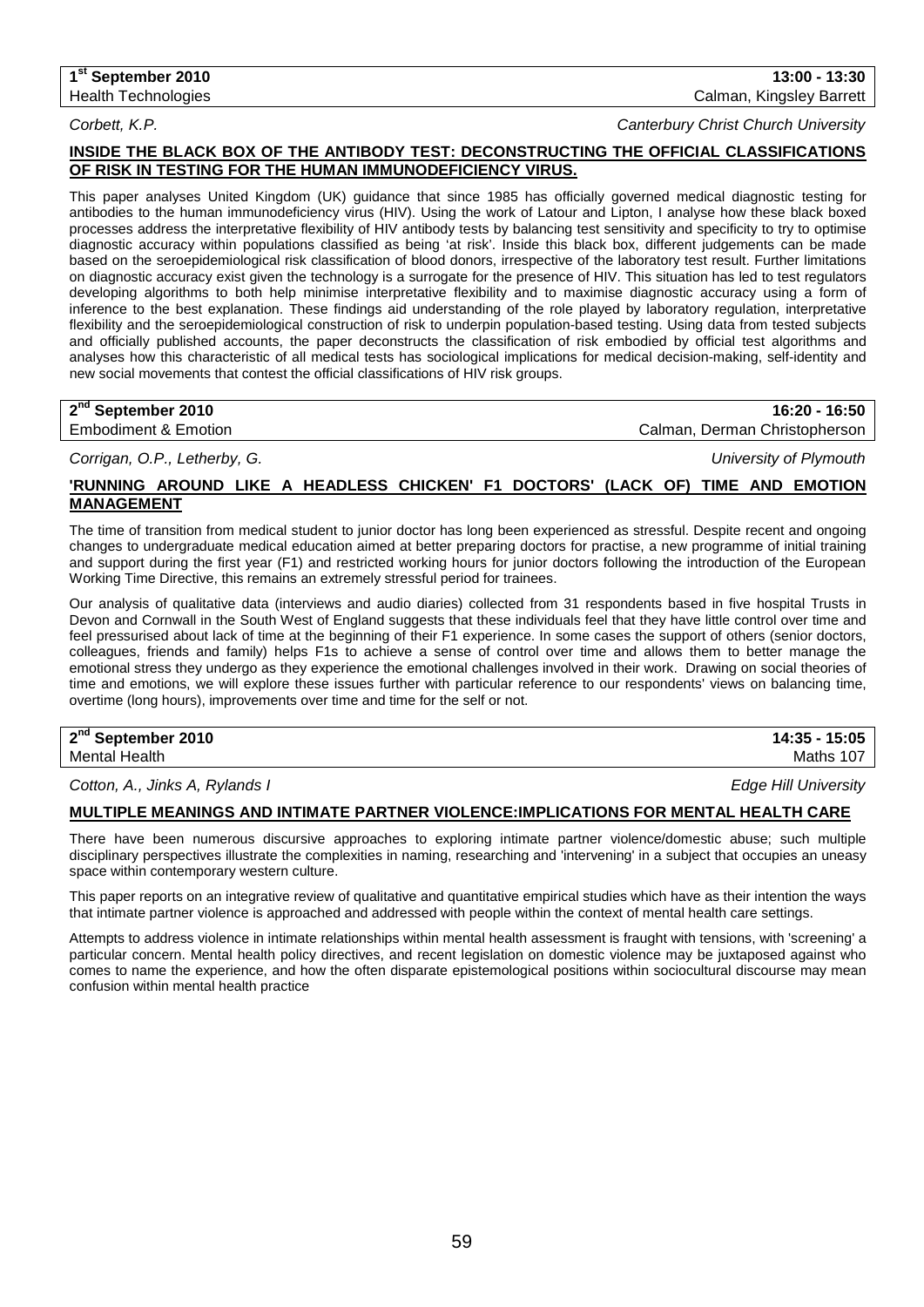**1st September 2010** **13:00 - 13:30**
Health Technologies Calman, Kingsley Barrett

*Corbett, K.P.* *Canterbury Christ Church University*

### INSIDE THE BLACK BOX OF THE ANTIBODY TEST: DECONSTRUCTING THE OFFICIAL CLASSIFICATIONS OF RISK IN TESTING FOR THE HUMAN IMMUNODEFICIENCY VIRUS.

This paper analyses United Kingdom (UK) guidance that since 1985 has officially governed medical diagnostic testing for antibodies to the human immunodeficiency virus (HIV). Using the work of Latour and Lipton, I analyse how these black boxed processes address the interpretative flexibility of HIV antibody tests by balancing test sensitivity and specificity to try to optimise diagnostic accuracy within populations classified as being 'at risk'. Inside this black box, different judgements can be made based on the seroepidemiological risk classification of blood donors, irrespective of the laboratory test result. Further limitations on diagnostic accuracy exist given the technology is a surrogate for the presence of HIV. This situation has led to test regulators developing algorithms to both help minimise interpretative flexibility and to maximise diagnostic accuracy using a form of inference to the best explanation. These findings aid understanding of the role played by laboratory regulation, interpretative flexibility and the seroepidemiological construction of risk to underpin population-based testing. Using data from tested subjects and officially published accounts, the paper deconstructs the classification of risk embodied by official test algorithms and analyses how this characteristic of all medical tests has sociological implications for medical decision-making, self-identity and new social movements that contest the official classifications of HIV risk groups.

**2nd September 2010** **16:20 - 16:50**
Embodiment & Emotion Calman, Derman Christopherson

*Corrigan, O.P., Letherby, G.* *University of Plymouth*

### 'RUNNING AROUND LIKE A HEADLESS CHICKEN' F1 DOCTORS' (LACK OF) TIME AND EMOTION MANAGEMENT

The time of transition from medical student to junior doctor has long been experienced as stressful. Despite recent and ongoing changes to undergraduate medical education aimed at better preparing doctors for practise, a new programme of initial training and support during the first year (F1) and restricted working hours for junior doctors following the introduction of the European Working Time Directive, this remains an extremely stressful period for trainees.

Our analysis of qualitative data (interviews and audio diaries) collected from 31 respondents based in five hospital Trusts in Devon and Cornwall in the South West of England suggests that these individuals feel that they have little control over time and feel pressurised about lack of time at the beginning of their F1 experience. In some cases the support of others (senior doctors, colleagues, friends and family) helps F1s to achieve a sense of control over time and allows them to better manage the emotional stress they undergo as they experience the emotional challenges involved in their work. Drawing on social theories of time and emotions, we will explore these issues further with particular reference to our respondents' views on balancing time, overtime (long hours), improvements over time and time for the self or not.

**2nd September 2010** **14:35 - 15:05**
Mental Health Maths 107

*Cotton, A., Jinks A, Rylands I* *Edge Hill University*

### MULTIPLE MEANINGS AND INTIMATE PARTNER VIOLENCE:IMPLICATIONS FOR MENTAL HEALTH CARE

There have been numerous discursive approaches to exploring intimate partner violence/domestic abuse; such multiple disciplinary perspectives illustrate the complexities in naming, researching and 'intervening' in a subject that occupies an uneasy space within contemporary western culture.

This paper reports on an integrative review of qualitative and quantitative empirical studies which have as their intention the ways that intimate partner violence is approached and addressed with people within the context of mental health care settings.

Attempts to address violence in intimate relationships within mental health assessment is fraught with tensions, with 'screening' a particular concern. Mental health policy directives, and recent legislation on domestic violence may be juxtaposed against who comes to name the experience, and how the often disparate epistemological positions within sociocultural discourse may mean confusion within mental health practice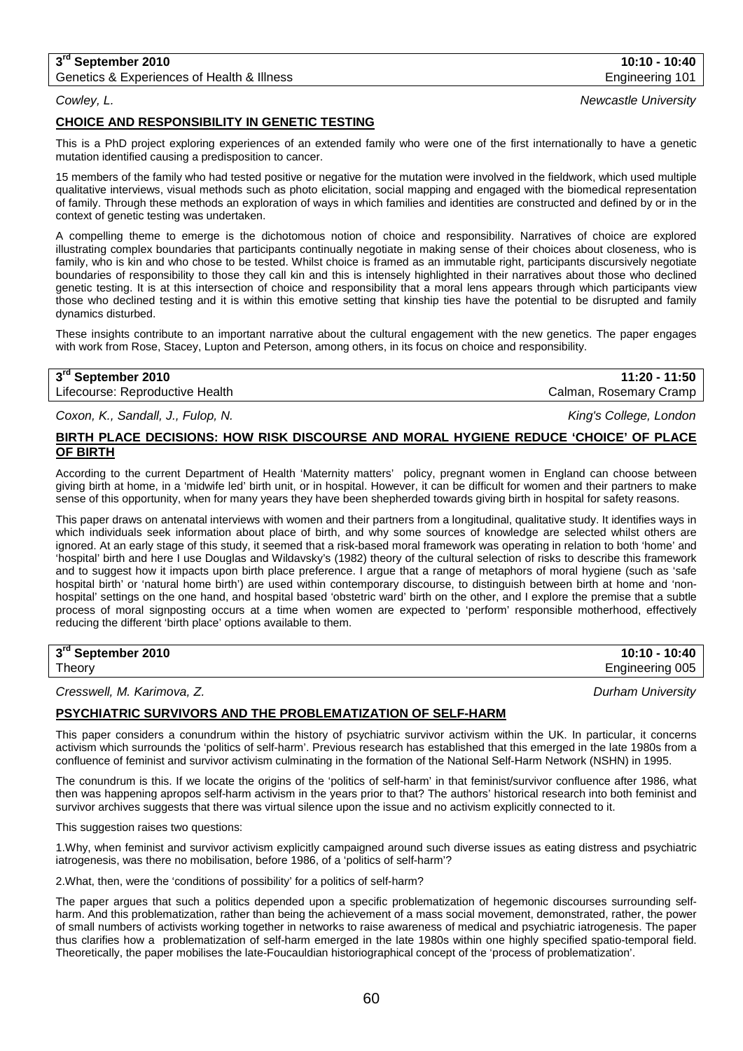**3rd September 2010** | **10:10 - 10:40**

Genetics & Experiences of Health & Illness | Engineering 101

*Cowley, L.* | *Newcastle University*

### CHOICE AND RESPONSIBILITY IN GENETIC TESTING

This is a PhD project exploring experiences of an extended family who were one of the first internationally to have a genetic mutation identified causing a predisposition to cancer.

15 members of the family who had tested positive or negative for the mutation were involved in the fieldwork, which used multiple qualitative interviews, visual methods such as photo elicitation, social mapping and engaged with the biomedical representation of family. Through these methods an exploration of ways in which families and identities are constructed and defined by or in the context of genetic testing was undertaken.

A compelling theme to emerge is the dichotomous notion of choice and responsibility. Narratives of choice are explored illustrating complex boundaries that participants continually negotiate in making sense of their choices about closeness, who is family, who is kin and who chose to be tested. Whilst choice is framed as an immutable right, participants discursively negotiate boundaries of responsibility to those they call kin and this is intensely highlighted in their narratives about those who declined genetic testing. It is at this intersection of choice and responsibility that a moral lens appears through which participants view those who declined testing and it is within this emotive setting that kinship ties have the potential to be disrupted and family dynamics disturbed.

These insights contribute to an important narrative about the cultural engagement with the new genetics. The paper engages with work from Rose, Stacey, Lupton and Peterson, among others, in its focus on choice and responsibility.

**3rd September 2010** | **11:20 - 11:50**

Lifecourse: Reproductive Health | Calman, Rosemary Cramp

*Coxon, K., Sandall, J., Fulop, N.* | *King's College, London*

### BIRTH PLACE DECISIONS: HOW RISK DISCOURSE AND MORAL HYGIENE REDUCE 'CHOICE' OF PLACE OF BIRTH

According to the current Department of Health 'Maternity matters' policy, pregnant women in England can choose between giving birth at home, in a 'midwife led' birth unit, or in hospital. However, it can be difficult for women and their partners to make sense of this opportunity, when for many years they have been shepherded towards giving birth in hospital for safety reasons.

This paper draws on antenatal interviews with women and their partners from a longitudinal, qualitative study. It identifies ways in which individuals seek information about place of birth, and why some sources of knowledge are selected whilst others are ignored. At an early stage of this study, it seemed that a risk-based moral framework was operating in relation to both 'home' and 'hospital' birth and here I use Douglas and Wildavsky's (1982) theory of the cultural selection of risks to describe this framework and to suggest how it impacts upon birth place preference. I argue that a range of metaphors of moral hygiene (such as 'safe hospital birth' or 'natural home birth') are used within contemporary discourse, to distinguish between birth at home and 'non-hospital' settings on the one hand, and hospital based 'obstetric ward' birth on the other, and I explore the premise that a subtle process of moral signposting occurs at a time when women are expected to 'perform' responsible motherhood, effectively reducing the different 'birth place' options available to them.

**3rd September 2010** | **10:10 - 10:40**

Theory | Engineering 005

*Cresswell, M. Karimova, Z.* | *Durham University*

### PSYCHIATRIC SURVIVORS AND THE PROBLEMATIZATION OF SELF-HARM

This paper considers a conundrum within the history of psychiatric survivor activism within the UK. In particular, it concerns activism which surrounds the 'politics of self-harm'. Previous research has established that this emerged in the late 1980s from a confluence of feminist and survivor activism culminating in the formation of the National Self-Harm Network (NSHN) in 1995.

The conundrum is this. If we locate the origins of the 'politics of self-harm' in that feminist/survivor confluence after 1986, what then was happening apropos self-harm activism in the years prior to that? The authors' historical research into both feminist and survivor archives suggests that there was virtual silence upon the issue and no activism explicitly connected to it.

This suggestion raises two questions:

1.Why, when feminist and survivor activism explicitly campaigned around such diverse issues as eating distress and psychiatric iatrogenesis, was there no mobilisation, before 1986, of a 'politics of self-harm'?

2.What, then, were the 'conditions of possibility' for a politics of self-harm?

The paper argues that such a politics depended upon a specific problematization of hegemonic discourses surrounding self-harm. And this problematization, rather than being the achievement of a mass social movement, demonstrated, rather, the power of small numbers of activists working together in networks to raise awareness of medical and psychiatric iatrogenesis. The paper thus clarifies how a problematization of self-harm emerged in the late 1980s within one highly specified spatio-temporal field. Theoretically, the paper mobilises the late-Foucauldian historiographical concept of the 'process of problematization'.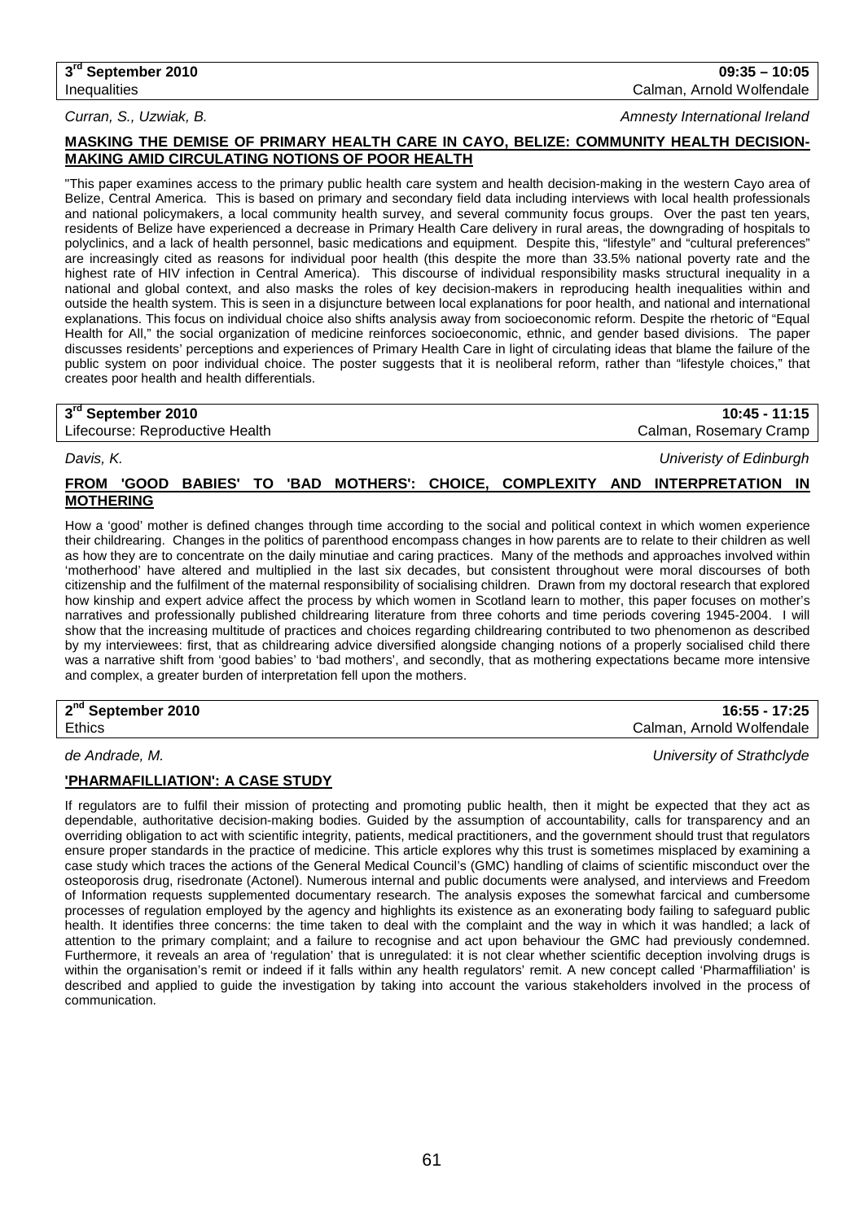**3rd September 2010** | **09:35 – 10:05**
Inequalities | Calman, Arnold Wolfendale

*Curran, S., Uzwiak, B.* — *Amnesty International Ireland*

## MASKING THE DEMISE OF PRIMARY HEALTH CARE IN CAYO, BELIZE: COMMUNITY HEALTH DECISION-MAKING AMID CIRCULATING NOTIONS OF POOR HEALTH

"This paper examines access to the primary public health care system and health decision-making in the western Cayo area of Belize, Central America. This is based on primary and secondary field data including interviews with local health professionals and national policymakers, a local community health survey, and several community focus groups. Over the past ten years, residents of Belize have experienced a decrease in Primary Health Care delivery in rural areas, the downgrading of hospitals to polyclinics, and a lack of health personnel, basic medications and equipment. Despite this, "lifestyle" and "cultural preferences" are increasingly cited as reasons for individual poor health (this despite the more than 33.5% national poverty rate and the highest rate of HIV infection in Central America). This discourse of individual responsibility masks structural inequality in a national and global context, and also masks the roles of key decision-makers in reproducing health inequalities within and outside the health system. This is seen in a disjuncture between local explanations for poor health, and national and international explanations. This focus on individual choice also shifts analysis away from socioeconomic reform. Despite the rhetoric of "Equal Health for All," the social organization of medicine reinforces socioeconomic, ethnic, and gender based divisions. The paper discusses residents' perceptions and experiences of Primary Health Care in light of circulating ideas that blame the failure of the public system on poor individual choice. The poster suggests that it is neoliberal reform, rather than "lifestyle choices," that creates poor health and health differentials.

**3rd September 2010** | **10:45 - 11:15**
Lifecourse: Reproductive Health | Calman, Rosemary Cramp

*Davis, K.* — *Univeristy of Edinburgh*

## FROM 'GOOD BABIES' TO 'BAD MOTHERS': CHOICE, COMPLEXITY AND INTERPRETATION IN MOTHERING

How a 'good' mother is defined changes through time according to the social and political context in which women experience their childrearing. Changes in the politics of parenthood encompass changes in how parents are to relate to their children as well as how they are to concentrate on the daily minutiae and caring practices. Many of the methods and approaches involved within 'motherhood' have altered and multiplied in the last six decades, but consistent throughout were moral discourses of both citizenship and the fulfilment of the maternal responsibility of socialising children. Drawn from my doctoral research that explored how kinship and expert advice affect the process by which women in Scotland learn to mother, this paper focuses on mother's narratives and professionally published childrearing literature from three cohorts and time periods covering 1945-2004. I will show that the increasing multitude of practices and choices regarding childrearing contributed to two phenomenon as described by my interviewees: first, that as childrearing advice diversified alongside changing notions of a properly socialised child there was a narrative shift from 'good babies' to 'bad mothers', and secondly, that as mothering expectations became more intensive and complex, a greater burden of interpretation fell upon the mothers.

**2nd September 2010** | **16:55 - 17:25**
Ethics | Calman, Arnold Wolfendale

*de Andrade, M.* — *University of Strathclyde*

## 'PHARMAFILLIATION': A CASE STUDY

If regulators are to fulfil their mission of protecting and promoting public health, then it might be expected that they act as dependable, authoritative decision-making bodies. Guided by the assumption of accountability, calls for transparency and an overriding obligation to act with scientific integrity, patients, medical practitioners, and the government should trust that regulators ensure proper standards in the practice of medicine. This article explores why this trust is sometimes misplaced by examining a case study which traces the actions of the General Medical Council's (GMC) handling of claims of scientific misconduct over the osteoporosis drug, risedronate (Actonel). Numerous internal and public documents were analysed, and interviews and Freedom of Information requests supplemented documentary research. The analysis exposes the somewhat farcical and cumbersome processes of regulation employed by the agency and highlights its existence as an exonerating body failing to safeguard public health. It identifies three concerns: the time taken to deal with the complaint and the way in which it was handled; a lack of attention to the primary complaint; and a failure to recognise and act upon behaviour the GMC had previously condemned. Furthermore, it reveals an area of 'regulation' that is unregulated: it is not clear whether scientific deception involving drugs is within the organisation's remit or indeed if it falls within any health regulators' remit. A new concept called 'Pharmaffiliation' is described and applied to guide the investigation by taking into account the various stakeholders involved in the process of communication.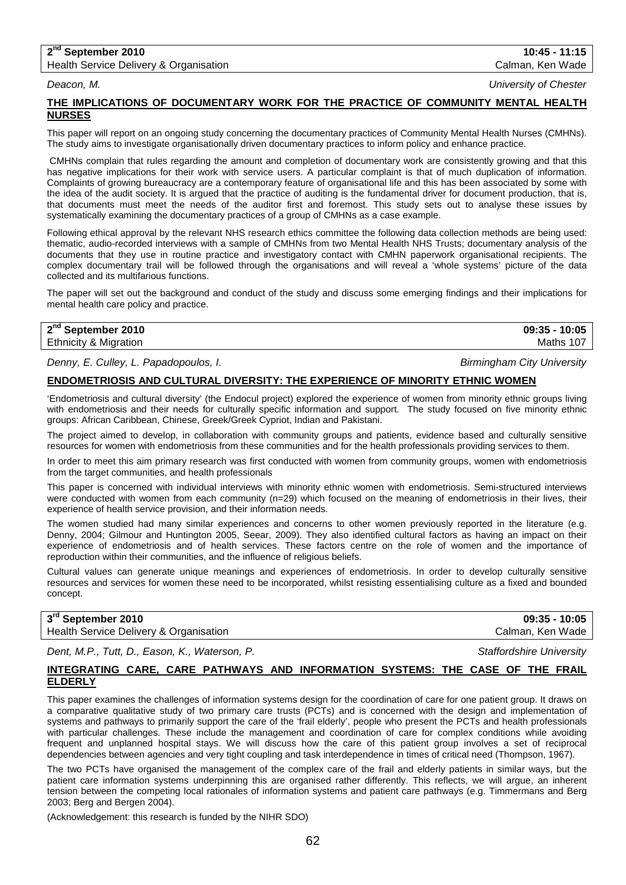**2nd September 2010** | **10:45 - 11:15**
Health Service Delivery & Organisation | Calman, Ken Wade

*Deacon, M.* | *University of Chester*

## THE IMPLICATIONS OF DOCUMENTARY WORK FOR THE PRACTICE OF COMMUNITY MENTAL HEALTH NURSES

This paper will report on an ongoing study concerning the documentary practices of Community Mental Health Nurses (CMHNs). The study aims to investigate organisationally driven documentary practices to inform policy and enhance practice.

CMHNs complain that rules regarding the amount and completion of documentary work are consistently growing and that this has negative implications for their work with service users. A particular complaint is that of much duplication of information. Complaints of growing bureaucracy are a contemporary feature of organisational life and this has been associated by some with the idea of the audit society. It is argued that the practice of auditing is the fundamental driver for document production, that is, that documents must meet the needs of the auditor first and foremost. This study sets out to analyse these issues by systematically examining the documentary practices of a group of CMHNs as a case example.

Following ethical approval by the relevant NHS research ethics committee the following data collection methods are being used: thematic, audio-recorded interviews with a sample of CMHNs from two Mental Health NHS Trusts; documentary analysis of the documents that they use in routine practice and investigatory contact with CMHN paperwork organisational recipients. The complex documentary trail will be followed through the organisations and will reveal a 'whole systems' picture of the data collected and its multifarious functions.

The paper will set out the background and conduct of the study and discuss some emerging findings and their implications for mental health care policy and practice.

**2nd September 2010** | **09:35 - 10:05**
Ethnicity & Migration | Maths 107

*Denny, E. Culley, L. Papadopoulos, I.* | *Birmingham City University*

## ENDOMETRIOSIS AND CULTURAL DIVERSITY: THE EXPERIENCE OF MINORITY ETHNIC WOMEN

'Endometriosis and cultural diversity' (the Endocul project) explored the experience of women from minority ethnic groups living with endometriosis and their needs for culturally specific information and support. The study focused on five minority ethnic groups: African Caribbean, Chinese, Greek/Greek Cypriot, Indian and Pakistani.

The project aimed to develop, in collaboration with community groups and patients, evidence based and culturally sensitive resources for women with endometriosis from these communities and for the health professionals providing services to them.

In order to meet this aim primary research was first conducted with women from community groups, women with endometriosis from the target communities, and health professionals

This paper is concerned with individual interviews with minority ethnic women with endometriosis. Semi-structured interviews were conducted with women from each community (n=29) which focused on the meaning of endometriosis in their lives, their experience of health service provision, and their information needs.

The women studied had many similar experiences and concerns to other women previously reported in the literature (e.g. Denny, 2004; Gilmour and Huntington 2005, Seear, 2009). They also identified cultural factors as having an impact on their experience of endometriosis and of health services. These factors centre on the role of women and the importance of reproduction within their communities, and the influence of religious beliefs.

Cultural values can generate unique meanings and experiences of endometriosis. In order to develop culturally sensitive resources and services for women these need to be incorporated, whilst resisting essentialising culture as a fixed and bounded concept.

**3rd September 2010** | **09:35 - 10:05**
Health Service Delivery & Organisation | Calman, Ken Wade

*Dent, M.P., Tutt, D., Eason, K., Waterson, P.* | *Staffordshire University*

## INTEGRATING CARE, CARE PATHWAYS AND INFORMATION SYSTEMS: THE CASE OF THE FRAIL ELDERLY

This paper examines the challenges of information systems design for the coordination of care for one patient group. It draws on a comparative qualitative study of two primary care trusts (PCTs) and is concerned with the design and implementation of systems and pathways to primarily support the care of the 'frail elderly', people who present the PCTs and health professionals with particular challenges. These include the management and coordination of care for complex conditions while avoiding frequent and unplanned hospital stays. We will discuss how the care of this patient group involves a set of reciprocal dependencies between agencies and very tight coupling and task interdependence in times of critical need (Thompson, 1967).

The two PCTs have organised the management of the complex care of the frail and elderly patients in similar ways, but the patient care information systems underpinning this are organised rather differently. This reflects, we will argue, an inherent tension between the competing local rationales of information systems and patient care pathways (e.g. Timmermans and Berg 2003; Berg and Bergen 2004).

(Acknowledgement: this research is funded by the NIHR SDO)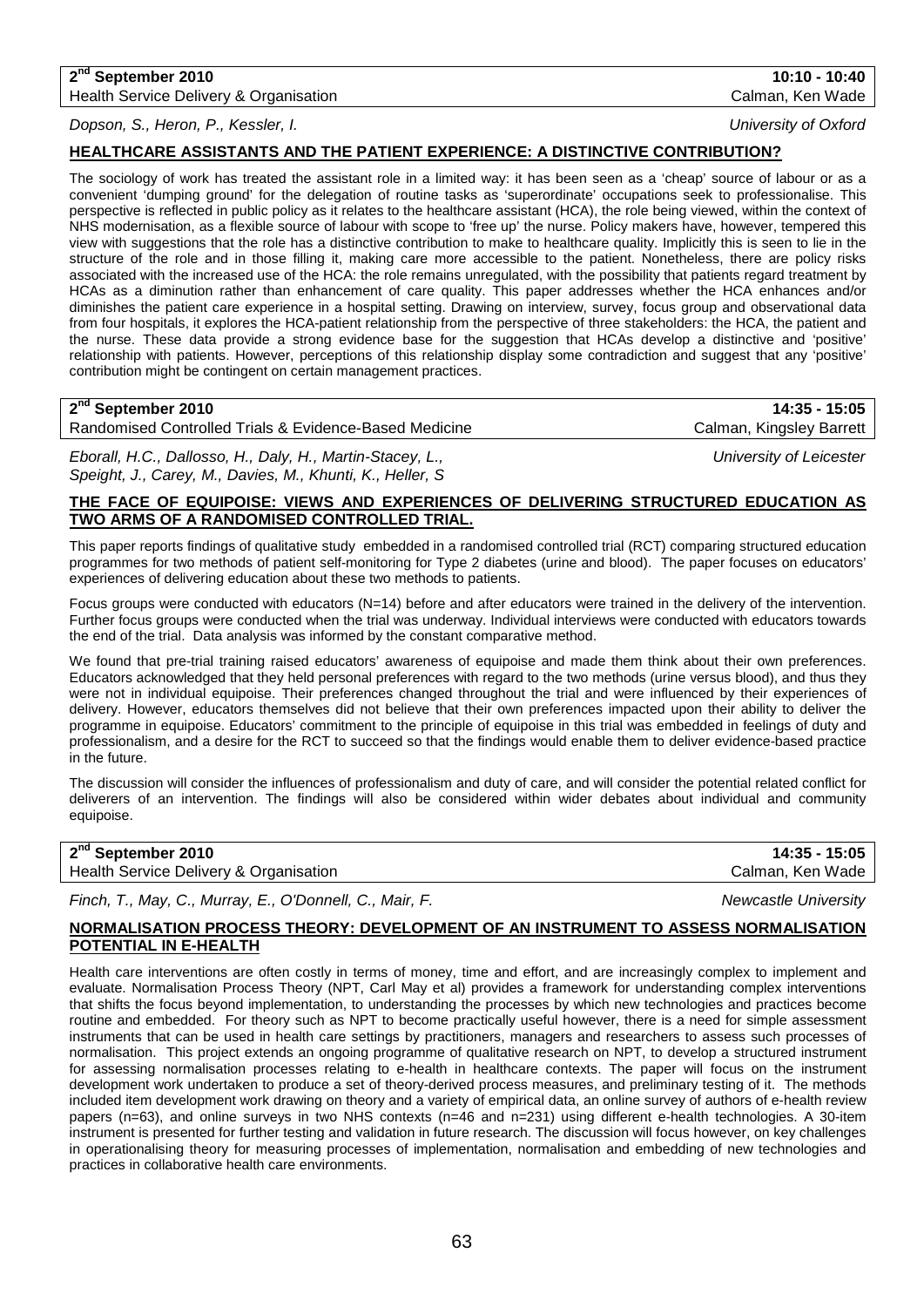**2nd September 2010** **10:10 - 10:40**

Health Service Delivery & Organisation — Calman, Ken Wade

*Dopson, S., Heron, P., Kessler, I.* — *University of Oxford*

## HEALTHCARE ASSISTANTS AND THE PATIENT EXPERIENCE: A DISTINCTIVE CONTRIBUTION?

The sociology of work has treated the assistant role in a limited way: it has been seen as a 'cheap' source of labour or as a convenient 'dumping ground' for the delegation of routine tasks as 'superordinate' occupations seek to professionalise. This perspective is reflected in public policy as it relates to the healthcare assistant (HCA), the role being viewed, within the context of NHS modernisation, as a flexible source of labour with scope to 'free up' the nurse. Policy makers have, however, tempered this view with suggestions that the role has a distinctive contribution to make to healthcare quality. Implicitly this is seen to lie in the structure of the role and in those filling it, making care more accessible to the patient. Nonetheless, there are policy risks associated with the increased use of the HCA: the role remains unregulated, with the possibility that patients regard treatment by HCAs as a diminution rather than enhancement of care quality. This paper addresses whether the HCA enhances and/or diminishes the patient care experience in a hospital setting. Drawing on interview, survey, focus group and observational data from four hospitals, it explores the HCA-patient relationship from the perspective of three stakeholders: the HCA, the patient and the nurse. These data provide a strong evidence base for the suggestion that HCAs develop a distinctive and 'positive' relationship with patients. However, perceptions of this relationship display some contradiction and suggest that any 'positive' contribution might be contingent on certain management practices.

**2nd September 2010** **14:35 - 15:05**

Randomised Controlled Trials & Evidence-Based Medicine — Calman, Kingsley Barrett

*Eborall, H.C., Dallosso, H., Daly, H., Martin-Stacey, L., Speight, J., Carey, M., Davies, M., Khunti, K., Heller, S* — *University of Leicester*

## THE FACE OF EQUIPOISE: VIEWS AND EXPERIENCES OF DELIVERING STRUCTURED EDUCATION AS TWO ARMS OF A RANDOMISED CONTROLLED TRIAL.

This paper reports findings of qualitative study embedded in a randomised controlled trial (RCT) comparing structured education programmes for two methods of patient self-monitoring for Type 2 diabetes (urine and blood). The paper focuses on educators' experiences of delivering education about these two methods to patients.

Focus groups were conducted with educators (N=14) before and after educators were trained in the delivery of the intervention. Further focus groups were conducted when the trial was underway. Individual interviews were conducted with educators towards the end of the trial. Data analysis was informed by the constant comparative method.

We found that pre-trial training raised educators' awareness of equipoise and made them think about their own preferences. Educators acknowledged that they held personal preferences with regard to the two methods (urine versus blood), and thus they were not in individual equipoise. Their preferences changed throughout the trial and were influenced by their experiences of delivery. However, educators themselves did not believe that their own preferences impacted upon their ability to deliver the programme in equipoise. Educators' commitment to the principle of equipoise in this trial was embedded in feelings of duty and professionalism, and a desire for the RCT to succeed so that the findings would enable them to deliver evidence-based practice in the future.

The discussion will consider the influences of professionalism and duty of care, and will consider the potential related conflict for deliverers of an intervention. The findings will also be considered within wider debates about individual and community equipoise.

**2nd September 2010** **14:35 - 15:05**

Health Service Delivery & Organisation — Calman, Ken Wade

*Finch, T., May, C., Murray, E., O'Donnell, C., Mair, F.* — *Newcastle University*

## NORMALISATION PROCESS THEORY: DEVELOPMENT OF AN INSTRUMENT TO ASSESS NORMALISATION POTENTIAL IN E-HEALTH

Health care interventions are often costly in terms of money, time and effort, and are increasingly complex to implement and evaluate. Normalisation Process Theory (NPT, Carl May et al) provides a framework for understanding complex interventions that shifts the focus beyond implementation, to understanding the processes by which new technologies and practices become routine and embedded. For theory such as NPT to become practically useful however, there is a need for simple assessment instruments that can be used in health care settings by practitioners, managers and researchers to assess such processes of normalisation. This project extends an ongoing programme of qualitative research on NPT, to develop a structured instrument for assessing normalisation processes relating to e-health in healthcare contexts. The paper will focus on the instrument development work undertaken to produce a set of theory-derived process measures, and preliminary testing of it. The methods included item development work drawing on theory and a variety of empirical data, an online survey of authors of e-health review papers (n=63), and online surveys in two NHS contexts (n=46 and n=231) using different e-health technologies. A 30-item instrument is presented for further testing and validation in future research. The discussion will focus however, on key challenges in operationalising theory for measuring processes of implementation, normalisation and embedding of new technologies and practices in collaborative health care environments.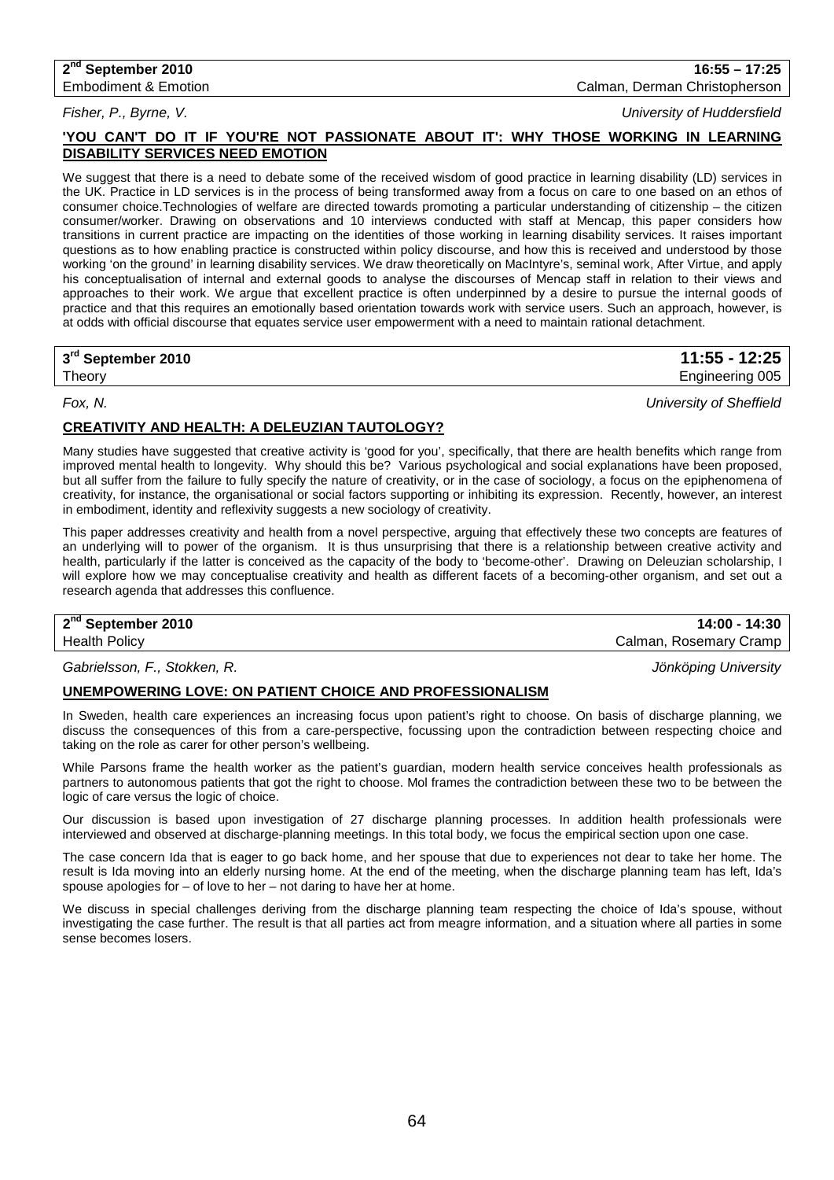**2nd September 2010** | **16:55 – 17:25**
Embodiment & Emotion | Calman, Derman Christopherson

*Fisher, P., Byrne, V.* | *University of Huddersfield*

**'YOU CAN'T DO IT IF YOU'RE NOT PASSIONATE ABOUT IT': WHY THOSE WORKING IN LEARNING DISABILITY SERVICES NEED EMOTION**

We suggest that there is a need to debate some of the received wisdom of good practice in learning disability (LD) services in the UK. Practice in LD services is in the process of being transformed away from a focus on care to one based on an ethos of consumer choice.Technologies of welfare are directed towards promoting a particular understanding of citizenship – the citizen consumer/worker. Drawing on observations and 10 interviews conducted with staff at Mencap, this paper considers how transitions in current practice are impacting on the identities of those working in learning disability services. It raises important questions as to how enabling practice is constructed within policy discourse, and how this is received and understood by those working 'on the ground' in learning disability services. We draw theoretically on MacIntyre's, seminal work, After Virtue, and apply his conceptualisation of internal and external goods to analyse the discourses of Mencap staff in relation to their views and approaches to their work. We argue that excellent practice is often underpinned by a desire to pursue the internal goods of practice and that this requires an emotionally based orientation towards work with service users. Such an approach, however, is at odds with official discourse that equates service user empowerment with a need to maintain rational detachment.

**3rd September 2010** | **11:55 - 12:25**
Theory | Engineering 005

*Fox, N.* | *University of Sheffield*

**CREATIVITY AND HEALTH: A DELEUZIAN TAUTOLOGY?**

Many studies have suggested that creative activity is 'good for you', specifically, that there are health benefits which range from improved mental health to longevity. Why should this be? Various psychological and social explanations have been proposed, but all suffer from the failure to fully specify the nature of creativity, or in the case of sociology, a focus on the epiphenomena of creativity, for instance, the organisational or social factors supporting or inhibiting its expression. Recently, however, an interest in embodiment, identity and reflexivity suggests a new sociology of creativity.

This paper addresses creativity and health from a novel perspective, arguing that effectively these two concepts are features of an underlying will to power of the organism. It is thus unsurprising that there is a relationship between creative activity and health, particularly if the latter is conceived as the capacity of the body to 'become-other'. Drawing on Deleuzian scholarship, I will explore how we may conceptualise creativity and health as different facets of a becoming-other organism, and set out a research agenda that addresses this confluence.

**2nd September 2010** | **14:00 - 14:30**
Health Policy | Calman, Rosemary Cramp

*Gabrielsson, F., Stokken, R.* | *Jönköping University*

**UNEMPOWERING LOVE: ON PATIENT CHOICE AND PROFESSIONALISM**

In Sweden, health care experiences an increasing focus upon patient's right to choose. On basis of discharge planning, we discuss the consequences of this from a care-perspective, focussing upon the contradiction between respecting choice and taking on the role as carer for other person's wellbeing.

While Parsons frame the health worker as the patient's guardian, modern health service conceives health professionals as partners to autonomous patients that got the right to choose. Mol frames the contradiction between these two to be between the logic of care versus the logic of choice.

Our discussion is based upon investigation of 27 discharge planning processes. In addition health professionals were interviewed and observed at discharge-planning meetings. In this total body, we focus the empirical section upon one case.

The case concern Ida that is eager to go back home, and her spouse that due to experiences not dear to take her home. The result is Ida moving into an elderly nursing home. At the end of the meeting, when the discharge planning team has left, Ida's spouse apologies for – of love to her – not daring to have her at home.

We discuss in special challenges deriving from the discharge planning team respecting the choice of Ida's spouse, without investigating the case further. The result is that all parties act from meagre information, and a situation where all parties in some sense becomes losers.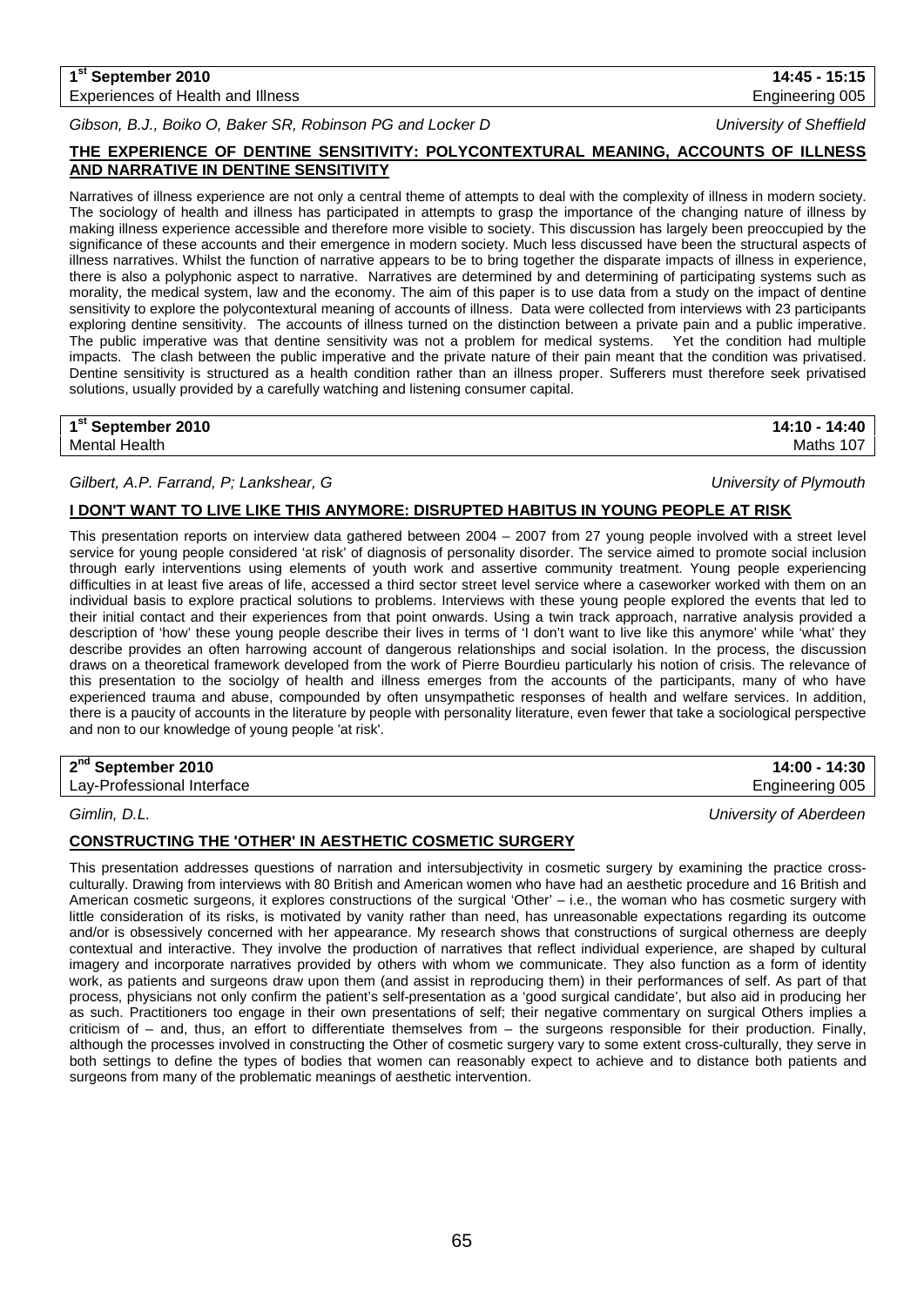**1st September 2010** **14:45 - 15:15**
Experiences of Health and Illness Engineering 005

*Gibson, B.J., Boiko O, Baker SR, Robinson PG and Locker D* *University of Sheffield*

**THE EXPERIENCE OF DENTINE SENSITIVITY: POLYCONTEXTURAL MEANING, ACCOUNTS OF ILLNESS AND NARRATIVE IN DENTINE SENSITIVITY**

Narratives of illness experience are not only a central theme of attempts to deal with the complexity of illness in modern society. The sociology of health and illness has participated in attempts to grasp the importance of the changing nature of illness by making illness experience accessible and therefore more visible to society. This discussion has largely been preoccupied by the significance of these accounts and their emergence in modern society. Much less discussed have been the structural aspects of illness narratives. Whilst the function of narrative appears to be to bring together the disparate impacts of illness in experience, there is also a polyphonic aspect to narrative. Narratives are determined by and determining of participating systems such as morality, the medical system, law and the economy. The aim of this paper is to use data from a study on the impact of dentine sensitivity to explore the polycontextural meaning of accounts of illness. Data were collected from interviews with 23 participants exploring dentine sensitivity. The accounts of illness turned on the distinction between a private pain and a public imperative. The public imperative was that dentine sensitivity was not a problem for medical systems. Yet the condition had multiple impacts. The clash between the public imperative and the private nature of their pain meant that the condition was privatised. Dentine sensitivity is structured as a health condition rather than an illness proper. Sufferers must therefore seek privatised solutions, usually provided by a carefully watching and listening consumer capital.

**1st September 2010** **14:10 - 14:40**
Mental Health Maths 107

*Gilbert, A.P. Farrand, P; Lankshear, G* *University of Plymouth*

**I DON'T WANT TO LIVE LIKE THIS ANYMORE: DISRUPTED HABITUS IN YOUNG PEOPLE AT RISK**

This presentation reports on interview data gathered between 2004 – 2007 from 27 young people involved with a street level service for young people considered 'at risk' of diagnosis of personality disorder. The service aimed to promote social inclusion through early interventions using elements of youth work and assertive community treatment. Young people experiencing difficulties in at least five areas of life, accessed a third sector street level service where a caseworker worked with them on an individual basis to explore practical solutions to problems. Interviews with these young people explored the events that led to their initial contact and their experiences from that point onwards. Using a twin track approach, narrative analysis provided a description of 'how' these young people describe their lives in terms of 'I don't want to live like this anymore' while 'what' they describe provides an often harrowing account of dangerous relationships and social isolation. In the process, the discussion draws on a theoretical framework developed from the work of Pierre Bourdieu particularly his notion of crisis. The relevance of this presentation to the sociolgy of health and illness emerges from the accounts of the participants, many of who have experienced trauma and abuse, compounded by often unsympathetic responses of health and welfare services. In addition, there is a paucity of accounts in the literature by people with personality literature, even fewer that take a sociological perspective and non to our knowledge of young people 'at risk'.

**2nd September 2010** **14:00 - 14:30**
Lay-Professional Interface Engineering 005

*Gimlin, D.L.* *University of Aberdeen*

**CONSTRUCTING THE 'OTHER' IN AESTHETIC COSMETIC SURGERY**

This presentation addresses questions of narration and intersubjectivity in cosmetic surgery by examining the practice cross-culturally. Drawing from interviews with 80 British and American women who have had an aesthetic procedure and 16 British and American cosmetic surgeons, it explores constructions of the surgical 'Other' – i.e., the woman who has cosmetic surgery with little consideration of its risks, is motivated by vanity rather than need, has unreasonable expectations regarding its outcome and/or is obsessively concerned with her appearance. My research shows that constructions of surgical otherness are deeply contextual and interactive. They involve the production of narratives that reflect individual experience, are shaped by cultural imagery and incorporate narratives provided by others with whom we communicate. They also function as a form of identity work, as patients and surgeons draw upon them (and assist in reproducing them) in their performances of self. As part of that process, physicians not only confirm the patient's self-presentation as a 'good surgical candidate', but also aid in producing her as such. Practitioners too engage in their own presentations of self; their negative commentary on surgical Others implies a criticism of – and, thus, an effort to differentiate themselves from – the surgeons responsible for their production. Finally, although the processes involved in constructing the Other of cosmetic surgery vary to some extent cross-culturally, they serve in both settings to define the types of bodies that women can reasonably expect to achieve and to distance both patients and surgeons from many of the problematic meanings of aesthetic intervention.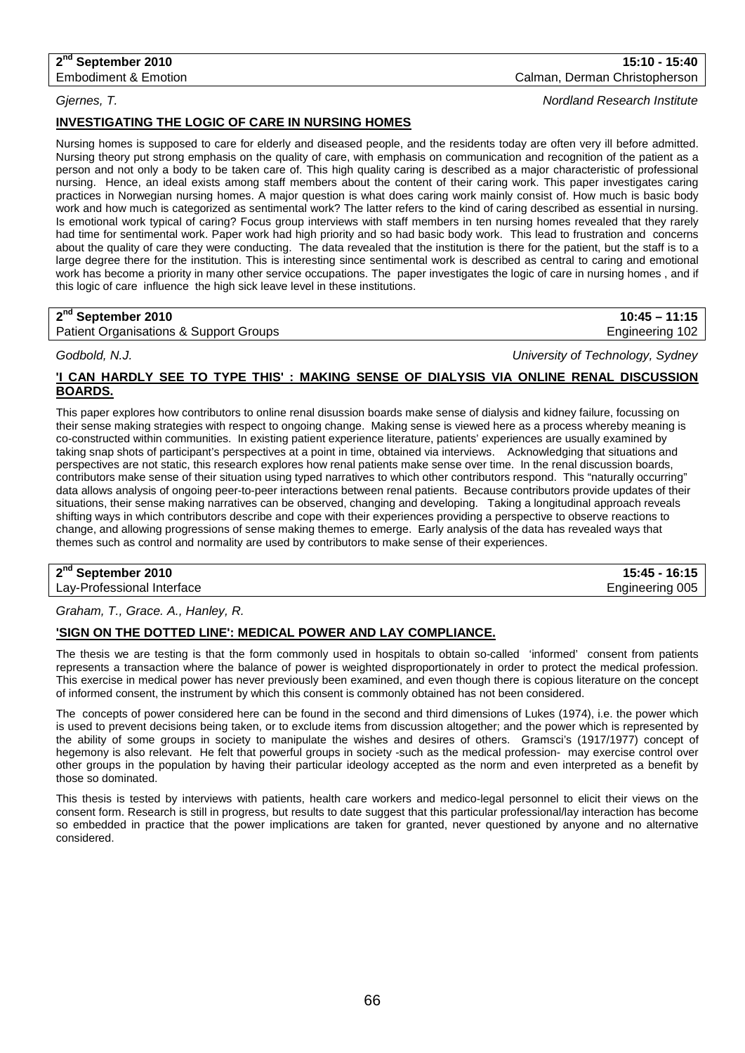**2nd September 2010** | **15:10 - 15:40**
Embodiment & Emotion | Calman, Derman Christopherson

*Gjernes, T.* | *Nordland Research Institute*

### INVESTIGATING THE LOGIC OF CARE IN NURSING HOMES

Nursing homes is supposed to care for elderly and diseased people, and the residents today are often very ill before admitted. Nursing theory put strong emphasis on the quality of care, with emphasis on communication and recognition of the patient as a person and not only a body to be taken care of. This high quality caring is described as a major characteristic of professional nursing. Hence, an ideal exists among staff members about the content of their caring work. This paper investigates caring practices in Norwegian nursing homes. A major question is what does caring work mainly consist of. How much is basic body work and how much is categorized as sentimental work? The latter refers to the kind of caring described as essential in nursing. Is emotional work typical of caring? Focus group interviews with staff members in ten nursing homes revealed that they rarely had time for sentimental work. Paper work had high priority and so had basic body work. This lead to frustration and concerns about the quality of care they were conducting. The data revealed that the institution is there for the patient, but the staff is to a large degree there for the institution. This is interesting since sentimental work is described as central to caring and emotional work has become a priority in many other service occupations. The paper investigates the logic of care in nursing homes , and if this logic of care influence the high sick leave level in these institutions.

**2nd September 2010** | **10:45 – 11:15**
Patient Organisations & Support Groups | Engineering 102

*Godbold, N.J.* | *University of Technology, Sydney*

### 'I CAN HARDLY SEE TO TYPE THIS' : MAKING SENSE OF DIALYSIS VIA ONLINE RENAL DISCUSSION BOARDS.

This paper explores how contributors to online renal disussion boards make sense of dialysis and kidney failure, focussing on their sense making strategies with respect to ongoing change. Making sense is viewed here as a process whereby meaning is co-constructed within communities. In existing patient experience literature, patients' experiences are usually examined by taking snap shots of participant's perspectives at a point in time, obtained via interviews. Acknowledging that situations and perspectives are not static, this research explores how renal patients make sense over time. In the renal discussion boards, contributors make sense of their situation using typed narratives to which other contributors respond. This "naturally occurring" data allows analysis of ongoing peer-to-peer interactions between renal patients. Because contributors provide updates of their situations, their sense making narratives can be observed, changing and developing. Taking a longitudinal approach reveals shifting ways in which contributors describe and cope with their experiences providing a perspective to observe reactions to change, and allowing progressions of sense making themes to emerge. Early analysis of the data has revealed ways that themes such as control and normality are used by contributors to make sense of their experiences.

**2nd September 2010** | **15:45 - 16:15**
Lay-Professional Interface | Engineering 005

*Graham, T., Grace. A., Hanley, R.*

### 'SIGN ON THE DOTTED LINE': MEDICAL POWER AND LAY COMPLIANCE.

The thesis we are testing is that the form commonly used in hospitals to obtain so-called 'informed' consent from patients represents a transaction where the balance of power is weighted disproportionately in order to protect the medical profession. This exercise in medical power has never previously been examined, and even though there is copious literature on the concept of informed consent, the instrument by which this consent is commonly obtained has not been considered.

The concepts of power considered here can be found in the second and third dimensions of Lukes (1974), i.e. the power which is used to prevent decisions being taken, or to exclude items from discussion altogether; and the power which is represented by the ability of some groups in society to manipulate the wishes and desires of others. Gramsci's (1917/1977) concept of hegemony is also relevant. He felt that powerful groups in society -such as the medical profession- may exercise control over other groups in the population by having their particular ideology accepted as the norm and even interpreted as a benefit by those so dominated.

This thesis is tested by interviews with patients, health care workers and medico-legal personnel to elicit their views on the consent form. Research is still in progress, but results to date suggest that this particular professional/lay interaction has become so embedded in practice that the power implications are taken for granted, never questioned by anyone and no alternative considered.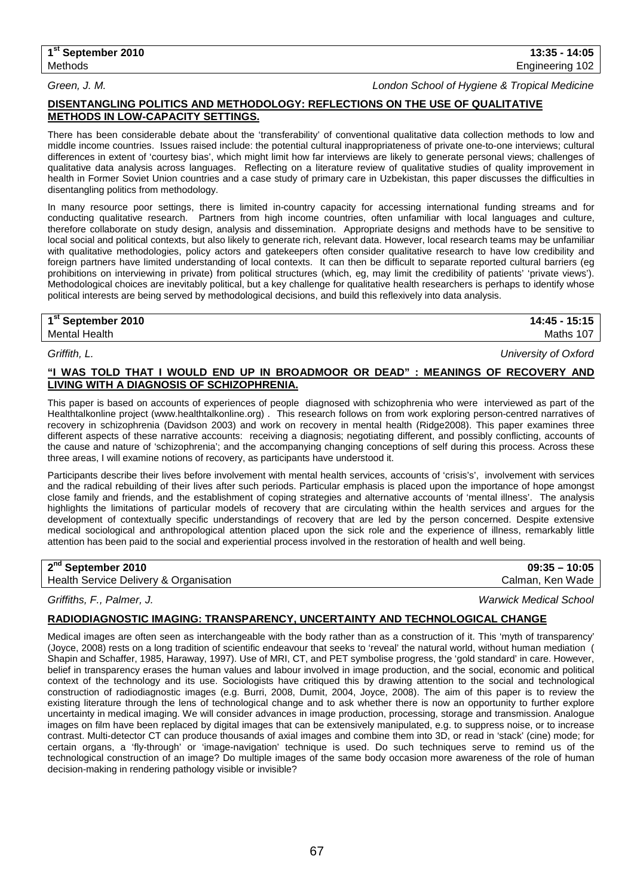**1st September 2010** | **13:35 - 14:05**

Methods | Engineering 102

*Green, J. M.* — *London School of Hygiene & Tropical Medicine*

**DISENTANGLING POLITICS AND METHODOLOGY: REFLECTIONS ON THE USE OF QUALITATIVE METHODS IN LOW-CAPACITY SETTINGS.**

There has been considerable debate about the 'transferability' of conventional qualitative data collection methods to low and middle income countries. Issues raised include: the potential cultural inappropriateness of private one-to-one interviews; cultural differences in extent of 'courtesy bias', which might limit how far interviews are likely to generate personal views; challenges of qualitative data analysis across languages. Reflecting on a literature review of qualitative studies of quality improvement in health in Former Soviet Union countries and a case study of primary care in Uzbekistan, this paper discusses the difficulties in disentangling politics from methodology.

In many resource poor settings, there is limited in-country capacity for accessing international funding streams and for conducting qualitative research. Partners from high income countries, often unfamiliar with local languages and culture, therefore collaborate on study design, analysis and dissemination. Appropriate designs and methods have to be sensitive to local social and political contexts, but also likely to generate rich, relevant data. However, local research teams may be unfamiliar with qualitative methodologies, policy actors and gatekeepers often consider qualitative research to have low credibility and foreign partners have limited understanding of local contexts. It can then be difficult to separate reported cultural barriers (eg prohibitions on interviewing in private) from political structures (which, eg, may limit the credibility of patients' 'private views'). Methodological choices are inevitably political, but a key challenge for qualitative health researchers is perhaps to identify whose political interests are being served by methodological decisions, and build this reflexively into data analysis.

**1st September 2010** | **14:45 - 15:15**

Mental Health | Maths 107

*Griffith, L.* — *University of Oxford*

**"I WAS TOLD THAT I WOULD END UP IN BROADMOOR OR DEAD" : MEANINGS OF RECOVERY AND LIVING WITH A DIAGNOSIS OF SCHIZOPHRENIA.**

This paper is based on accounts of experiences of people diagnosed with schizophrenia who were interviewed as part of the Healthtalkonline project (www.healthtalkonline.org) . This research follows on from work exploring person-centred narratives of recovery in schizophrenia (Davidson 2003) and work on recovery in mental health (Ridge2008). This paper examines three different aspects of these narrative accounts: receiving a diagnosis; negotiating different, and possibly conflicting, accounts of the cause and nature of 'schizophrenia'; and the accompanying changing conceptions of self during this process. Across these three areas, I will examine notions of recovery, as participants have understood it.

Participants describe their lives before involvement with mental health services, accounts of 'crisis's', involvement with services and the radical rebuilding of their lives after such periods. Particular emphasis is placed upon the importance of hope amongst close family and friends, and the establishment of coping strategies and alternative accounts of 'mental illness'. The analysis highlights the limitations of particular models of recovery that are circulating within the health services and argues for the development of contextually specific understandings of recovery that are led by the person concerned. Despite extensive medical sociological and anthropological attention placed upon the sick role and the experience of illness, remarkably little attention has been paid to the social and experiential process involved in the restoration of health and well being.

**2nd September 2010** | **09:35 – 10:05**

Health Service Delivery & Organisation | Calman, Ken Wade

*Griffiths, F., Palmer, J.* — *Warwick Medical School*

**RADIODIAGNOSTIC IMAGING: TRANSPARENCY, UNCERTAINTY AND TECHNOLOGICAL CHANGE**

Medical images are often seen as interchangeable with the body rather than as a construction of it. This 'myth of transparency' (Joyce, 2008) rests on a long tradition of scientific endeavour that seeks to 'reveal' the natural world, without human mediation ( Shapin and Schaffer, 1985, Haraway, 1997). Use of MRI, CT, and PET symbolise progress, the 'gold standard' in care. However, belief in transparency erases the human values and labour involved in image production, and the social, economic and political context of the technology and its use. Sociologists have critiqued this by drawing attention to the social and technological construction of radiodiagnostic images (e.g. Burri, 2008, Dumit, 2004, Joyce, 2008). The aim of this paper is to review the existing literature through the lens of technological change and to ask whether there is now an opportunity to further explore uncertainty in medical imaging. We will consider advances in image production, processing, storage and transmission. Analogue images on film have been replaced by digital images that can be extensively manipulated, e.g. to suppress noise, or to increase contrast. Multi-detector CT can produce thousands of axial images and combine them into 3D, or read in 'stack' (cine) mode; for certain organs, a 'fly-through' or 'image-navigation' technique is used. Do such techniques serve to remind us of the technological construction of an image? Do multiple images of the same body occasion more awareness of the role of human decision-making in rendering pathology visible or invisible?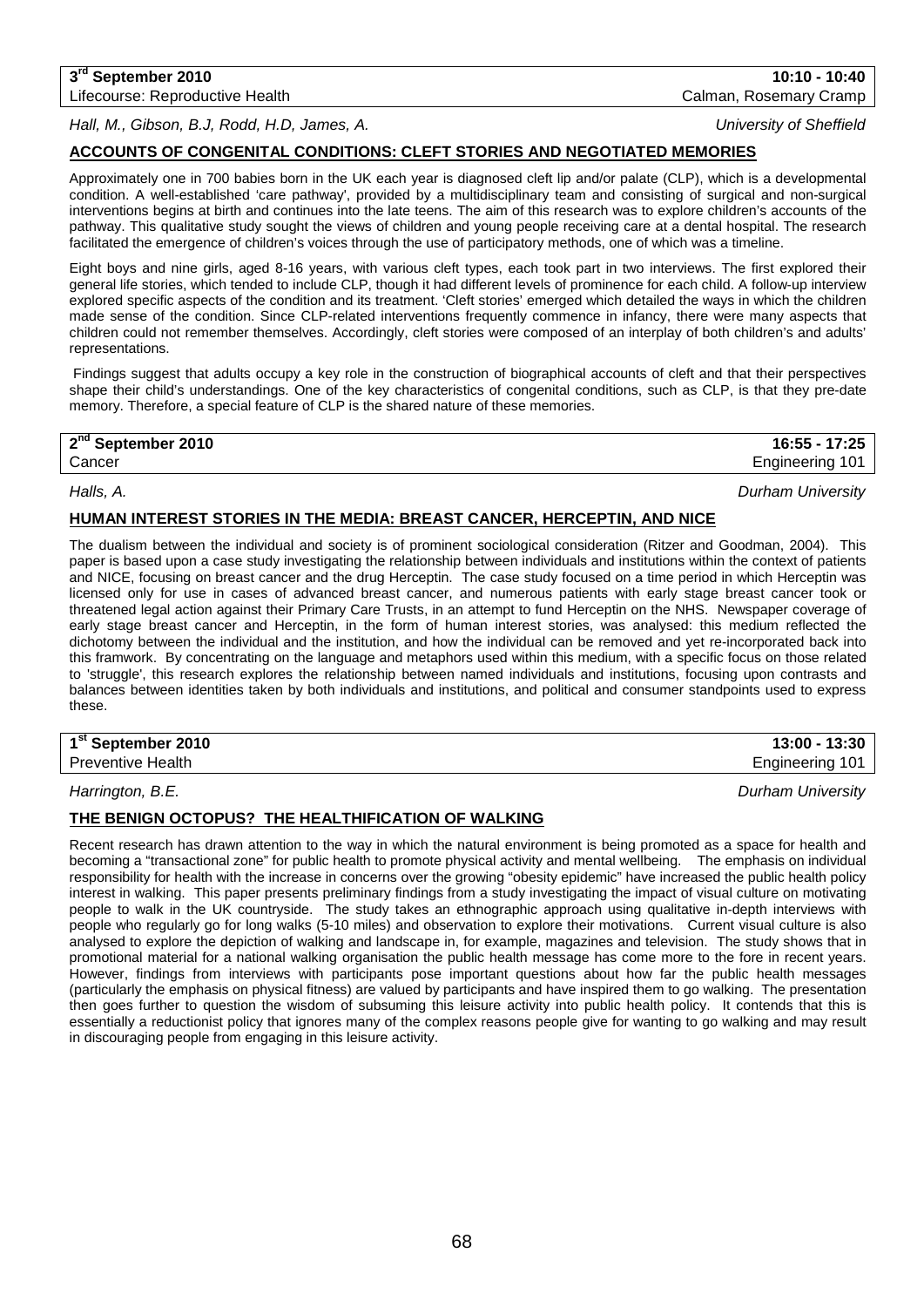**3rd September 2010** | **10:10 - 10:40**
Lifecourse: Reproductive Health | Calman, Rosemary Cramp

*Hall, M., Gibson, B.J, Rodd, H.D, James, A.* — *University of Sheffield*

### ACCOUNTS OF CONGENITAL CONDITIONS: CLEFT STORIES AND NEGOTIATED MEMORIES

Approximately one in 700 babies born in the UK each year is diagnosed cleft lip and/or palate (CLP), which is a developmental condition. A well-established 'care pathway', provided by a multidisciplinary team and consisting of surgical and non-surgical interventions begins at birth and continues into the late teens. The aim of this research was to explore children's accounts of the pathway. This qualitative study sought the views of children and young people receiving care at a dental hospital. The research facilitated the emergence of children's voices through the use of participatory methods, one of which was a timeline.

Eight boys and nine girls, aged 8-16 years, with various cleft types, each took part in two interviews. The first explored their general life stories, which tended to include CLP, though it had different levels of prominence for each child. A follow-up interview explored specific aspects of the condition and its treatment. 'Cleft stories' emerged which detailed the ways in which the children made sense of the condition. Since CLP-related interventions frequently commence in infancy, there were many aspects that children could not remember themselves. Accordingly, cleft stories were composed of an interplay of both children's and adults' representations.

Findings suggest that adults occupy a key role in the construction of biographical accounts of cleft and that their perspectives shape their child's understandings. One of the key characteristics of congenital conditions, such as CLP, is that they pre-date memory. Therefore, a special feature of CLP is the shared nature of these memories.

**2nd September 2010** | **16:55 - 17:25**
Cancer | Engineering 101

*Halls, A.* — *Durham University*

### HUMAN INTEREST STORIES IN THE MEDIA: BREAST CANCER, HERCEPTIN, AND NICE

The dualism between the individual and society is of prominent sociological consideration (Ritzer and Goodman, 2004). This paper is based upon a case study investigating the relationship between individuals and institutions within the context of patients and NICE, focusing on breast cancer and the drug Herceptin. The case study focused on a time period in which Herceptin was licensed only for use in cases of advanced breast cancer, and numerous patients with early stage breast cancer took or threatened legal action against their Primary Care Trusts, in an attempt to fund Herceptin on the NHS. Newspaper coverage of early stage breast cancer and Herceptin, in the form of human interest stories, was analysed: this medium reflected the dichotomy between the individual and the institution, and how the individual can be removed and yet re-incorporated back into this framwork. By concentrating on the language and metaphors used within this medium, with a specific focus on those related to 'struggle', this research explores the relationship between named individuals and institutions, focusing upon contrasts and balances between identities taken by both individuals and institutions, and political and consumer standpoints used to express these.

**1st September 2010** | **13:00 - 13:30**
Preventive Health | Engineering 101

*Harrington, B.E.* — *Durham University*

### THE BENIGN OCTOPUS? THE HEALTHIFICATION OF WALKING

Recent research has drawn attention to the way in which the natural environment is being promoted as a space for health and becoming a "transactional zone" for public health to promote physical activity and mental wellbeing. The emphasis on individual responsibility for health with the increase in concerns over the growing "obesity epidemic" have increased the public health policy interest in walking. This paper presents preliminary findings from a study investigating the impact of visual culture on motivating people to walk in the UK countryside. The study takes an ethnographic approach using qualitative in-depth interviews with people who regularly go for long walks (5-10 miles) and observation to explore their motivations. Current visual culture is also analysed to explore the depiction of walking and landscape in, for example, magazines and television. The study shows that in promotional material for a national walking organisation the public health message has come more to the fore in recent years. However, findings from interviews with participants pose important questions about how far the public health messages (particularly the emphasis on physical fitness) are valued by participants and have inspired them to go walking. The presentation then goes further to question the wisdom of subsuming this leisure activity into public health policy. It contends that this is essentially a reductionist policy that ignores many of the complex reasons people give for wanting to go walking and may result in discouraging people from engaging in this leisure activity.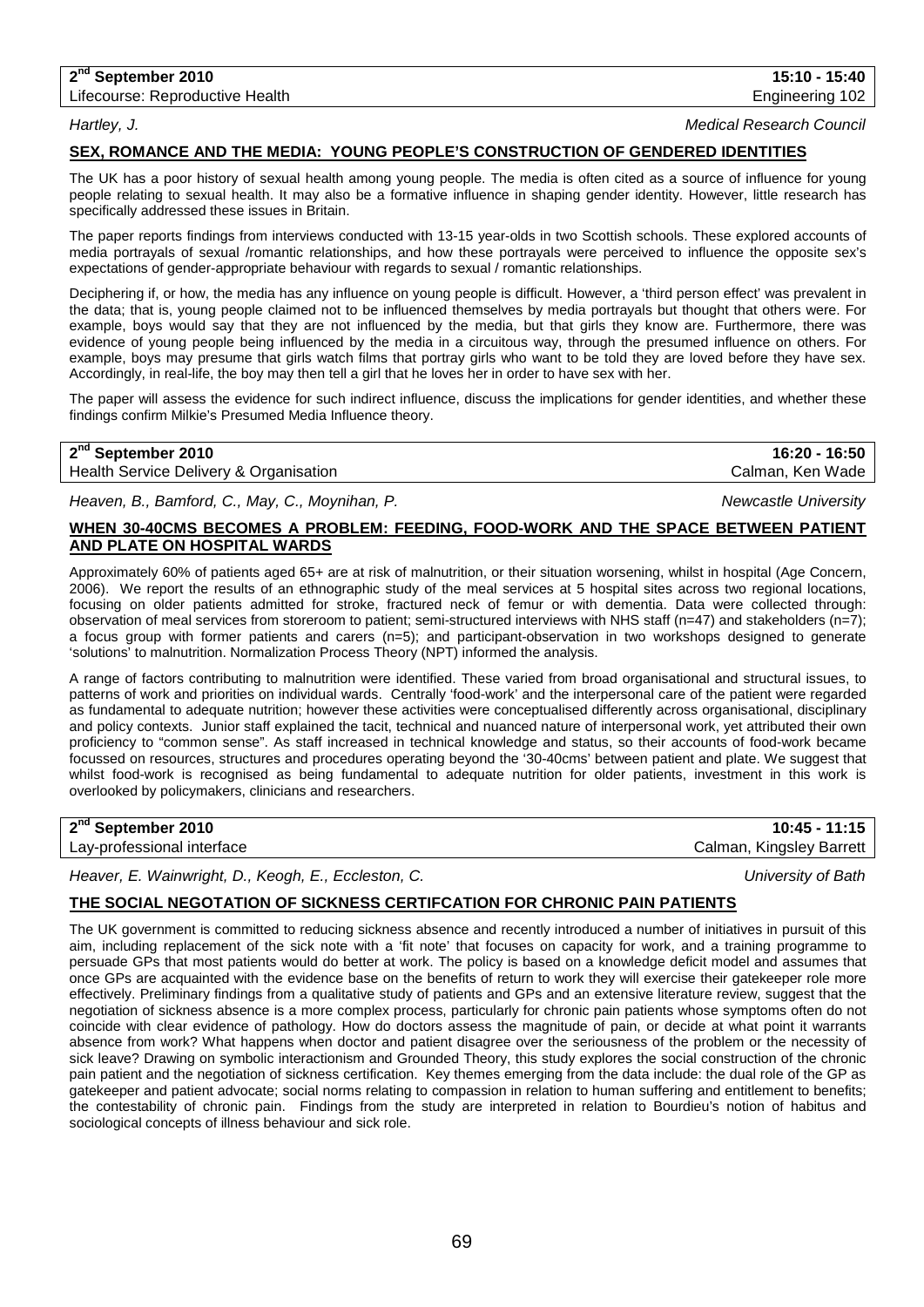**2nd September 2010** **15:10 - 15:40**
Lifecourse: Reproductive Health Engineering 102

*Hartley, J.* *Medical Research Council*

## SEX, ROMANCE AND THE MEDIA: YOUNG PEOPLE'S CONSTRUCTION OF GENDERED IDENTITIES

The UK has a poor history of sexual health among young people. The media is often cited as a source of influence for young people relating to sexual health. It may also be a formative influence in shaping gender identity. However, little research has specifically addressed these issues in Britain.

The paper reports findings from interviews conducted with 13-15 year-olds in two Scottish schools. These explored accounts of media portrayals of sexual /romantic relationships, and how these portrayals were perceived to influence the opposite sex's expectations of gender-appropriate behaviour with regards to sexual / romantic relationships.

Deciphering if, or how, the media has any influence on young people is difficult. However, a 'third person effect' was prevalent in the data; that is, young people claimed not to be influenced themselves by media portrayals but thought that others were. For example, boys would say that they are not influenced by the media, but that girls they know are. Furthermore, there was evidence of young people being influenced by the media in a circuitous way, through the presumed influence on others. For example, boys may presume that girls watch films that portray girls who want to be told they are loved before they have sex. Accordingly, in real-life, the boy may then tell a girl that he loves her in order to have sex with her.

The paper will assess the evidence for such indirect influence, discuss the implications for gender identities, and whether these findings confirm Milkie's Presumed Media Influence theory.

**2nd September 2010** **16:20 - 16:50**
Health Service Delivery & Organisation Calman, Ken Wade

*Heaven, B., Bamford, C., May, C., Moynihan, P.* *Newcastle University*

## WHEN 30-40CMS BECOMES A PROBLEM: FEEDING, FOOD-WORK AND THE SPACE BETWEEN PATIENT AND PLATE ON HOSPITAL WARDS

Approximately 60% of patients aged 65+ are at risk of malnutrition, or their situation worsening, whilst in hospital (Age Concern, 2006). We report the results of an ethnographic study of the meal services at 5 hospital sites across two regional locations, focusing on older patients admitted for stroke, fractured neck of femur or with dementia. Data were collected through: observation of meal services from storeroom to patient; semi-structured interviews with NHS staff (n=47) and stakeholders (n=7); a focus group with former patients and carers (n=5); and participant-observation in two workshops designed to generate 'solutions' to malnutrition. Normalization Process Theory (NPT) informed the analysis.

A range of factors contributing to malnutrition were identified. These varied from broad organisational and structural issues, to patterns of work and priorities on individual wards. Centrally 'food-work' and the interpersonal care of the patient were regarded as fundamental to adequate nutrition; however these activities were conceptualised differently across organisational, disciplinary and policy contexts. Junior staff explained the tacit, technical and nuanced nature of interpersonal work, yet attributed their own proficiency to "common sense". As staff increased in technical knowledge and status, so their accounts of food-work became focussed on resources, structures and procedures operating beyond the '30-40cms' between patient and plate. We suggest that whilst food-work is recognised as being fundamental to adequate nutrition for older patients, investment in this work is overlooked by policymakers, clinicians and researchers.

**2nd September 2010** **10:45 - 11:15**
Lay-professional interface Calman, Kingsley Barrett

*Heaver, E. Wainwright, D., Keogh, E., Eccleston, C.* *University of Bath*

## THE SOCIAL NEGOTATION OF SICKNESS CERTIFCATION FOR CHRONIC PAIN PATIENTS

The UK government is committed to reducing sickness absence and recently introduced a number of initiatives in pursuit of this aim, including replacement of the sick note with a 'fit note' that focuses on capacity for work, and a training programme to persuade GPs that most patients would do better at work. The policy is based on a knowledge deficit model and assumes that once GPs are acquainted with the evidence base on the benefits of return to work they will exercise their gatekeeper role more effectively. Preliminary findings from a qualitative study of patients and GPs and an extensive literature review, suggest that the negotiation of sickness absence is a more complex process, particularly for chronic pain patients whose symptoms often do not coincide with clear evidence of pathology. How do doctors assess the magnitude of pain, or decide at what point it warrants absence from work? What happens when doctor and patient disagree over the seriousness of the problem or the necessity of sick leave? Drawing on symbolic interactionism and Grounded Theory, this study explores the social construction of the chronic pain patient and the negotiation of sickness certification. Key themes emerging from the data include: the dual role of the GP as gatekeeper and patient advocate; social norms relating to compassion in relation to human suffering and entitlement to benefits; the contestability of chronic pain. Findings from the study are interpreted in relation to Bourdieu's notion of habitus and sociological concepts of illness behaviour and sick role.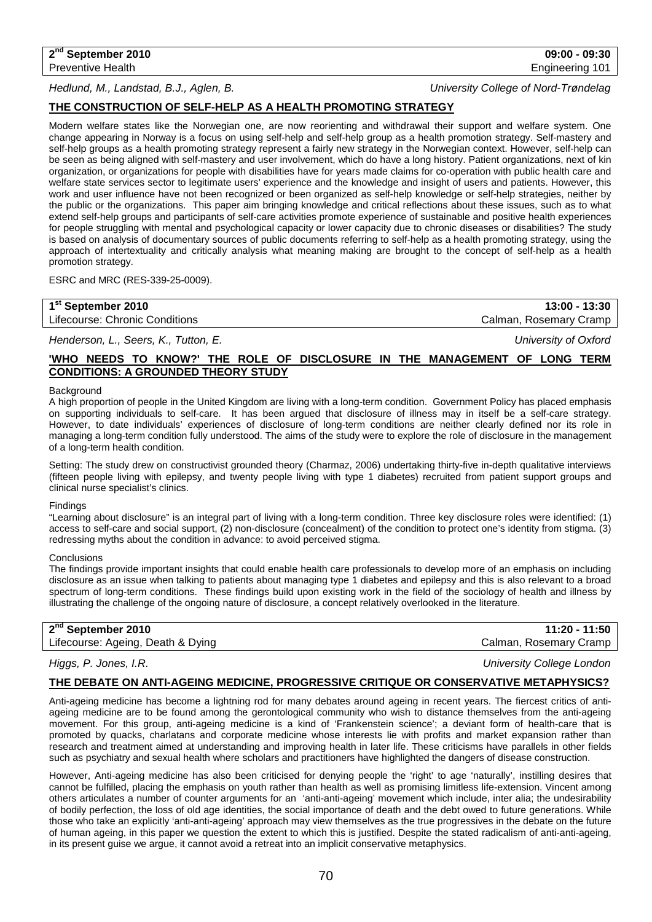**2nd September 2010** | **09:00 - 09:30**

Preventive Health | Engineering 101

*Hedlund, M., Landstad, B.J., Aglen, B.* — *University College of Nord-Trøndelag*

## THE CONSTRUCTION OF SELF-HELP AS A HEALTH PROMOTING STRATEGY

Modern welfare states like the Norwegian one, are now reorienting and withdrawal their support and welfare system. One change appearing in Norway is a focus on using self-help and self-help group as a health promotion strategy. Self-mastery and self-help groups as a health promoting strategy represent a fairly new strategy in the Norwegian context. However, self-help can be seen as being aligned with self-mastery and user involvement, which do have a long history. Patient organizations, next of kin organization, or organizations for people with disabilities have for years made claims for co-operation with public health care and welfare state services sector to legitimate users' experience and the knowledge and insight of users and patients. However, this work and user influence have not been recognized or been organized as self-help knowledge or self-help strategies, neither by the public or the organizations. This paper aim bringing knowledge and critical reflections about these issues, such as to what extend self-help groups and participants of self-care activities promote experience of sustainable and positive health experiences for people struggling with mental and psychological capacity or lower capacity due to chronic diseases or disabilities? The study is based on analysis of documentary sources of public documents referring to self-help as a health promoting strategy, using the approach of intertextuality and critically analysis what meaning making are brought to the concept of self-help as a health promotion strategy.

ESRC and MRC (RES-339-25-0009).

---

**1st September 2010** | **13:00 - 13:30**

Lifecourse: Chronic Conditions | Calman, Rosemary Cramp

*Henderson, L., Seers, K., Tutton, E.* — *University of Oxford*

## 'WHO NEEDS TO KNOW?' THE ROLE OF DISCLOSURE IN THE MANAGEMENT OF LONG TERM CONDITIONS: A GROUNDED THEORY STUDY

Background

A high proportion of people in the United Kingdom are living with a long-term condition. Government Policy has placed emphasis on supporting individuals to self-care. It has been argued that disclosure of illness may in itself be a self-care strategy. However, to date individuals' experiences of disclosure of long-term conditions are neither clearly defined nor its role in managing a long-term condition fully understood. The aims of the study were to explore the role of disclosure in the management of a long-term health condition.

Setting: The study drew on constructivist grounded theory (Charmaz, 2006) undertaking thirty-five in-depth qualitative interviews (fifteen people living with epilepsy, and twenty people living with type 1 diabetes) recruited from patient support groups and clinical nurse specialist's clinics.

Findings

"Learning about disclosure" is an integral part of living with a long-term condition. Three key disclosure roles were identified: (1) access to self-care and social support, (2) non-disclosure (concealment) of the condition to protect one's identity from stigma. (3) redressing myths about the condition in advance: to avoid perceived stigma.

Conclusions

The findings provide important insights that could enable health care professionals to develop more of an emphasis on including disclosure as an issue when talking to patients about managing type 1 diabetes and epilepsy and this is also relevant to a broad spectrum of long-term conditions. These findings build upon existing work in the field of the sociology of health and illness by illustrating the challenge of the ongoing nature of disclosure, a concept relatively overlooked in the literature.

---

**2nd September 2010** | **11:20 - 11:50**

Lifecourse: Ageing, Death & Dying | Calman, Rosemary Cramp

*Higgs, P. Jones, I.R.* — *University College London*

## THE DEBATE ON ANTI-AGEING MEDICINE, PROGRESSIVE CRITIQUE OR CONSERVATIVE METAPHYSICS?

Anti-ageing medicine has become a lightning rod for many debates around ageing in recent years. The fiercest critics of anti-ageing medicine are to be found among the gerontological community who wish to distance themselves from the anti-ageing movement. For this group, anti-ageing medicine is a kind of 'Frankenstein science'; a deviant form of health-care that is promoted by quacks, charlatans and corporate medicine whose interests lie with profits and market expansion rather than research and treatment aimed at understanding and improving health in later life. These criticisms have parallels in other fields such as psychiatry and sexual health where scholars and practitioners have highlighted the dangers of disease construction.

However, Anti-ageing medicine has also been criticised for denying people the 'right' to age 'naturally', instilling desires that cannot be fulfilled, placing the emphasis on youth rather than health as well as promising limitless life-extension. Vincent among others articulates a number of counter arguments for an 'anti-anti-ageing' movement which include, inter alia; the undesirability of bodily perfection, the loss of old age identities, the social importance of death and the debt owed to future generations. While those who take an explicitly 'anti-anti-ageing' approach may view themselves as the true progressives in the debate on the future of human ageing, in this paper we question the extent to which this is justified. Despite the stated radicalism of anti-anti-ageing, in its present guise we argue, it cannot avoid a retreat into an implicit conservative metaphysics.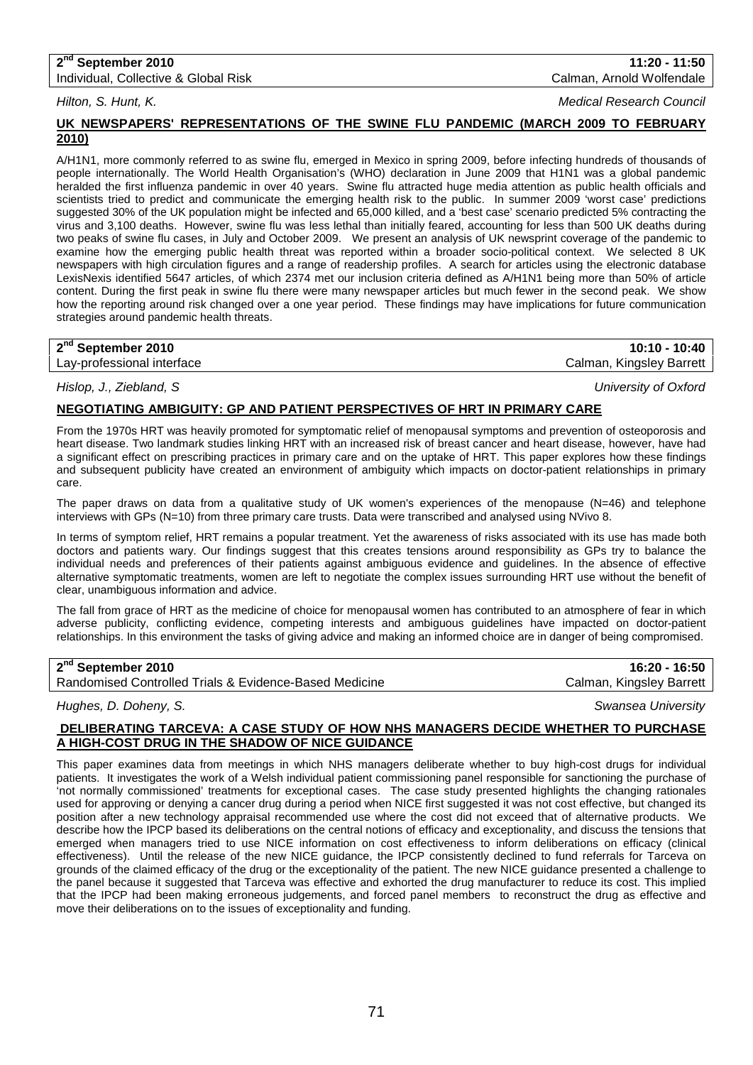**2nd September 2010** | **11:20 - 11:50**
Individual, Collective & Global Risk | Calman, Arnold Wolfendale

*Hilton, S. Hunt, K.* | *Medical Research Council*

## UK NEWSPAPERS' REPRESENTATIONS OF THE SWINE FLU PANDEMIC (MARCH 2009 TO FEBRUARY 2010)

A/H1N1, more commonly referred to as swine flu, emerged in Mexico in spring 2009, before infecting hundreds of thousands of people internationally. The World Health Organisation's (WHO) declaration in June 2009 that H1N1 was a global pandemic heralded the first influenza pandemic in over 40 years. Swine flu attracted huge media attention as public health officials and scientists tried to predict and communicate the emerging health risk to the public. In summer 2009 'worst case' predictions suggested 30% of the UK population might be infected and 65,000 killed, and a 'best case' scenario predicted 5% contracting the virus and 3,100 deaths. However, swine flu was less lethal than initially feared, accounting for less than 500 UK deaths during two peaks of swine flu cases, in July and October 2009. We present an analysis of UK newsprint coverage of the pandemic to examine how the emerging public health threat was reported within a broader socio-political context. We selected 8 UK newspapers with high circulation figures and a range of readership profiles. A search for articles using the electronic database LexisNexis identified 5647 articles, of which 2374 met our inclusion criteria defined as A/H1N1 being more than 50% of article content. During the first peak in swine flu there were many newspaper articles but much fewer in the second peak. We show how the reporting around risk changed over a one year period. These findings may have implications for future communication strategies around pandemic health threats.

**2nd September 2010** | **10:10 - 10:40**
Lay-professional interface | Calman, Kingsley Barrett

*Hislop, J., Ziebland, S* | *University of Oxford*

## NEGOTIATING AMBIGUITY: GP AND PATIENT PERSPECTIVES OF HRT IN PRIMARY CARE

From the 1970s HRT was heavily promoted for symptomatic relief of menopausal symptoms and prevention of osteoporosis and heart disease. Two landmark studies linking HRT with an increased risk of breast cancer and heart disease, however, have had a significant effect on prescribing practices in primary care and on the uptake of HRT. This paper explores how these findings and subsequent publicity have created an environment of ambiguity which impacts on doctor-patient relationships in primary care.

The paper draws on data from a qualitative study of UK women's experiences of the menopause (N=46) and telephone interviews with GPs (N=10) from three primary care trusts. Data were transcribed and analysed using NVivo 8.

In terms of symptom relief, HRT remains a popular treatment. Yet the awareness of risks associated with its use has made both doctors and patients wary. Our findings suggest that this creates tensions around responsibility as GPs try to balance the individual needs and preferences of their patients against ambiguous evidence and guidelines. In the absence of effective alternative symptomatic treatments, women are left to negotiate the complex issues surrounding HRT use without the benefit of clear, unambiguous information and advice.

The fall from grace of HRT as the medicine of choice for menopausal women has contributed to an atmosphere of fear in which adverse publicity, conflicting evidence, competing interests and ambiguous guidelines have impacted on doctor-patient relationships. In this environment the tasks of giving advice and making an informed choice are in danger of being compromised.

**2nd September 2010** | **16:20 - 16:50**
Randomised Controlled Trials & Evidence-Based Medicine | Calman, Kingsley Barrett

*Hughes, D. Doheny, S.* | *Swansea University*

## DELIBERATING TARCEVA: A CASE STUDY OF HOW NHS MANAGERS DECIDE WHETHER TO PURCHASE A HIGH-COST DRUG IN THE SHADOW OF NICE GUIDANCE

This paper examines data from meetings in which NHS managers deliberate whether to buy high-cost drugs for individual patients. It investigates the work of a Welsh individual patient commissioning panel responsible for sanctioning the purchase of 'not normally commissioned' treatments for exceptional cases. The case study presented highlights the changing rationales used for approving or denying a cancer drug during a period when NICE first suggested it was not cost effective, but changed its position after a new technology appraisal recommended use where the cost did not exceed that of alternative products. We describe how the IPCP based its deliberations on the central notions of efficacy and exceptionality, and discuss the tensions that emerged when managers tried to use NICE information on cost effectiveness to inform deliberations on efficacy (clinical effectiveness). Until the release of the new NICE guidance, the IPCP consistently declined to fund referrals for Tarceva on grounds of the claimed efficacy of the drug or the exceptionality of the patient. The new NICE guidance presented a challenge to the panel because it suggested that Tarceva was effective and exhorted the drug manufacturer to reduce its cost. This implied that the IPCP had been making erroneous judgements, and forced panel members to reconstruct the drug as effective and move their deliberations on to the issues of exceptionality and funding.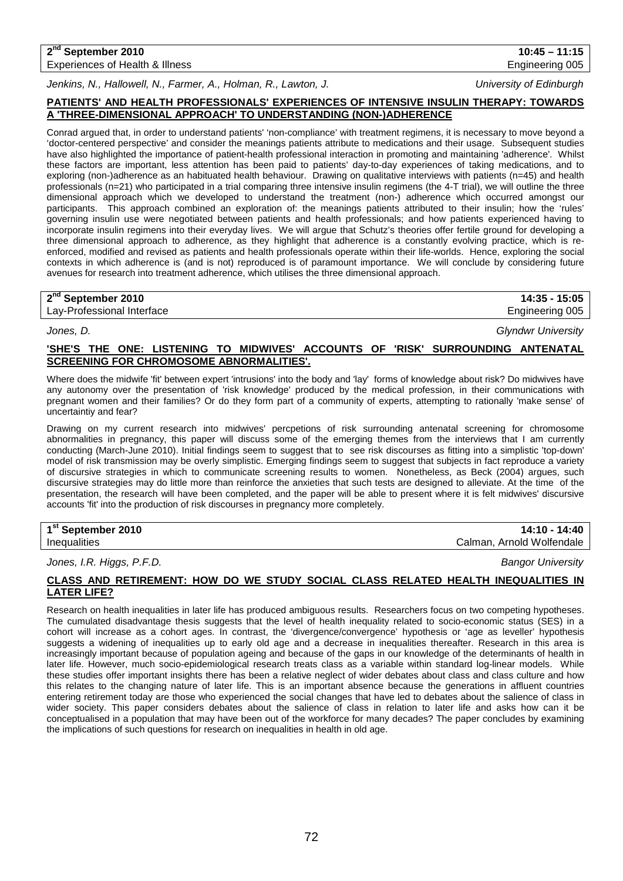**2nd September 2010** — **10:45 – 11:15**
Experiences of Health & Illness — Engineering 005

*Jenkins, N., Hallowell, N., Farmer, A., Holman, R., Lawton, J.* — *University of Edinburgh*

**PATIENTS' AND HEALTH PROFESSIONALS' EXPERIENCES OF INTENSIVE INSULIN THERAPY: TOWARDS A 'THREE-DIMENSIONAL APPROACH' TO UNDERSTANDING (NON-)ADHERENCE**

Conrad argued that, in order to understand patients' 'non-compliance' with treatment regimens, it is necessary to move beyond a 'doctor-centered perspective' and consider the meanings patients attribute to medications and their usage. Subsequent studies have also highlighted the importance of patient-health professional interaction in promoting and maintaining 'adherence'. Whilst these factors are important, less attention has been paid to patients' day-to-day experiences of taking medications, and to exploring (non-)adherence as an habituated health behaviour. Drawing on qualitative interviews with patients (n=45) and health professionals (n=21) who participated in a trial comparing three intensive insulin regimens (the 4-T trial), we will outline the three dimensional approach which we developed to understand the treatment (non-) adherence which occurred amongst our participants. This approach combined an exploration of: the meanings patients attributed to their insulin; how the 'rules' governing insulin use were negotiated between patients and health professionals; and how patients experienced having to incorporate insulin regimens into their everyday lives. We will argue that Schutz's theories offer fertile ground for developing a three dimensional approach to adherence, as they highlight that adherence is a constantly evolving practice, which is re-enforced, modified and revised as patients and health professionals operate within their life-worlds. Hence, exploring the social contexts in which adherence is (and is not) reproduced is of paramount importance. We will conclude by considering future avenues for research into treatment adherence, which utilises the three dimensional approach.

**2nd September 2010** — **14:35 - 15:05**
Lay-Professional Interface — Engineering 005

*Jones, D.* — *Glyndwr University*

**'SHE'S THE ONE: LISTENING TO MIDWIVES' ACCOUNTS OF 'RISK' SURROUNDING ANTENATAL SCREENING FOR CHROMOSOME ABNORMALITIES'.**

Where does the midwife 'fit' between expert 'intrusions' into the body and 'lay' forms of knowledge about risk? Do midwives have any autonomy over the presentation of 'risk knowledge' produced by the medical profession, in their communications with pregnant women and their families? Or do they form part of a community of experts, attempting to rationally 'make sense' of uncertaintiy and fear?

Drawing on my current research into midwives' percpetions of risk surrounding antenatal screening for chromosome abnormalities in pregnancy, this paper will discuss some of the emerging themes from the interviews that I am currently conducting (March-June 2010). Initial findings seem to suggest that to see risk discourses as fitting into a simplistic 'top-down' model of risk transmission may be overly simplistic. Emerging findings seem to suggest that subjects in fact reproduce a variety of discursive strategies in which to communicate screening results to women. Nonetheless, as Beck (2004) argues, such discursive strategies may do little more than reinforce the anxieties that such tests are designed to alleviate. At the time of the presentation, the research will have been completed, and the paper will be able to present where it is felt midwives' discursive accounts 'fit' into the production of risk discourses in pregnancy more completely.

**1st September 2010** — **14:10 - 14:40**
Inequalities — Calman, Arnold Wolfendale

*Jones, I.R. Higgs, P.F.D.* — *Bangor University*

**CLASS AND RETIREMENT: HOW DO WE STUDY SOCIAL CLASS RELATED HEALTH INEQUALITIES IN LATER LIFE?**

Research on health inequalities in later life has produced ambiguous results. Researchers focus on two competing hypotheses. The cumulated disadvantage thesis suggests that the level of health inequality related to socio-economic status (SES) in a cohort will increase as a cohort ages. In contrast, the 'divergence/convergence' hypothesis or 'age as leveller' hypothesis suggests a widening of inequalities up to early old age and a decrease in inequalities thereafter. Research in this area is increasingly important because of population ageing and because of the gaps in our knowledge of the determinants of health in later life. However, much socio-epidemiological research treats class as a variable within standard log-linear models. While these studies offer important insights there has been a relative neglect of wider debates about class and class culture and how this relates to the changing nature of later life. This is an important absence because the generations in affluent countries entering retirement today are those who experienced the social changes that have led to debates about the salience of class in wider society. This paper considers debates about the salience of class in relation to later life and asks how can it be conceptualised in a population that may have been out of the workforce for many decades? The paper concludes by examining the implications of such questions for research on inequalities in health in old age.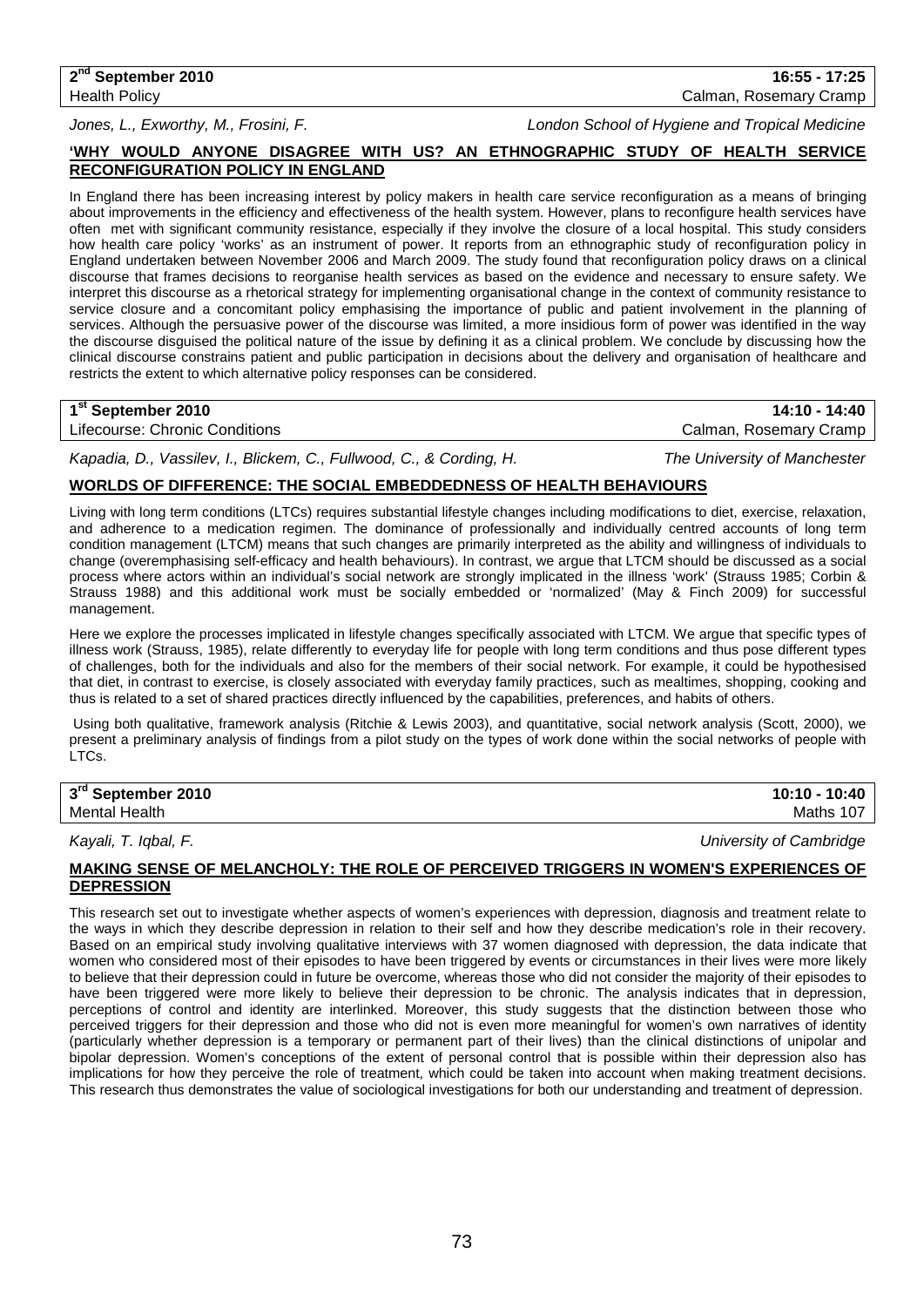**2[nd] September 2010** | **16:55 - 17:25**
Health Policy | Calman, Rosemary Cramp

*Jones, L., Exworthy, M., Frosini, F.* — *London School of Hygiene and Tropical Medicine*

**'WHY WOULD ANYONE DISAGREE WITH US? AN ETHNOGRAPHIC STUDY OF HEALTH SERVICE RECONFIGURATION POLICY IN ENGLAND**

In England there has been increasing interest by policy makers in health care service reconfiguration as a means of bringing about improvements in the efficiency and effectiveness of the health system. However, plans to reconfigure health services have often met with significant community resistance, especially if they involve the closure of a local hospital. This study considers how health care policy 'works' as an instrument of power. It reports from an ethnographic study of reconfiguration policy in England undertaken between November 2006 and March 2009. The study found that reconfiguration policy draws on a clinical discourse that frames decisions to reorganise health services as based on the evidence and necessary to ensure safety. We interpret this discourse as a rhetorical strategy for implementing organisational change in the context of community resistance to service closure and a concomitant policy emphasising the importance of public and patient involvement in the planning of services. Although the persuasive power of the discourse was limited, a more insidious form of power was identified in the way the discourse disguised the political nature of the issue by defining it as a clinical problem. We conclude by discussing how the clinical discourse constrains patient and public participation in decisions about the delivery and organisation of healthcare and restricts the extent to which alternative policy responses can be considered.

**1[st] September 2010** | **14:10 - 14:40**
Lifecourse: Chronic Conditions | Calman, Rosemary Cramp

*Kapadia, D., Vassilev, I., Blickem, C., Fullwood, C., & Cording, H.* — *The University of Manchester*

**WORLDS OF DIFFERENCE: THE SOCIAL EMBEDDEDNESS OF HEALTH BEHAVIOURS**

Living with long term conditions (LTCs) requires substantial lifestyle changes including modifications to diet, exercise, relaxation, and adherence to a medication regimen. The dominance of professionally and individually centred accounts of long term condition management (LTCM) means that such changes are primarily interpreted as the ability and willingness of individuals to change (overemphasising self-efficacy and health behaviours). In contrast, we argue that LTCM should be discussed as a social process where actors within an individual's social network are strongly implicated in the illness 'work' (Strauss 1985; Corbin & Strauss 1988) and this additional work must be socially embedded or 'normalized' (May & Finch 2009) for successful management.

Here we explore the processes implicated in lifestyle changes specifically associated with LTCM. We argue that specific types of illness work (Strauss, 1985), relate differently to everyday life for people with long term conditions and thus pose different types of challenges, both for the individuals and also for the members of their social network. For example, it could be hypothesised that diet, in contrast to exercise, is closely associated with everyday family practices, such as mealtimes, shopping, cooking and thus is related to a set of shared practices directly influenced by the capabilities, preferences, and habits of others.

Using both qualitative, framework analysis (Ritchie & Lewis 2003), and quantitative, social network analysis (Scott, 2000), we present a preliminary analysis of findings from a pilot study on the types of work done within the social networks of people with LTCs.

**3[rd] September 2010** | **10:10 - 10:40**
Mental Health | Maths 107

*Kayali, T. Iqbal, F.* — *University of Cambridge*

**MAKING SENSE OF MELANCHOLY: THE ROLE OF PERCEIVED TRIGGERS IN WOMEN'S EXPERIENCES OF DEPRESSION**

This research set out to investigate whether aspects of women's experiences with depression, diagnosis and treatment relate to the ways in which they describe depression in relation to their self and how they describe medication's role in their recovery. Based on an empirical study involving qualitative interviews with 37 women diagnosed with depression, the data indicate that women who considered most of their episodes to have been triggered by events or circumstances in their lives were more likely to believe that their depression could in future be overcome, whereas those who did not consider the majority of their episodes to have been triggered were more likely to believe their depression to be chronic. The analysis indicates that in depression, perceptions of control and identity are interlinked. Moreover, this study suggests that the distinction between those who perceived triggers for their depression and those who did not is even more meaningful for women's own narratives of identity (particularly whether depression is a temporary or permanent part of their lives) than the clinical distinctions of unipolar and bipolar depression. Women's conceptions of the extent of personal control that is possible within their depression also has implications for how they perceive the role of treatment, which could be taken into account when making treatment decisions. This research thus demonstrates the value of sociological investigations for both our understanding and treatment of depression.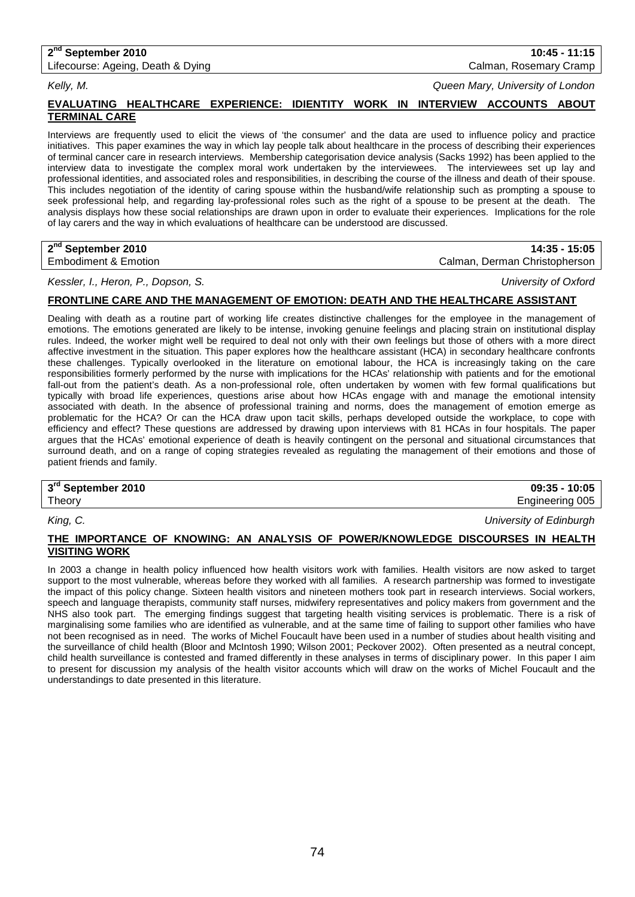**2nd September 2010** | **10:45 - 11:15**
Lifecourse: Ageing, Death & Dying | Calman, Rosemary Cramp

*Kelly, M.* — *Queen Mary, University of London*

## EVALUATING HEALTHCARE EXPERIENCE: IDIENTITY WORK IN INTERVIEW ACCOUNTS ABOUT TERMINAL CARE

Interviews are frequently used to elicit the views of 'the consumer' and the data are used to influence policy and practice initiatives. This paper examines the way in which lay people talk about healthcare in the process of describing their experiences of terminal cancer care in research interviews. Membership categorisation device analysis (Sacks 1992) has been applied to the interview data to investigate the complex moral work undertaken by the interviewees. The interviewees set up lay and professional identities, and associated roles and responsibilities, in describing the course of the illness and death of their spouse. This includes negotiation of the identity of caring spouse within the husband/wife relationship such as prompting a spouse to seek professional help, and regarding lay-professional roles such as the right of a spouse to be present at the death. The analysis displays how these social relationships are drawn upon in order to evaluate their experiences. Implications for the role of lay carers and the way in which evaluations of healthcare can be understood are discussed.

**2nd September 2010** | **14:35 - 15:05**
Embodiment & Emotion | Calman, Derman Christopherson

*Kessler, I., Heron, P., Dopson, S.* — *University of Oxford*

## FRONTLINE CARE AND THE MANAGEMENT OF EMOTION: DEATH AND THE HEALTHCARE ASSISTANT

Dealing with death as a routine part of working life creates distinctive challenges for the employee in the management of emotions. The emotions generated are likely to be intense, invoking genuine feelings and placing strain on institutional display rules. Indeed, the worker might well be required to deal not only with their own feelings but those of others with a more direct affective investment in the situation. This paper explores how the healthcare assistant (HCA) in secondary healthcare confronts these challenges. Typically overlooked in the literature on emotional labour, the HCA is increasingly taking on the care responsibilities formerly performed by the nurse with implications for the HCAs' relationship with patients and for the emotional fall-out from the patient's death. As a non-professional role, often undertaken by women with few formal qualifications but typically with broad life experiences, questions arise about how HCAs engage with and manage the emotional intensity associated with death. In the absence of professional training and norms, does the management of emotion emerge as problematic for the HCA? Or can the HCA draw upon tacit skills, perhaps developed outside the workplace, to cope with efficiency and effect? These questions are addressed by drawing upon interviews with 81 HCAs in four hospitals. The paper argues that the HCAs' emotional experience of death is heavily contingent on the personal and situational circumstances that surround death, and on a range of coping strategies revealed as regulating the management of their emotions and those of patient friends and family.

**3rd September 2010** | **09:35 - 10:05**
Theory | Engineering 005

*King, C.* — *University of Edinburgh*

## THE IMPORTANCE OF KNOWING: AN ANALYSIS OF POWER/KNOWLEDGE DISCOURSES IN HEALTH VISITING WORK

In 2003 a change in health policy influenced how health visitors work with families. Health visitors are now asked to target support to the most vulnerable, whereas before they worked with all families. A research partnership was formed to investigate the impact of this policy change. Sixteen health visitors and nineteen mothers took part in research interviews. Social workers, speech and language therapists, community staff nurses, midwifery representatives and policy makers from government and the NHS also took part. The emerging findings suggest that targeting health visiting services is problematic. There is a risk of marginalising some families who are identified as vulnerable, and at the same time of failing to support other families who have not been recognised as in need. The works of Michel Foucault have been used in a number of studies about health visiting and the surveillance of child health (Bloor and McIntosh 1990; Wilson 2001; Peckover 2002). Often presented as a neutral concept, child health surveillance is contested and framed differently in these analyses in terms of disciplinary power. In this paper I aim to present for discussion my analysis of the health visitor accounts which will draw on the works of Michel Foucault and the understandings to date presented in this literature.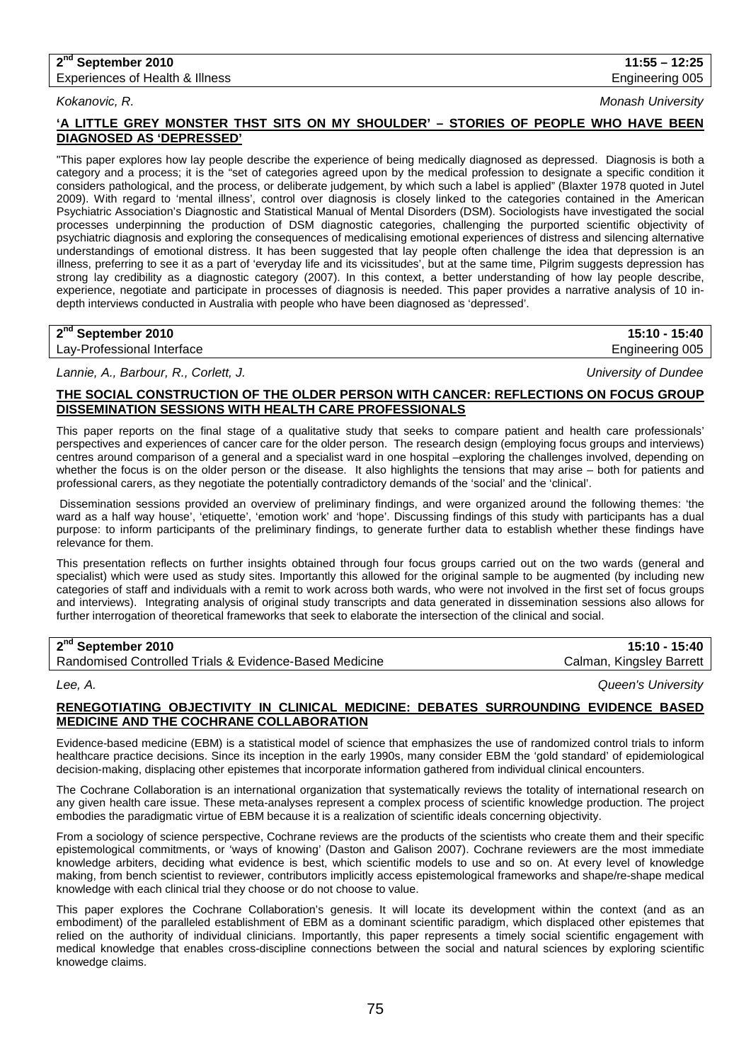**2nd September 2010** **11:55 – 12:25**
Experiences of Health & Illness — Engineering 005

*Kokanovic, R.* — *Monash University*

**'A LITTLE GREY MONSTER THST SITS ON MY SHOULDER' – STORIES OF PEOPLE WHO HAVE BEEN DIAGNOSED AS 'DEPRESSED'**

"This paper explores how lay people describe the experience of being medically diagnosed as depressed. Diagnosis is both a category and a process; it is the "set of categories agreed upon by the medical profession to designate a specific condition it considers pathological, and the process, or deliberate judgement, by which such a label is applied" (Blaxter 1978 quoted in Jutel 2009). With regard to 'mental illness', control over diagnosis is closely linked to the categories contained in the American Psychiatric Association's Diagnostic and Statistical Manual of Mental Disorders (DSM). Sociologists have investigated the social processes underpinning the production of DSM diagnostic categories, challenging the purported scientific objectivity of psychiatric diagnosis and exploring the consequences of medicalising emotional experiences of distress and silencing alternative understandings of emotional distress. It has been suggested that lay people often challenge the idea that depression is an illness, preferring to see it as a part of 'everyday life and its vicissitudes', but at the same time, Pilgrim suggests depression has strong lay credibility as a diagnostic category (2007). In this context, a better understanding of how lay people describe, experience, negotiate and participate in processes of diagnosis is needed. This paper provides a narrative analysis of 10 in-depth interviews conducted in Australia with people who have been diagnosed as 'depressed'.

**2nd September 2010** **15:10 - 15:40**
Lay-Professional Interface — Engineering 005

*Lannie, A., Barbour, R., Corlett, J.* — *University of Dundee*

**THE SOCIAL CONSTRUCTION OF THE OLDER PERSON WITH CANCER: REFLECTIONS ON FOCUS GROUP DISSEMINATION SESSIONS WITH HEALTH CARE PROFESSIONALS**

This paper reports on the final stage of a qualitative study that seeks to compare patient and health care professionals' perspectives and experiences of cancer care for the older person. The research design (employing focus groups and interviews) centres around comparison of a general and a specialist ward in one hospital –exploring the challenges involved, depending on whether the focus is on the older person or the disease. It also highlights the tensions that may arise – both for patients and professional carers, as they negotiate the potentially contradictory demands of the 'social' and the 'clinical'.

Dissemination sessions provided an overview of preliminary findings, and were organized around the following themes: 'the ward as a half way house', 'etiquette', 'emotion work' and 'hope'. Discussing findings of this study with participants has a dual purpose: to inform participants of the preliminary findings, to generate further data to establish whether these findings have relevance for them.

This presentation reflects on further insights obtained through four focus groups carried out on the two wards (general and specialist) which were used as study sites. Importantly this allowed for the original sample to be augmented (by including new categories of staff and individuals with a remit to work across both wards, who were not involved in the first set of focus groups and interviews). Integrating analysis of original study transcripts and data generated in dissemination sessions also allows for further interrogation of theoretical frameworks that seek to elaborate the intersection of the clinical and social.

**2nd September 2010** **15:10 - 15:40**
Randomised Controlled Trials & Evidence-Based Medicine — Calman, Kingsley Barrett

*Lee, A.* — *Queen's University*

**RENEGOTIATING OBJECTIVITY IN CLINICAL MEDICINE: DEBATES SURROUNDING EVIDENCE BASED MEDICINE AND THE COCHRANE COLLABORATION**

Evidence-based medicine (EBM) is a statistical model of science that emphasizes the use of randomized control trials to inform healthcare practice decisions. Since its inception in the early 1990s, many consider EBM the 'gold standard' of epidemiological decision-making, displacing other epistemes that incorporate information gathered from individual clinical encounters.

The Cochrane Collaboration is an international organization that systematically reviews the totality of international research on any given health care issue. These meta-analyses represent a complex process of scientific knowledge production. The project embodies the paradigmatic virtue of EBM because it is a realization of scientific ideals concerning objectivity.

From a sociology of science perspective, Cochrane reviews are the products of the scientists who create them and their specific epistemological commitments, or 'ways of knowing' (Daston and Galison 2007). Cochrane reviewers are the most immediate knowledge arbiters, deciding what evidence is best, which scientific models to use and so on. At every level of knowledge making, from bench scientist to reviewer, contributors implicitly access epistemological frameworks and shape/re-shape medical knowledge with each clinical trial they choose or do not choose to value.

This paper explores the Cochrane Collaboration's genesis. It will locate its development within the context (and as an embodiment) of the paralleled establishment of EBM as a dominant scientific paradigm, which displaced other epistemes that relied on the authority of individual clinicians. Importantly, this paper represents a timely social scientific engagement with medical knowledge that enables cross-discipline connections between the social and natural sciences by exploring scientific knowedge claims.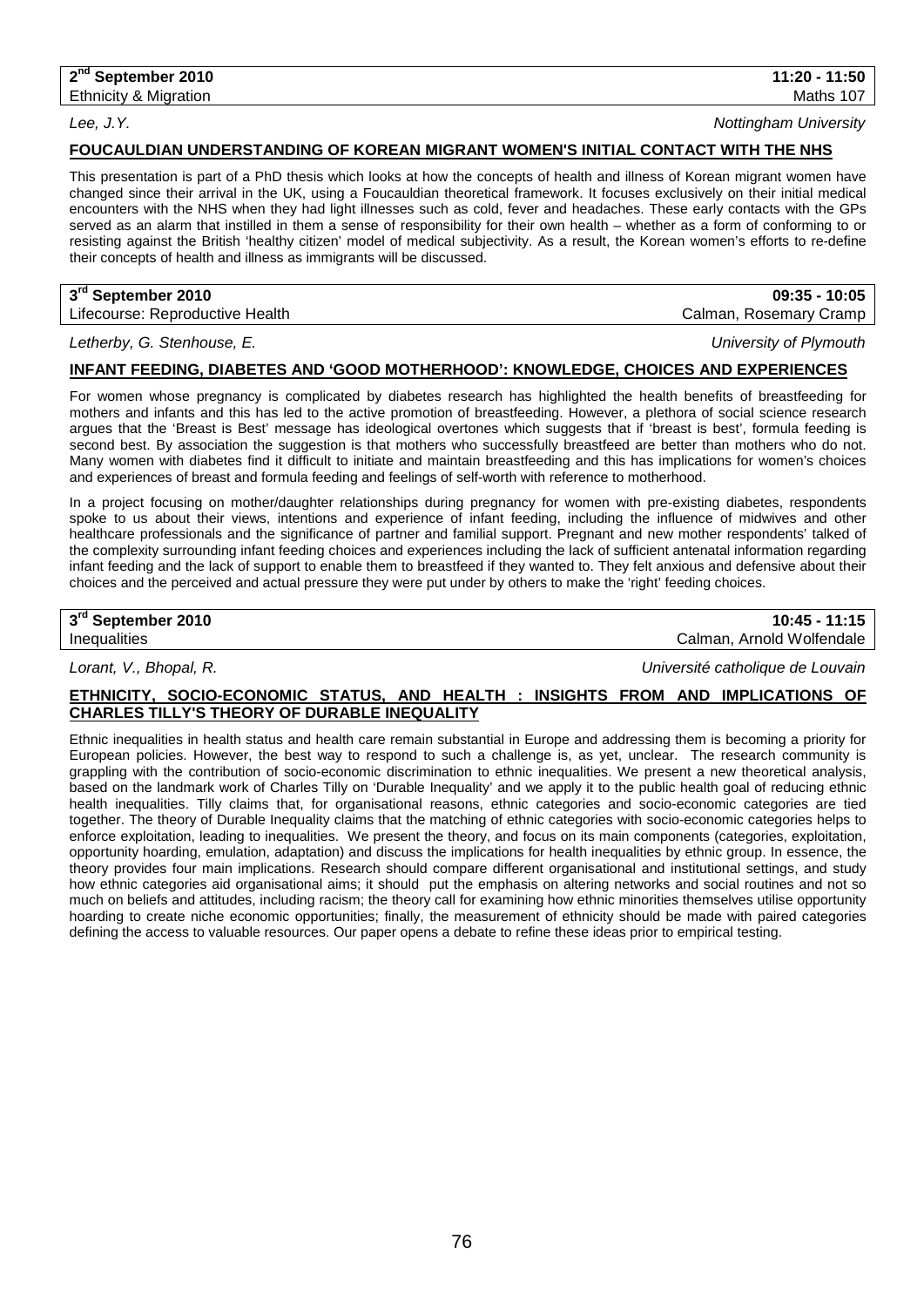**2nd September 2010** | **11:20 - 11:50**
Ethnicity & Migration | Maths 107

*Lee, J.Y.* | *Nottingham University*

## FOUCAULDIAN UNDERSTANDING OF KOREAN MIGRANT WOMEN'S INITIAL CONTACT WITH THE NHS

This presentation is part of a PhD thesis which looks at how the concepts of health and illness of Korean migrant women have changed since their arrival in the UK, using a Foucauldian theoretical framework. It focuses exclusively on their initial medical encounters with the NHS when they had light illnesses such as cold, fever and headaches. These early contacts with the GPs served as an alarm that instilled in them a sense of responsibility for their own health – whether as a form of conforming to or resisting against the British 'healthy citizen' model of medical subjectivity. As a result, the Korean women's efforts to re-define their concepts of health and illness as immigrants will be discussed.

---

**3rd September 2010** | **09:35 - 10:05**
Lifecourse: Reproductive Health | Calman, Rosemary Cramp

*Letherby, G. Stenhouse, E.* | *University of Plymouth*

## INFANT FEEDING, DIABETES AND 'GOOD MOTHERHOOD': KNOWLEDGE, CHOICES AND EXPERIENCES

For women whose pregnancy is complicated by diabetes research has highlighted the health benefits of breastfeeding for mothers and infants and this has led to the active promotion of breastfeeding. However, a plethora of social science research argues that the 'Breast is Best' message has ideological overtones which suggests that if 'breast is best', formula feeding is second best. By association the suggestion is that mothers who successfully breastfeed are better than mothers who do not. Many women with diabetes find it difficult to initiate and maintain breastfeeding and this has implications for women's choices and experiences of breast and formula feeding and feelings of self-worth with reference to motherhood.

In a project focusing on mother/daughter relationships during pregnancy for women with pre-existing diabetes, respondents spoke to us about their views, intentions and experience of infant feeding, including the influence of midwives and other healthcare professionals and the significance of partner and familial support. Pregnant and new mother respondents' talked of the complexity surrounding infant feeding choices and experiences including the lack of sufficient antenatal information regarding infant feeding and the lack of support to enable them to breastfeed if they wanted to. They felt anxious and defensive about their choices and the perceived and actual pressure they were put under by others to make the 'right' feeding choices.

---

**3rd September 2010** | **10:45 - 11:15**
Inequalities | Calman, Arnold Wolfendale

*Lorant, V., Bhopal, R.* | *Université catholique de Louvain*

## ETHNICITY, SOCIO-ECONOMIC STATUS, AND HEALTH : INSIGHTS FROM AND IMPLICATIONS OF CHARLES TILLY'S THEORY OF DURABLE INEQUALITY

Ethnic inequalities in health status and health care remain substantial in Europe and addressing them is becoming a priority for European policies. However, the best way to respond to such a challenge is, as yet, unclear. The research community is grappling with the contribution of socio-economic discrimination to ethnic inequalities. We present a new theoretical analysis, based on the landmark work of Charles Tilly on 'Durable Inequality' and we apply it to the public health goal of reducing ethnic health inequalities. Tilly claims that, for organisational reasons, ethnic categories and socio-economic categories are tied together. The theory of Durable Inequality claims that the matching of ethnic categories with socio-economic categories helps to enforce exploitation, leading to inequalities. We present the theory, and focus on its main components (categories, exploitation, opportunity hoarding, emulation, adaptation) and discuss the implications for health inequalities by ethnic group. In essence, the theory provides four main implications. Research should compare different organisational and institutional settings, and study how ethnic categories aid organisational aims; it should put the emphasis on altering networks and social routines and not so much on beliefs and attitudes, including racism; the theory call for examining how ethnic minorities themselves utilise opportunity hoarding to create niche economic opportunities; finally, the measurement of ethnicity should be made with paired categories defining the access to valuable resources. Our paper opens a debate to refine these ideas prior to empirical testing.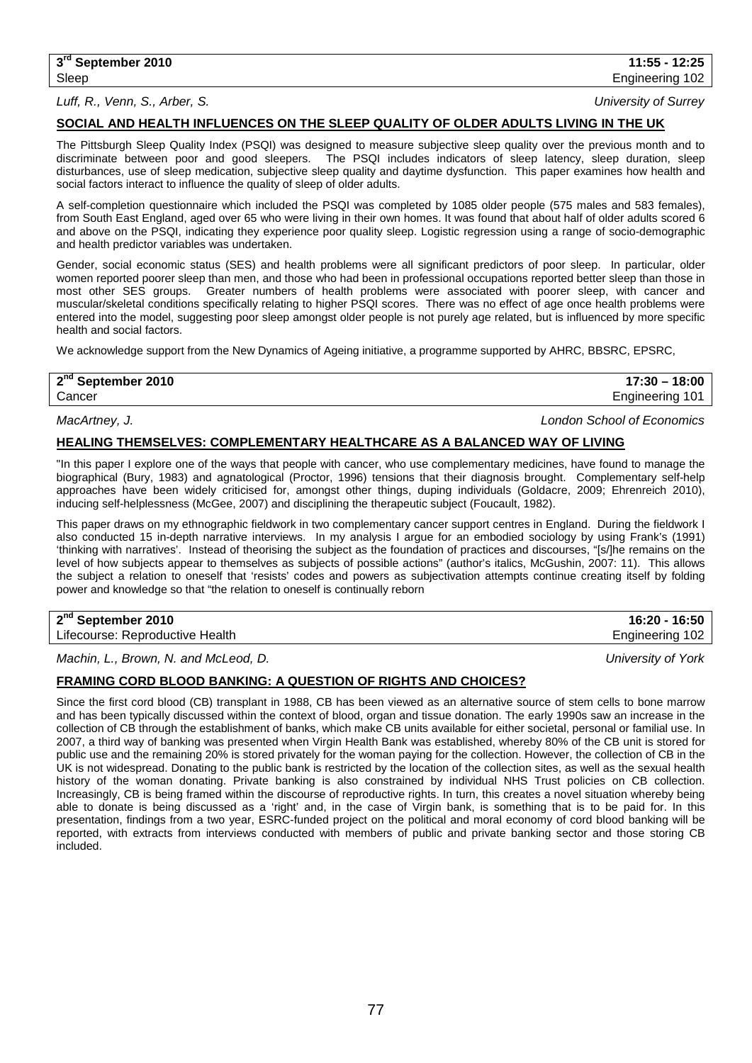| 3rd September 2010 | 11:55 - 12:25 |
|---|---|
| Sleep | Engineering 102 |

*Luff, R., Venn, S., Arber, S.* *University of Surrey*

**SOCIAL AND HEALTH INFLUENCES ON THE SLEEP QUALITY OF OLDER ADULTS LIVING IN THE UK**

The Pittsburgh Sleep Quality Index (PSQI) was designed to measure subjective sleep quality over the previous month and to discriminate between poor and good sleepers. The PSQI includes indicators of sleep latency, sleep duration, sleep disturbances, use of sleep medication, subjective sleep quality and daytime dysfunction. This paper examines how health and social factors interact to influence the quality of sleep of older adults.

A self-completion questionnaire which included the PSQI was completed by 1085 older people (575 males and 583 females), from South East England, aged over 65 who were living in their own homes. It was found that about half of older adults scored 6 and above on the PSQI, indicating they experience poor quality sleep. Logistic regression using a range of socio-demographic and health predictor variables was undertaken.

Gender, social economic status (SES) and health problems were all significant predictors of poor sleep. In particular, older women reported poorer sleep than men, and those who had been in professional occupations reported better sleep than those in most other SES groups. Greater numbers of health problems were associated with poorer sleep, with cancer and muscular/skeletal conditions specifically relating to higher PSQI scores. There was no effect of age once health problems were entered into the model, suggesting poor sleep amongst older people is not purely age related, but is influenced by more specific health and social factors.

We acknowledge support from the New Dynamics of Ageing initiative, a programme supported by AHRC, BBSRC, EPSRC,

| 2nd September 2010 | 17:30 – 18:00 |
|---|---|
| Cancer | Engineering 101 |

*MacArtney, J.* *London School of Economics*

**HEALING THEMSELVES: COMPLEMENTARY HEALTHCARE AS A BALANCED WAY OF LIVING**

"In this paper I explore one of the ways that people with cancer, who use complementary medicines, have found to manage the biographical (Bury, 1983) and agnatological (Proctor, 1996) tensions that their diagnosis brought. Complementary self-help approaches have been widely criticised for, amongst other things, duping individuals (Goldacre, 2009; Ehrenreich 2010), inducing self-helplessness (McGee, 2007) and disciplining the therapeutic subject (Foucault, 1982).

This paper draws on my ethnographic fieldwork in two complementary cancer support centres in England. During the fieldwork I also conducted 15 in-depth narrative interviews. In my analysis I argue for an embodied sociology by using Frank's (1991) 'thinking with narratives'. Instead of theorising the subject as the foundation of practices and discourses, "[s/]he remains on the level of how subjects appear to themselves as subjects of possible actions" (author's italics, McGushin, 2007: 11). This allows the subject a relation to oneself that 'resists' codes and powers as subjectivation attempts continue creating itself by folding power and knowledge so that "the relation to oneself is continually reborn

| 2nd September 2010 | 16:20 - 16:50 |
|---|---|
| Lifecourse: Reproductive Health | Engineering 102 |

*Machin, L., Brown, N. and McLeod, D.* *University of York*

**FRAMING CORD BLOOD BANKING: A QUESTION OF RIGHTS AND CHOICES?**

Since the first cord blood (CB) transplant in 1988, CB has been viewed as an alternative source of stem cells to bone marrow and has been typically discussed within the context of blood, organ and tissue donation. The early 1990s saw an increase in the collection of CB through the establishment of banks, which make CB units available for either societal, personal or familial use. In 2007, a third way of banking was presented when Virgin Health Bank was established, whereby 80% of the CB unit is stored for public use and the remaining 20% is stored privately for the woman paying for the collection. However, the collection of CB in the UK is not widespread. Donating to the public bank is restricted by the location of the collection sites, as well as the sexual health history of the woman donating. Private banking is also constrained by individual NHS Trust policies on CB collection. Increasingly, CB is being framed within the discourse of reproductive rights. In turn, this creates a novel situation whereby being able to donate is being discussed as a 'right' and, in the case of Virgin bank, is something that is to be paid for. In this presentation, findings from a two year, ESRC-funded project on the political and moral economy of cord blood banking will be reported, with extracts from interviews conducted with members of public and private banking sector and those storing CB included.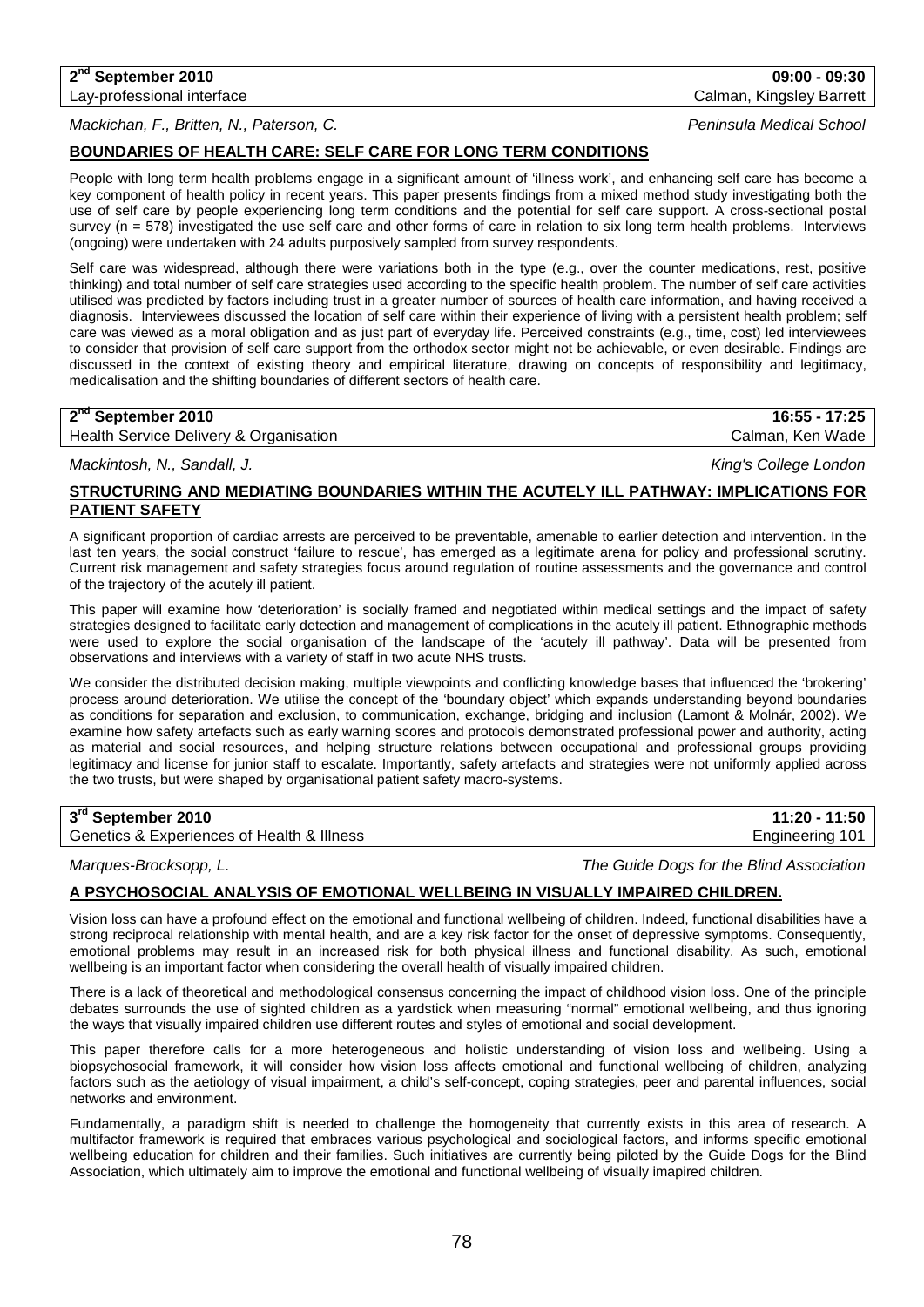**2nd September 2010** **09:00 - 09:30**
Lay-professional interface Calman, Kingsley Barrett

*Mackichan, F., Britten, N., Paterson, C.* *Peninsula Medical School*

## BOUNDARIES OF HEALTH CARE: SELF CARE FOR LONG TERM CONDITIONS

People with long term health problems engage in a significant amount of 'illness work', and enhancing self care has become a key component of health policy in recent years. This paper presents findings from a mixed method study investigating both the use of self care by people experiencing long term conditions and the potential for self care support. A cross-sectional postal survey (n = 578) investigated the use self care and other forms of care in relation to six long term health problems. Interviews (ongoing) were undertaken with 24 adults purposively sampled from survey respondents.

Self care was widespread, although there were variations both in the type (e.g., over the counter medications, rest, positive thinking) and total number of self care strategies used according to the specific health problem. The number of self care activities utilised was predicted by factors including trust in a greater number of sources of health care information, and having received a diagnosis. Interviewees discussed the location of self care within their experience of living with a persistent health problem; self care was viewed as a moral obligation and as just part of everyday life. Perceived constraints (e.g., time, cost) led interviewees to consider that provision of self care support from the orthodox sector might not be achievable, or even desirable. Findings are discussed in the context of existing theory and empirical literature, drawing on concepts of responsibility and legitimacy, medicalisation and the shifting boundaries of different sectors of health care.

**2nd September 2010** **16:55 - 17:25**
Health Service Delivery & Organisation Calman, Ken Wade

*Mackintosh, N., Sandall, J.* *King's College London*

## STRUCTURING AND MEDIATING BOUNDARIES WITHIN THE ACUTELY ILL PATHWAY: IMPLICATIONS FOR PATIENT SAFETY

A significant proportion of cardiac arrests are perceived to be preventable, amenable to earlier detection and intervention. In the last ten years, the social construct 'failure to rescue', has emerged as a legitimate arena for policy and professional scrutiny. Current risk management and safety strategies focus around regulation of routine assessments and the governance and control of the trajectory of the acutely ill patient.

This paper will examine how 'deterioration' is socially framed and negotiated within medical settings and the impact of safety strategies designed to facilitate early detection and management of complications in the acutely ill patient. Ethnographic methods were used to explore the social organisation of the landscape of the 'acutely ill pathway'. Data will be presented from observations and interviews with a variety of staff in two acute NHS trusts.

We consider the distributed decision making, multiple viewpoints and conflicting knowledge bases that influenced the 'brokering' process around deterioration. We utilise the concept of the 'boundary object' which expands understanding beyond boundaries as conditions for separation and exclusion, to communication, exchange, bridging and inclusion (Lamont & Molnár, 2002). We examine how safety artefacts such as early warning scores and protocols demonstrated professional power and authority, acting as material and social resources, and helping structure relations between occupational and professional groups providing legitimacy and license for junior staff to escalate. Importantly, safety artefacts and strategies were not uniformly applied across the two trusts, but were shaped by organisational patient safety macro-systems.

**3rd September 2010** **11:20 - 11:50**
Genetics & Experiences of Health & Illness Engineering 101

*Marques-Brocksopp, L.* *The Guide Dogs for the Blind Association*

## A PSYCHOSOCIAL ANALYSIS OF EMOTIONAL WELLBEING IN VISUALLY IMPAIRED CHILDREN.

Vision loss can have a profound effect on the emotional and functional wellbeing of children. Indeed, functional disabilities have a strong reciprocal relationship with mental health, and are a key risk factor for the onset of depressive symptoms. Consequently, emotional problems may result in an increased risk for both physical illness and functional disability. As such, emotional wellbeing is an important factor when considering the overall health of visually impaired children.

There is a lack of theoretical and methodological consensus concerning the impact of childhood vision loss. One of the principle debates surrounds the use of sighted children as a yardstick when measuring "normal" emotional wellbeing, and thus ignoring the ways that visually impaired children use different routes and styles of emotional and social development.

This paper therefore calls for a more heterogeneous and holistic understanding of vision loss and wellbeing. Using a biopsychosocial framework, it will consider how vision loss affects emotional and functional wellbeing of children, analyzing factors such as the aetiology of visual impairment, a child's self-concept, coping strategies, peer and parental influences, social networks and environment.

Fundamentally, a paradigm shift is needed to challenge the homogeneity that currently exists in this area of research. A multifactor framework is required that embraces various psychological and sociological factors, and informs specific emotional wellbeing education for children and their families. Such initiatives are currently being piloted by the Guide Dogs for the Blind Association, which ultimately aim to improve the emotional and functional wellbeing of visually imapired children.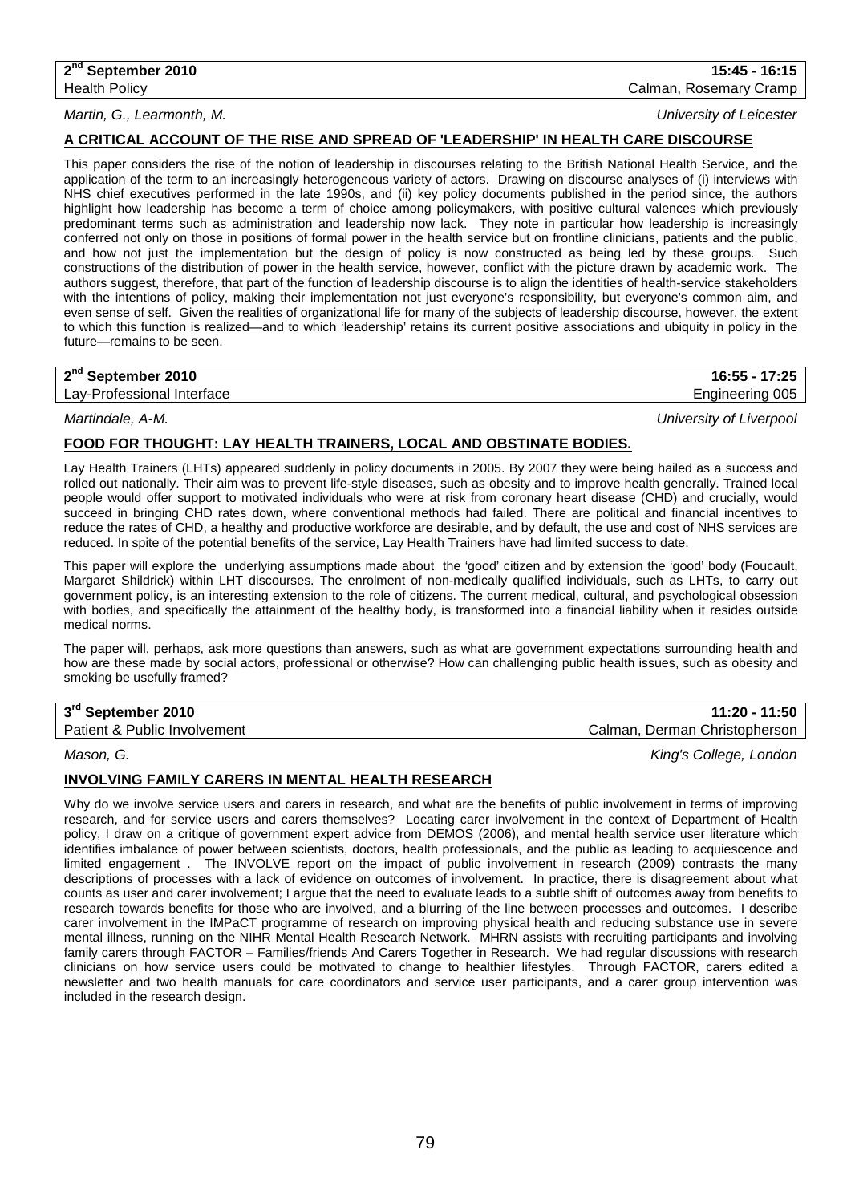**2nd September 2010** | **15:45 - 16:15**
Health Policy | Calman, Rosemary Cramp

*Martin, G., Learmonth, M.* — *University of Leicester*

## A CRITICAL ACCOUNT OF THE RISE AND SPREAD OF 'LEADERSHIP' IN HEALTH CARE DISCOURSE

This paper considers the rise of the notion of leadership in discourses relating to the British National Health Service, and the application of the term to an increasingly heterogeneous variety of actors. Drawing on discourse analyses of (i) interviews with NHS chief executives performed in the late 1990s, and (ii) key policy documents published in the period since, the authors highlight how leadership has become a term of choice among policymakers, with positive cultural valences which previously predominant terms such as administration and leadership now lack. They note in particular how leadership is increasingly conferred not only on those in positions of formal power in the health service but on frontline clinicians, patients and the public, and how not just the implementation but the design of policy is now constructed as being led by these groups. Such constructions of the distribution of power in the health service, however, conflict with the picture drawn by academic work. The authors suggest, therefore, that part of the function of leadership discourse is to align the identities of health-service stakeholders with the intentions of policy, making their implementation not just everyone's responsibility, but everyone's common aim, and even sense of self. Given the realities of organizational life for many of the subjects of leadership discourse, however, the extent to which this function is realized—and to which 'leadership' retains its current positive associations and ubiquity in policy in the future—remains to be seen.

**2nd September 2010** | **16:55 - 17:25**
Lay-Professional Interface | Engineering 005

*Martindale, A-M.* — *University of Liverpool*

## FOOD FOR THOUGHT: LAY HEALTH TRAINERS, LOCAL AND OBSTINATE BODIES.

Lay Health Trainers (LHTs) appeared suddenly in policy documents in 2005. By 2007 they were being hailed as a success and rolled out nationally. Their aim was to prevent life-style diseases, such as obesity and to improve health generally. Trained local people would offer support to motivated individuals who were at risk from coronary heart disease (CHD) and crucially, would succeed in bringing CHD rates down, where conventional methods had failed. There are political and financial incentives to reduce the rates of CHD, a healthy and productive workforce are desirable, and by default, the use and cost of NHS services are reduced. In spite of the potential benefits of the service, Lay Health Trainers have had limited success to date.

This paper will explore the underlying assumptions made about the 'good' citizen and by extension the 'good' body (Foucault, Margaret Shildrick) within LHT discourses. The enrolment of non-medically qualified individuals, such as LHTs, to carry out government policy, is an interesting extension to the role of citizens. The current medical, cultural, and psychological obsession with bodies, and specifically the attainment of the healthy body, is transformed into a financial liability when it resides outside medical norms.

The paper will, perhaps, ask more questions than answers, such as what are government expectations surrounding health and how are these made by social actors, professional or otherwise? How can challenging public health issues, such as obesity and smoking be usefully framed?

**3rd September 2010** | **11:20 - 11:50**
Patient & Public Involvement | Calman, Derman Christopherson

*Mason, G.* — *King's College, London*

## INVOLVING FAMILY CARERS IN MENTAL HEALTH RESEARCH

Why do we involve service users and carers in research, and what are the benefits of public involvement in terms of improving research, and for service users and carers themselves? Locating carer involvement in the context of Department of Health policy, I draw on a critique of government expert advice from DEMOS (2006), and mental health service user literature which identifies imbalance of power between scientists, doctors, health professionals, and the public as leading to acquiescence and limited engagement . The INVOLVE report on the impact of public involvement in research (2009) contrasts the many descriptions of processes with a lack of evidence on outcomes of involvement. In practice, there is disagreement about what counts as user and carer involvement; I argue that the need to evaluate leads to a subtle shift of outcomes away from benefits to research towards benefits for those who are involved, and a blurring of the line between processes and outcomes. I describe carer involvement in the IMPaCT programme of research on improving physical health and reducing substance use in severe mental illness, running on the NIHR Mental Health Research Network. MHRN assists with recruiting participants and involving family carers through FACTOR – Families/friends And Carers Together in Research. We had regular discussions with research clinicians on how service users could be motivated to change to healthier lifestyles. Through FACTOR, carers edited a newsletter and two health manuals for care coordinators and service user participants, and a carer group intervention was included in the research design.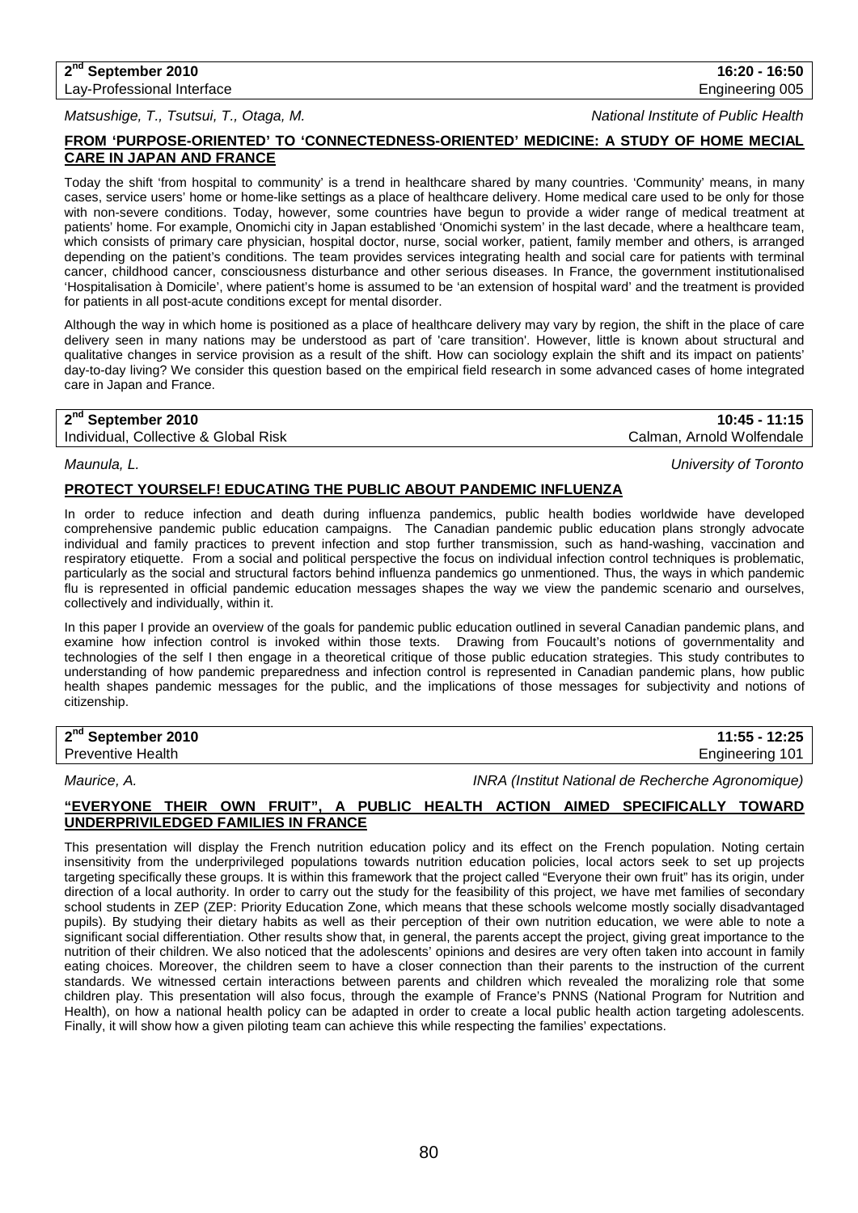**2nd September 2010** **16:20 - 16:50**
Lay-Professional Interface Engineering 005

*Matsushige, T., Tsutsui, T., Otaga, M.* *National Institute of Public Health*

**FROM 'PURPOSE-ORIENTED' TO 'CONNECTEDNESS-ORIENTED' MEDICINE: A STUDY OF HOME MECIAL CARE IN JAPAN AND FRANCE**

Today the shift 'from hospital to community' is a trend in healthcare shared by many countries. 'Community' means, in many cases, service users' home or home-like settings as a place of healthcare delivery. Home medical care used to be only for those with non-severe conditions. Today, however, some countries have begun to provide a wider range of medical treatment at patients' home. For example, Onomichi city in Japan established 'Onomichi system' in the last decade, where a healthcare team, which consists of primary care physician, hospital doctor, nurse, social worker, patient, family member and others, is arranged depending on the patient's conditions. The team provides services integrating health and social care for patients with terminal cancer, childhood cancer, consciousness disturbance and other serious diseases. In France, the government institutionalised 'Hospitalisation à Domicile', where patient's home is assumed to be 'an extension of hospital ward' and the treatment is provided for patients in all post-acute conditions except for mental disorder.

Although the way in which home is positioned as a place of healthcare delivery may vary by region, the shift in the place of care delivery seen in many nations may be understood as part of 'care transition'. However, little is known about structural and qualitative changes in service provision as a result of the shift. How can sociology explain the shift and its impact on patients' day-to-day living? We consider this question based on the empirical field research in some advanced cases of home integrated care in Japan and France.

**2nd September 2010** **10:45 - 11:15**
Individual, Collective & Global Risk Calman, Arnold Wolfendale

*Maunula, L.* *University of Toronto*

**PROTECT YOURSELF! EDUCATING THE PUBLIC ABOUT PANDEMIC INFLUENZA**

In order to reduce infection and death during influenza pandemics, public health bodies worldwide have developed comprehensive pandemic public education campaigns. The Canadian pandemic public education plans strongly advocate individual and family practices to prevent infection and stop further transmission, such as hand-washing, vaccination and respiratory etiquette. From a social and political perspective the focus on individual infection control techniques is problematic, particularly as the social and structural factors behind influenza pandemics go unmentioned. Thus, the ways in which pandemic flu is represented in official pandemic education messages shapes the way we view the pandemic scenario and ourselves, collectively and individually, within it.

In this paper I provide an overview of the goals for pandemic public education outlined in several Canadian pandemic plans, and examine how infection control is invoked within those texts. Drawing from Foucault's notions of governmentality and technologies of the self I then engage in a theoretical critique of those public education strategies. This study contributes to understanding of how pandemic preparedness and infection control is represented in Canadian pandemic plans, how public health shapes pandemic messages for the public, and the implications of those messages for subjectivity and notions of citizenship.

**2nd September 2010** **11:55 - 12:25**
Preventive Health Engineering 101

*Maurice, A.* *INRA (Institut National de Recherche Agronomique)*

**"EVERYONE THEIR OWN FRUIT", A PUBLIC HEALTH ACTION AIMED SPECIFICALLY TOWARD UNDERPRIVILEDGED FAMILIES IN FRANCE**

This presentation will display the French nutrition education policy and its effect on the French population. Noting certain insensitivity from the underprivileged populations towards nutrition education policies, local actors seek to set up projects targeting specifically these groups. It is within this framework that the project called "Everyone their own fruit" has its origin, under direction of a local authority. In order to carry out the study for the feasibility of this project, we have met families of secondary school students in ZEP (ZEP: Priority Education Zone, which means that these schools welcome mostly socially disadvantaged pupils). By studying their dietary habits as well as their perception of their own nutrition education, we were able to note a significant social differentiation. Other results show that, in general, the parents accept the project, giving great importance to the nutrition of their children. We also noticed that the adolescents' opinions and desires are very often taken into account in family eating choices. Moreover, the children seem to have a closer connection than their parents to the instruction of the current standards. We witnessed certain interactions between parents and children which revealed the moralizing role that some children play. This presentation will also focus, through the example of France's PNNS (National Program for Nutrition and Health), on how a national health policy can be adapted in order to create a local public health action targeting adolescents. Finally, it will show how a given piloting team can achieve this while respecting the families' expectations.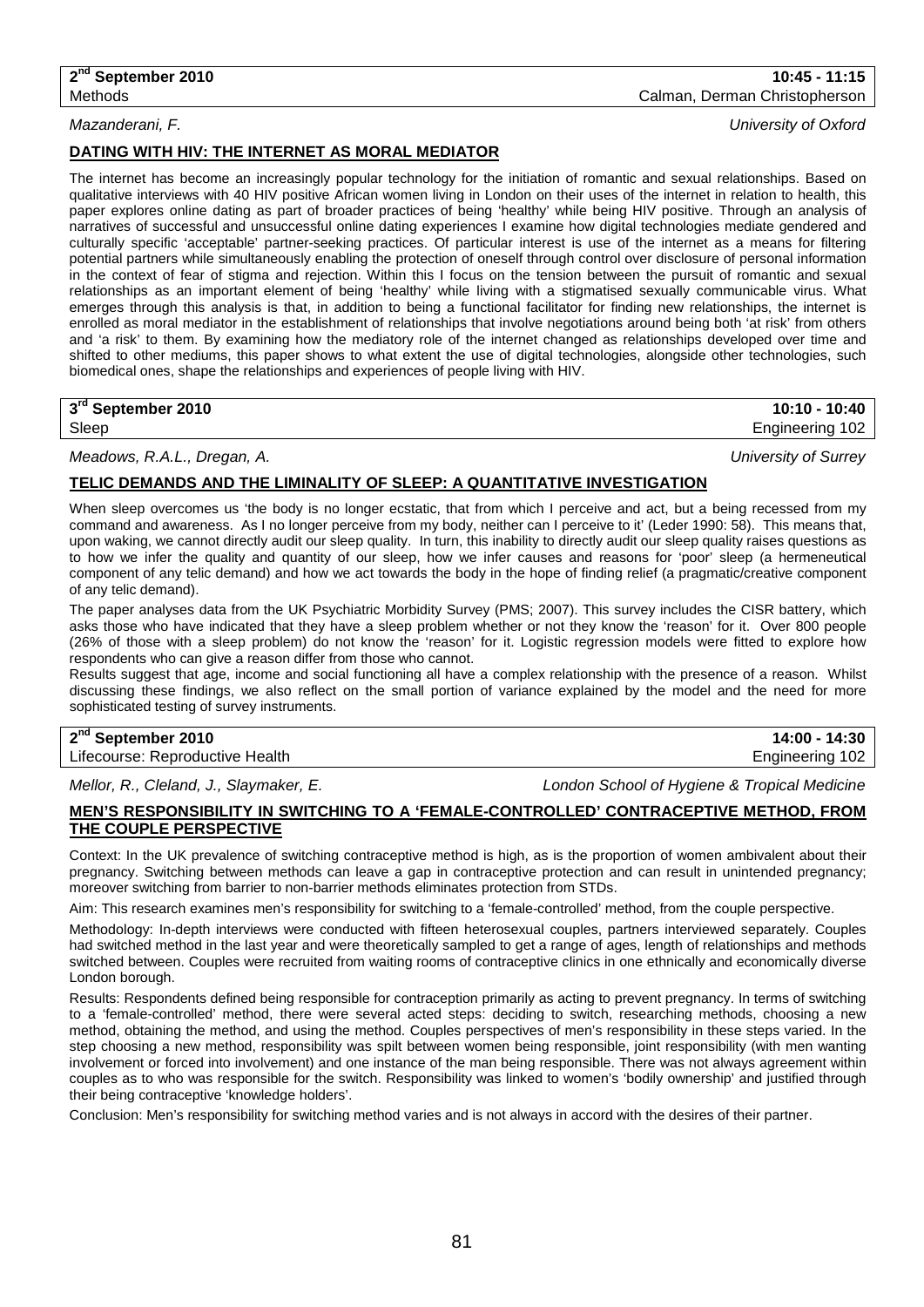**2nd September 2010** | **10:45 - 11:15**
Methods | Calman, Derman Christopherson

*Mazanderani, F.* *University of Oxford*

**DATING WITH HIV: THE INTERNET AS MORAL MEDIATOR**

The internet has become an increasingly popular technology for the initiation of romantic and sexual relationships. Based on qualitative interviews with 40 HIV positive African women living in London on their uses of the internet in relation to health, this paper explores online dating as part of broader practices of being 'healthy' while being HIV positive. Through an analysis of narratives of successful and unsuccessful online dating experiences I examine how digital technologies mediate gendered and culturally specific 'acceptable' partner-seeking practices. Of particular interest is use of the internet as a means for filtering potential partners while simultaneously enabling the protection of oneself through control over disclosure of personal information in the context of fear of stigma and rejection. Within this I focus on the tension between the pursuit of romantic and sexual relationships as an important element of being 'healthy' while living with a stigmatised sexually communicable virus. What emerges through this analysis is that, in addition to being a functional facilitator for finding new relationships, the internet is enrolled as moral mediator in the establishment of relationships that involve negotiations around being both 'at risk' from others and 'a risk' to them. By examining how the mediatory role of the internet changed as relationships developed over time and shifted to other mediums, this paper shows to what extent the use of digital technologies, alongside other technologies, such biomedical ones, shape the relationships and experiences of people living with HIV.

**3rd September 2010** | **10:10 - 10:40**
Sleep | Engineering 102

*Meadows, R.A.L., Dregan, A.* *University of Surrey*

**TELIC DEMANDS AND THE LIMINALITY OF SLEEP: A QUANTITATIVE INVESTIGATION**

When sleep overcomes us 'the body is no longer ecstatic, that from which I perceive and act, but a being recessed from my command and awareness. As I no longer perceive from my body, neither can I perceive to it' (Leder 1990: 58). This means that, upon waking, we cannot directly audit our sleep quality. In turn, this inability to directly audit our sleep quality raises questions as to how we infer the quality and quantity of our sleep, how we infer causes and reasons for 'poor' sleep (a hermeneutical component of any telic demand) and how we act towards the body in the hope of finding relief (a pragmatic/creative component of any telic demand).

The paper analyses data from the UK Psychiatric Morbidity Survey (PMS; 2007). This survey includes the CISR battery, which asks those who have indicated that they have a sleep problem whether or not they know the 'reason' for it. Over 800 people (26% of those with a sleep problem) do not know the 'reason' for it. Logistic regression models were fitted to explore how respondents who can give a reason differ from those who cannot.

Results suggest that age, income and social functioning all have a complex relationship with the presence of a reason. Whilst discussing these findings, we also reflect on the small portion of variance explained by the model and the need for more sophisticated testing of survey instruments.

**2nd September 2010** | **14:00 - 14:30**
Lifecourse: Reproductive Health | Engineering 102

*Mellor, R., Cleland, J., Slaymaker, E.* *London School of Hygiene & Tropical Medicine*

**MEN'S RESPONSIBILITY IN SWITCHING TO A 'FEMALE-CONTROLLED' CONTRACEPTIVE METHOD, FROM THE COUPLE PERSPECTIVE**

Context: In the UK prevalence of switching contraceptive method is high, as is the proportion of women ambivalent about their pregnancy. Switching between methods can leave a gap in contraceptive protection and can result in unintended pregnancy; moreover switching from barrier to non-barrier methods eliminates protection from STDs.

Aim: This research examines men's responsibility for switching to a 'female-controlled' method, from the couple perspective.

Methodology: In-depth interviews were conducted with fifteen heterosexual couples, partners interviewed separately. Couples had switched method in the last year and were theoretically sampled to get a range of ages, length of relationships and methods switched between. Couples were recruited from waiting rooms of contraceptive clinics in one ethnically and economically diverse London borough.

Results: Respondents defined being responsible for contraception primarily as acting to prevent pregnancy. In terms of switching to a 'female-controlled' method, there were several acted steps: deciding to switch, researching methods, choosing a new method, obtaining the method, and using the method. Couples perspectives of men's responsibility in these steps varied. In the step choosing a new method, responsibility was spilt between women being responsible, joint responsibility (with men wanting involvement or forced into involvement) and one instance of the man being responsible. There was not always agreement within couples as to who was responsible for the switch. Responsibility was linked to women's 'bodily ownership' and justified through their being contraceptive 'knowledge holders'.

Conclusion: Men's responsibility for switching method varies and is not always in accord with the desires of their partner.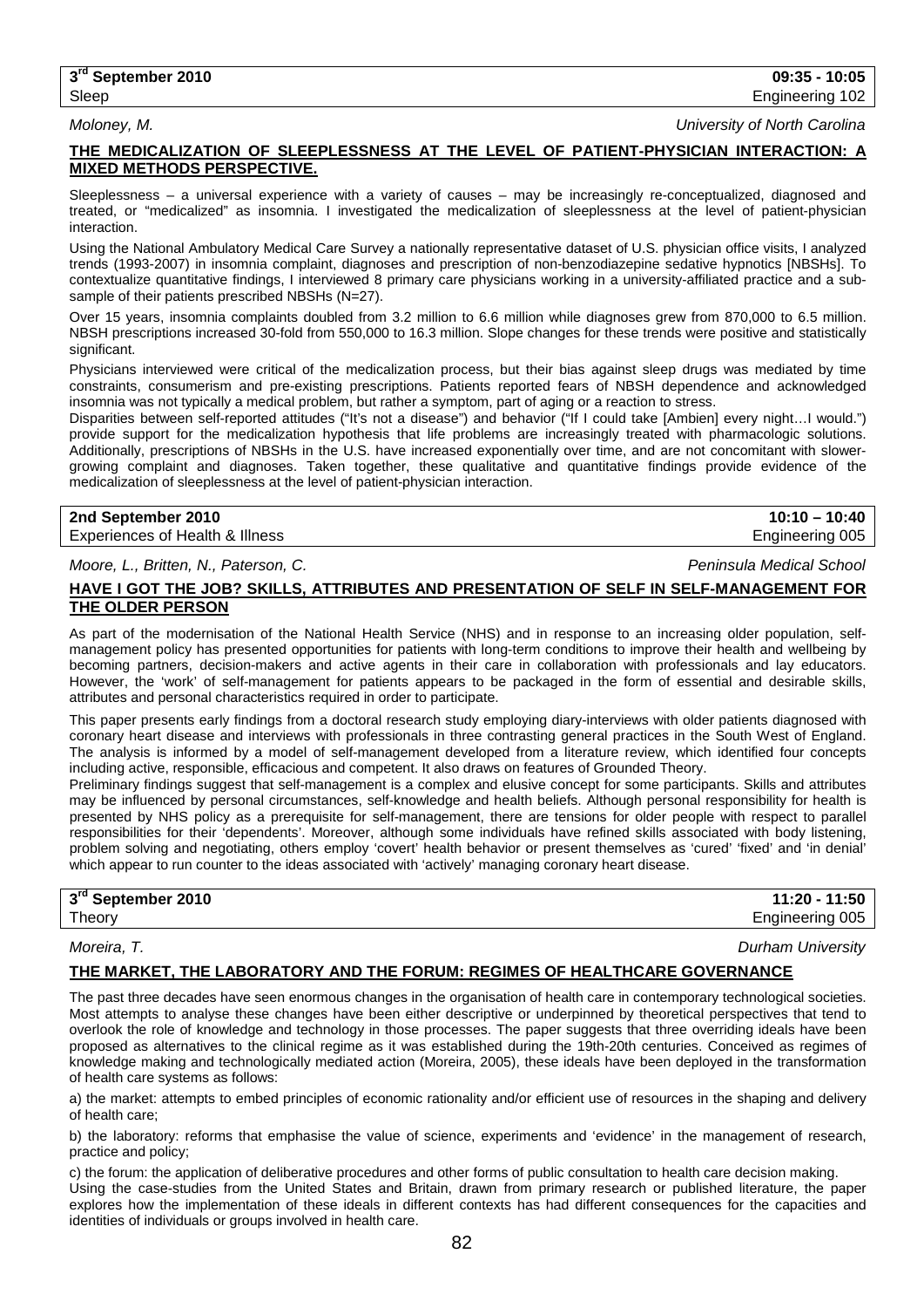**3rd September 2010** | **09:35 - 10:05**

Sleep | Engineering 102

*Moloney, M.* | *University of North Carolina*

**THE MEDICALIZATION OF SLEEPLESSNESS AT THE LEVEL OF PATIENT-PHYSICIAN INTERACTION: A MIXED METHODS PERSPECTIVE.**

Sleeplessness – a universal experience with a variety of causes – may be increasingly re-conceptualized, diagnosed and treated, or "medicalized" as insomnia. I investigated the medicalization of sleeplessness at the level of patient-physician interaction.

Using the National Ambulatory Medical Care Survey a nationally representative dataset of U.S. physician office visits, I analyzed trends (1993-2007) in insomnia complaint, diagnoses and prescription of non-benzodiazepine sedative hypnotics [NBSHs]. To contextualize quantitative findings, I interviewed 8 primary care physicians working in a university-affiliated practice and a sub-sample of their patients prescribed NBSHs (N=27).

Over 15 years, insomnia complaints doubled from 3.2 million to 6.6 million while diagnoses grew from 870,000 to 6.5 million. NBSH prescriptions increased 30-fold from 550,000 to 16.3 million. Slope changes for these trends were positive and statistically significant.

Physicians interviewed were critical of the medicalization process, but their bias against sleep drugs was mediated by time constraints, consumerism and pre-existing prescriptions. Patients reported fears of NBSH dependence and acknowledged insomnia was not typically a medical problem, but rather a symptom, part of aging or a reaction to stress.

Disparities between self-reported attitudes ("It's not a disease") and behavior ("If I could take [Ambien] every night…I would.") provide support for the medicalization hypothesis that life problems are increasingly treated with pharmacologic solutions. Additionally, prescriptions of NBSHs in the U.S. have increased exponentially over time, and are not concomitant with slower-growing complaint and diagnoses. Taken together, these qualitative and quantitative findings provide evidence of the medicalization of sleeplessness at the level of patient-physician interaction.

**2nd September 2010** | **10:10 – 10:40**

Experiences of Health & Illness | Engineering 005

*Moore, L., Britten, N., Paterson, C.* | *Peninsula Medical School*

**HAVE I GOT THE JOB? SKILLS, ATTRIBUTES AND PRESENTATION OF SELF IN SELF-MANAGEMENT FOR THE OLDER PERSON**

As part of the modernisation of the National Health Service (NHS) and in response to an increasing older population, self-management policy has presented opportunities for patients with long-term conditions to improve their health and wellbeing by becoming partners, decision-makers and active agents in their care in collaboration with professionals and lay educators. However, the 'work' of self-management for patients appears to be packaged in the form of essential and desirable skills, attributes and personal characteristics required in order to participate.

This paper presents early findings from a doctoral research study employing diary-interviews with older patients diagnosed with coronary heart disease and interviews with professionals in three contrasting general practices in the South West of England. The analysis is informed by a model of self-management developed from a literature review, which identified four concepts including active, responsible, efficacious and competent. It also draws on features of Grounded Theory.

Preliminary findings suggest that self-management is a complex and elusive concept for some participants. Skills and attributes may be influenced by personal circumstances, self-knowledge and health beliefs. Although personal responsibility for health is presented by NHS policy as a prerequisite for self-management, there are tensions for older people with respect to parallel responsibilities for their 'dependents'. Moreover, although some individuals have refined skills associated with body listening, problem solving and negotiating, others employ 'covert' health behavior or present themselves as 'cured' 'fixed' and 'in denial' which appear to run counter to the ideas associated with 'actively' managing coronary heart disease.

**3rd September 2010** | **11:20 - 11:50**

Theory | Engineering 005

*Moreira, T.* | *Durham University*

**THE MARKET, THE LABORATORY AND THE FORUM: REGIMES OF HEALTHCARE GOVERNANCE**

The past three decades have seen enormous changes in the organisation of health care in contemporary technological societies. Most attempts to analyse these changes have been either descriptive or underpinned by theoretical perspectives that tend to overlook the role of knowledge and technology in those processes. The paper suggests that three overriding ideals have been proposed as alternatives to the clinical regime as it was established during the 19th-20th centuries. Conceived as regimes of knowledge making and technologically mediated action (Moreira, 2005), these ideals have been deployed in the transformation of health care systems as follows:

a) the market: attempts to embed principles of economic rationality and/or efficient use of resources in the shaping and delivery of health care;

b) the laboratory: reforms that emphasise the value of science, experiments and 'evidence' in the management of research, practice and policy;

c) the forum: the application of deliberative procedures and other forms of public consultation to health care decision making.

Using the case-studies from the United States and Britain, drawn from primary research or published literature, the paper explores how the implementation of these ideals in different contexts has had different consequences for the capacities and identities of individuals or groups involved in health care.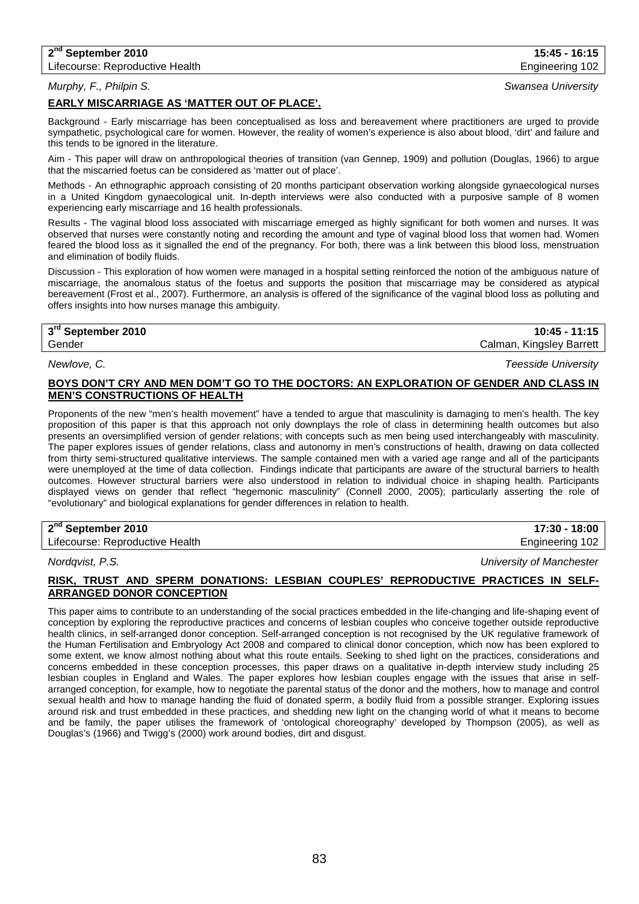**2nd September 2010** | **15:45 - 16:15**

Lifecourse: Reproductive Health | Engineering 102

*Murphy, F., Philpin S.* — *Swansea University*

**EARLY MISCARRIAGE AS 'MATTER OUT OF PLACE'.**

Background - Early miscarriage has been conceptualised as loss and bereavement where practitioners are urged to provide sympathetic, psychological care for women. However, the reality of women's experience is also about blood, 'dirt' and failure and this tends to be ignored in the literature.

Aim - This paper will draw on anthropological theories of transition (van Gennep, 1909) and pollution (Douglas, 1966) to argue that the miscarried foetus can be considered as 'matter out of place'.

Methods - An ethnographic approach consisting of 20 months participant observation working alongside gynaecological nurses in a United Kingdom gynaecological unit. In-depth interviews were also conducted with a purposive sample of 8 women experiencing early miscarriage and 16 health professionals.

Results - The vaginal blood loss associated with miscarriage emerged as highly significant for both women and nurses. It was observed that nurses were constantly noting and recording the amount and type of vaginal blood loss that women had. Women feared the blood loss as it signalled the end of the pregnancy. For both, there was a link between this blood loss, menstruation and elimination of bodily fluids.

Discussion - This exploration of how women were managed in a hospital setting reinforced the notion of the ambiguous nature of miscarriage, the anomalous status of the foetus and supports the position that miscarriage may be considered as atypical bereavement (Frost et al., 2007). Furthermore, an analysis is offered of the significance of the vaginal blood loss as polluting and offers insights into how nurses manage this ambiguity.

---

**3rd September 2010** | **10:45 - 11:15**

Gender | Calman, Kingsley Barrett

*Newlove, C.* — *Teesside University*

**BOYS DON'T CRY AND MEN DOM'T GO TO THE DOCTORS: AN EXPLORATION OF GENDER AND CLASS IN MEN'S CONSTRUCTIONS OF HEALTH**

Proponents of the new "men's health movement" have a tended to argue that masculinity is damaging to men's health. The key proposition of this paper is that this approach not only downplays the role of class in determining health outcomes but also presents an oversimplified version of gender relations; with concepts such as men being used interchangeably with masculinity. The paper explores issues of gender relations, class and autonomy in men's constructions of health, drawing on data collected from thirty semi-structured qualitative interviews. The sample contained men with a varied age range and all of the participants were unemployed at the time of data collection. Findings indicate that participants are aware of the structural barriers to health outcomes. However structural barriers were also understood in relation to individual choice in shaping health. Participants displayed views on gender that reflect "hegemonic masculinity" (Connell 2000, 2005); particularly asserting the role of "evolutionary" and biological explanations for gender differences in relation to health.

---

**2nd September 2010** | **17:30 - 18:00**

Lifecourse: Reproductive Health | Engineering 102

*Nordqvist, P.S.* — *University of Manchester*

**RISK, TRUST AND SPERM DONATIONS: LESBIAN COUPLES' REPRODUCTIVE PRACTICES IN SELF-ARRANGED DONOR CONCEPTION**

This paper aims to contribute to an understanding of the social practices embedded in the life-changing and life-shaping event of conception by exploring the reproductive practices and concerns of lesbian couples who conceive together outside reproductive health clinics, in self-arranged donor conception. Self-arranged conception is not recognised by the UK regulative framework of the Human Fertilisation and Embryology Act 2008 and compared to clinical donor conception, which now has been explored to some extent, we know almost nothing about what this route entails. Seeking to shed light on the practices, considerations and concerns embedded in these conception processes, this paper draws on a qualitative in-depth interview study including 25 lesbian couples in England and Wales. The paper explores how lesbian couples engage with the issues that arise in self-arranged conception, for example, how to negotiate the parental status of the donor and the mothers, how to manage and control sexual health and how to manage handing the fluid of donated sperm, a bodily fluid from a possible stranger. Exploring issues around risk and trust embedded in these practices, and shedding new light on the changing world of what it means to become and be family, the paper utilises the framework of 'ontological choreography' developed by Thompson (2005), as well as Douglas's (1966) and Twigg's (2000) work around bodies, dirt and disgust.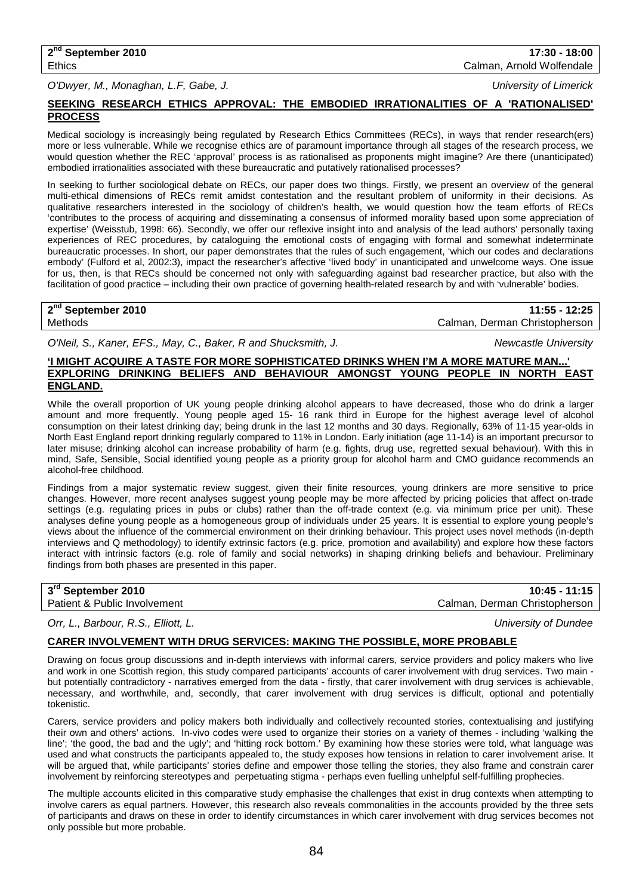**2nd September 2010** | **17:30 - 18:00**
Ethics | Calman, Arnold Wolfendale

*O'Dwyer, M., Monaghan, L.F, Gabe, J.* — *University of Limerick*

**SEEKING RESEARCH ETHICS APPROVAL: THE EMBODIED IRRATIONALITIES OF A 'RATIONALISED' PROCESS**

Medical sociology is increasingly being regulated by Research Ethics Committees (RECs), in ways that render research(ers) more or less vulnerable. While we recognise ethics are of paramount importance through all stages of the research process, we would question whether the REC 'approval' process is as rationalised as proponents might imagine? Are there (unanticipated) embodied irrationalities associated with these bureaucratic and putatively rationalised processes?

In seeking to further sociological debate on RECs, our paper does two things. Firstly, we present an overview of the general multi-ethical dimensions of RECs remit amidst contestation and the resultant problem of uniformity in their decisions. As qualitative researchers interested in the sociology of children's health, we would question how the team efforts of RECs 'contributes to the process of acquiring and disseminating a consensus of informed morality based upon some appreciation of expertise' (Weisstub, 1998: 66). Secondly, we offer our reflexive insight into and analysis of the lead authors' personally taxing experiences of REC procedures, by cataloguing the emotional costs of engaging with formal and somewhat indeterminate bureaucratic processes. In short, our paper demonstrates that the rules of such engagement, 'which our codes and declarations embody' (Fulford et al, 2002:3), impact the researcher's affective 'lived body' in unanticipated and unwelcome ways. One issue for us, then, is that RECs should be concerned not only with safeguarding against bad researcher practice, but also with the facilitation of good practice – including their own practice of governing health-related research by and with 'vulnerable' bodies.

**2nd September 2010** | **11:55 - 12:25**
Methods | Calman, Derman Christopherson

*O'Neil, S., Kaner, EFS., May, C., Baker, R and Shucksmith, J.* — *Newcastle University*

**'I MIGHT ACQUIRE A TASTE FOR MORE SOPHISTICATED DRINKS WHEN I'M A MORE MATURE MAN...' EXPLORING DRINKING BELIEFS AND BEHAVIOUR AMONGST YOUNG PEOPLE IN NORTH EAST ENGLAND.**

While the overall proportion of UK young people drinking alcohol appears to have decreased, those who do drink a larger amount and more frequently. Young people aged 15- 16 rank third in Europe for the highest average level of alcohol consumption on their latest drinking day; being drunk in the last 12 months and 30 days. Regionally, 63% of 11-15 year-olds in North East England report drinking regularly compared to 11% in London. Early initiation (age 11-14) is an important precursor to later misuse; drinking alcohol can increase probability of harm (e.g. fights, drug use, regretted sexual behaviour). With this in mind, Safe, Sensible, Social identified young people as a priority group for alcohol harm and CMO guidance recommends an alcohol-free childhood.

Findings from a major systematic review suggest, given their finite resources, young drinkers are more sensitive to price changes. However, more recent analyses suggest young people may be more affected by pricing policies that affect on-trade settings (e.g. regulating prices in pubs or clubs) rather than the off-trade context (e.g. via minimum price per unit). These analyses define young people as a homogeneous group of individuals under 25 years. It is essential to explore young people's views about the influence of the commercial environment on their drinking behaviour. This project uses novel methods (in-depth interviews and Q methodology) to identify extrinsic factors (e.g. price, promotion and availability) and explore how these factors interact with intrinsic factors (e.g. role of family and social networks) in shaping drinking beliefs and behaviour. Preliminary findings from both phases are presented in this paper.

**3rd September 2010** | **10:45 - 11:15**
Patient & Public Involvement | Calman, Derman Christopherson

*Orr, L., Barbour, R.S., Elliott, L.* — *University of Dundee*

**CARER INVOLVEMENT WITH DRUG SERVICES: MAKING THE POSSIBLE, MORE PROBABLE**

Drawing on focus group discussions and in-depth interviews with informal carers, service providers and policy makers who live and work in one Scottish region, this study compared participants' accounts of carer involvement with drug services. Two main - but potentially contradictory - narratives emerged from the data - firstly, that carer involvement with drug services is achievable, necessary, and worthwhile, and, secondly, that carer involvement with drug services is difficult, optional and potentially tokenistic.

Carers, service providers and policy makers both individually and collectively recounted stories, contextualising and justifying their own and others' actions. In-vivo codes were used to organize their stories on a variety of themes - including 'walking the line'; 'the good, the bad and the ugly'; and 'hitting rock bottom.' By examining how these stories were told, what language was used and what constructs the participants appealed to, the study exposes how tensions in relation to carer involvement arise. It will be argued that, while participants' stories define and empower those telling the stories, they also frame and constrain carer involvement by reinforcing stereotypes and perpetuating stigma - perhaps even fuelling unhelpful self-fulfilling prophecies.

The multiple accounts elicited in this comparative study emphasise the challenges that exist in drug contexts when attempting to involve carers as equal partners. However, this research also reveals commonalities in the accounts provided by the three sets of participants and draws on these in order to identify circumstances in which carer involvement with drug services becomes not only possible but more probable.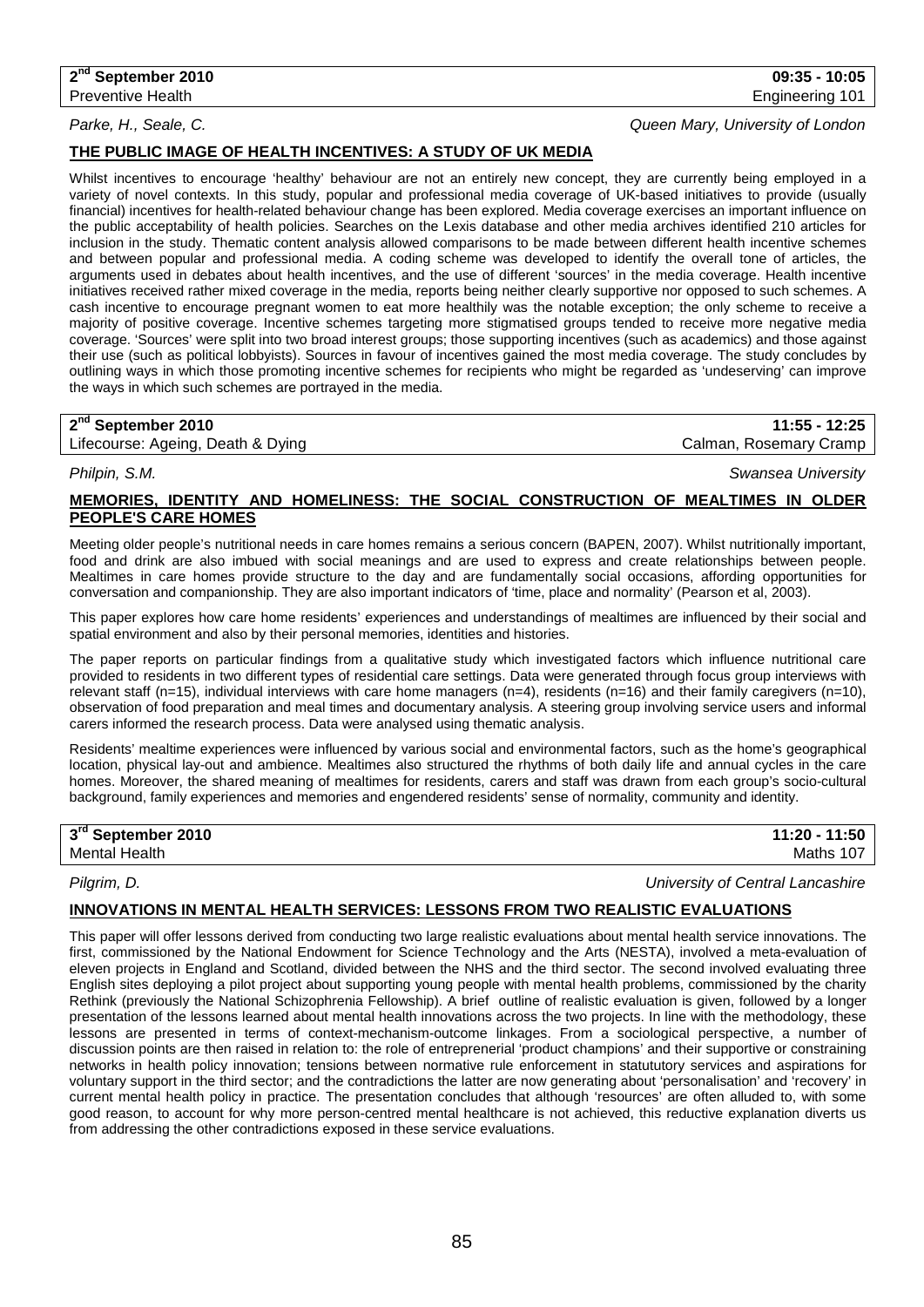**2nd September 2010** | **09:35 - 10:05**
Preventive Health | Engineering 101

*Parke, H., Seale, C.* — *Queen Mary, University of London*

## THE PUBLIC IMAGE OF HEALTH INCENTIVES: A STUDY OF UK MEDIA

Whilst incentives to encourage 'healthy' behaviour are not an entirely new concept, they are currently being employed in a variety of novel contexts. In this study, popular and professional media coverage of UK-based initiatives to provide (usually financial) incentives for health-related behaviour change has been explored. Media coverage exercises an important influence on the public acceptability of health policies. Searches on the Lexis database and other media archives identified 210 articles for inclusion in the study. Thematic content analysis allowed comparisons to be made between different health incentive schemes and between popular and professional media. A coding scheme was developed to identify the overall tone of articles, the arguments used in debates about health incentives, and the use of different 'sources' in the media coverage. Health incentive initiatives received rather mixed coverage in the media, reports being neither clearly supportive nor opposed to such schemes. A cash incentive to encourage pregnant women to eat more healthily was the notable exception; the only scheme to receive a majority of positive coverage. Incentive schemes targeting more stigmatised groups tended to receive more negative media coverage. 'Sources' were split into two broad interest groups; those supporting incentives (such as academics) and those against their use (such as political lobbyists). Sources in favour of incentives gained the most media coverage. The study concludes by outlining ways in which those promoting incentive schemes for recipients who might be regarded as 'undeserving' can improve the ways in which such schemes are portrayed in the media.

**2nd September 2010** | **11:55 - 12:25**
Lifecourse: Ageing, Death & Dying | Calman, Rosemary Cramp

*Philpin, S.M.* — *Swansea University*

## MEMORIES, IDENTITY AND HOMELINESS: THE SOCIAL CONSTRUCTION OF MEALTIMES IN OLDER PEOPLE'S CARE HOMES

Meeting older people's nutritional needs in care homes remains a serious concern (BAPEN, 2007). Whilst nutritionally important, food and drink are also imbued with social meanings and are used to express and create relationships between people. Mealtimes in care homes provide structure to the day and are fundamentally social occasions, affording opportunities for conversation and companionship. They are also important indicators of 'time, place and normality' (Pearson et al, 2003).

This paper explores how care home residents' experiences and understandings of mealtimes are influenced by their social and spatial environment and also by their personal memories, identities and histories.

The paper reports on particular findings from a qualitative study which investigated factors which influence nutritional care provided to residents in two different types of residential care settings. Data were generated through focus group interviews with relevant staff (n=15), individual interviews with care home managers (n=4), residents (n=16) and their family caregivers (n=10), observation of food preparation and meal times and documentary analysis. A steering group involving service users and informal carers informed the research process. Data were analysed using thematic analysis.

Residents' mealtime experiences were influenced by various social and environmental factors, such as the home's geographical location, physical lay-out and ambience. Mealtimes also structured the rhythms of both daily life and annual cycles in the care homes. Moreover, the shared meaning of mealtimes for residents, carers and staff was drawn from each group's socio-cultural background, family experiences and memories and engendered residents' sense of normality, community and identity.

**3rd September 2010** | **11:20 - 11:50**
Mental Health | Maths 107

*Pilgrim, D.* — *University of Central Lancashire*

## INNOVATIONS IN MENTAL HEALTH SERVICES: LESSONS FROM TWO REALISTIC EVALUATIONS

This paper will offer lessons derived from conducting two large realistic evaluations about mental health service innovations. The first, commissioned by the National Endowment for Science Technology and the Arts (NESTA), involved a meta-evaluation of eleven projects in England and Scotland, divided between the NHS and the third sector. The second involved evaluating three English sites deploying a pilot project about supporting young people with mental health problems, commissioned by the charity Rethink (previously the National Schizophrenia Fellowship). A brief outline of realistic evaluation is given, followed by a longer presentation of the lessons learned about mental health innovations across the two projects. In line with the methodology, these lessons are presented in terms of context-mechanism-outcome linkages. From a sociological perspective, a number of discussion points are then raised in relation to: the role of entreprenerial 'product champions' and their supportive or constraining networks in health policy innovation; tensions between normative rule enforcement in statututory services and aspirations for voluntary support in the third sector; and the contradictions the latter are now generating about 'personalisation' and 'recovery' in current mental health policy in practice. The presentation concludes that although 'resources' are often alluded to, with some good reason, to account for why more person-centred mental healthcare is not achieved, this reductive explanation diverts us from addressing the other contradictions exposed in these service evaluations.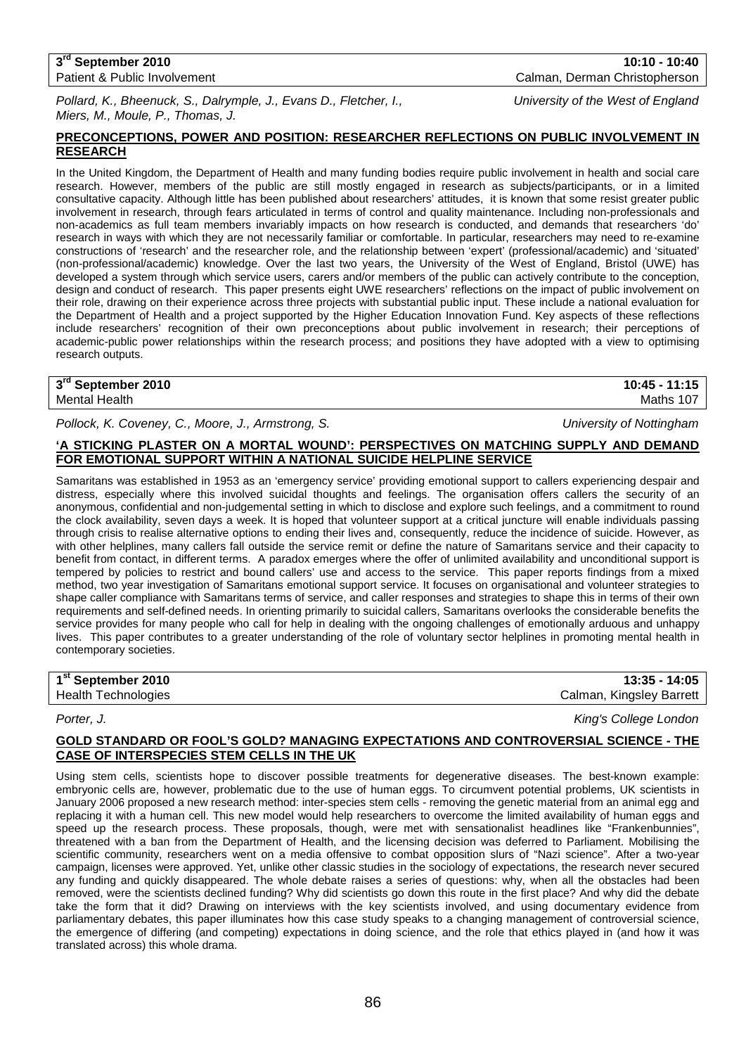**3rd September 2010** | **10:10 - 10:40**
Patient & Public Involvement | Calman, Derman Christopherson

*Pollard, K., Bheenuck, S., Dalrymple, J., Evans D., Fletcher, I., Miers, M., Moule, P., Thomas, J.* — *University of the West of England*

**PRECONCEPTIONS, POWER AND POSITION: RESEARCHER REFLECTIONS ON PUBLIC INVOLVEMENT IN RESEARCH**

In the United Kingdom, the Department of Health and many funding bodies require public involvement in health and social care research. However, members of the public are still mostly engaged in research as subjects/participants, or in a limited consultative capacity. Although little has been published about researchers' attitudes, it is known that some resist greater public involvement in research, through fears articulated in terms of control and quality maintenance. Including non-professionals and non-academics as full team members invariably impacts on how research is conducted, and demands that researchers 'do' research in ways with which they are not necessarily familiar or comfortable. In particular, researchers may need to re-examine constructions of 'research' and the researcher role, and the relationship between 'expert' (professional/academic) and 'situated' (non-professional/academic) knowledge. Over the last two years, the University of the West of England, Bristol (UWE) has developed a system through which service users, carers and/or members of the public can actively contribute to the conception, design and conduct of research. This paper presents eight UWE researchers' reflections on the impact of public involvement on their role, drawing on their experience across three projects with substantial public input. These include a national evaluation for the Department of Health and a project supported by the Higher Education Innovation Fund. Key aspects of these reflections include researchers' recognition of their own preconceptions about public involvement in research; their perceptions of academic-public power relationships within the research process; and positions they have adopted with a view to optimising research outputs.

**3rd September 2010** | **10:45 - 11:15**
Mental Health | Maths 107

*Pollock, K. Coveney, C., Moore, J., Armstrong, S.* — *University of Nottingham*

**'A STICKING PLASTER ON A MORTAL WOUND': PERSPECTIVES ON MATCHING SUPPLY AND DEMAND FOR EMOTIONAL SUPPORT WITHIN A NATIONAL SUICIDE HELPLINE SERVICE**

Samaritans was established in 1953 as an 'emergency service' providing emotional support to callers experiencing despair and distress, especially where this involved suicidal thoughts and feelings. The organisation offers callers the security of an anonymous, confidential and non-judgemental setting in which to disclose and explore such feelings, and a commitment to round the clock availability, seven days a week. It is hoped that volunteer support at a critical juncture will enable individuals passing through crisis to realise alternative options to ending their lives and, consequently, reduce the incidence of suicide. However, as with other helplines, many callers fall outside the service remit or define the nature of Samaritans service and their capacity to benefit from contact, in different terms. A paradox emerges where the offer of unlimited availability and unconditional support is tempered by policies to restrict and bound callers' use and access to the service. This paper reports findings from a mixed method, two year investigation of Samaritans emotional support service. It focuses on organisational and volunteer strategies to shape caller compliance with Samaritans terms of service, and caller responses and strategies to shape this in terms of their own requirements and self-defined needs. In orienting primarily to suicidal callers, Samaritans overlooks the considerable benefits the service provides for many people who call for help in dealing with the ongoing challenges of emotionally arduous and unhappy lives. This paper contributes to a greater understanding of the role of voluntary sector helplines in promoting mental health in contemporary societies.

**1st September 2010** | **13:35 - 14:05**
Health Technologies | Calman, Kingsley Barrett

*Porter, J.* — *King's College London*

**GOLD STANDARD OR FOOL'S GOLD? MANAGING EXPECTATIONS AND CONTROVERSIAL SCIENCE - THE CASE OF INTERSPECIES STEM CELLS IN THE UK**

Using stem cells, scientists hope to discover possible treatments for degenerative diseases. The best-known example: embryonic cells are, however, problematic due to the use of human eggs. To circumvent potential problems, UK scientists in January 2006 proposed a new research method: inter-species stem cells - removing the genetic material from an animal egg and replacing it with a human cell. This new model would help researchers to overcome the limited availability of human eggs and speed up the research process. These proposals, though, were met with sensationalist headlines like "Frankenbunnies", threatened with a ban from the Department of Health, and the licensing decision was deferred to Parliament. Mobilising the scientific community, researchers went on a media offensive to combat opposition slurs of "Nazi science". After a two-year campaign, licenses were approved. Yet, unlike other classic studies in the sociology of expectations, the research never secured any funding and quickly disappeared. The whole debate raises a series of questions: why, when all the obstacles had been removed, were the scientists declined funding? Why did scientists go down this route in the first place? And why did the debate take the form that it did? Drawing on interviews with the key scientists involved, and using documentary evidence from parliamentary debates, this paper illuminates how this case study speaks to a changing management of controversial science, the emergence of differing (and competing) expectations in doing science, and the role that ethics played in (and how it was translated across) this whole drama.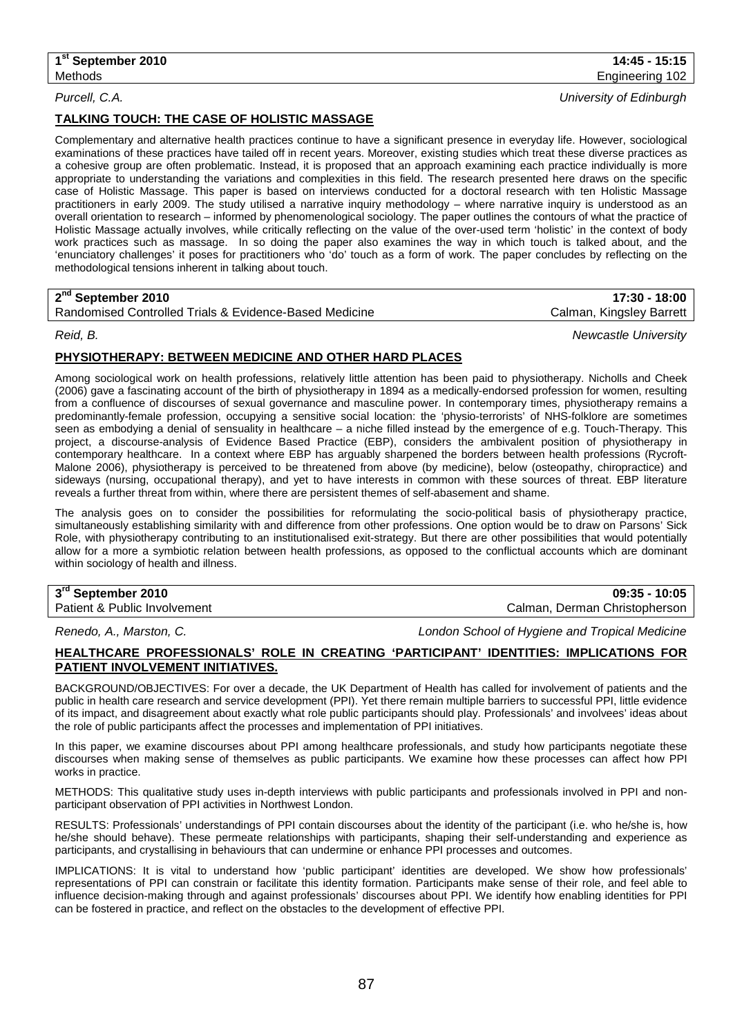| 1st September 2010 | 14:45 - 15:15 |
|---|---|
| Methods | Engineering 102 |

*Purcell, C.A.* *University of Edinburgh*

**TALKING TOUCH: THE CASE OF HOLISTIC MASSAGE**

Complementary and alternative health practices continue to have a significant presence in everyday life. However, sociological examinations of these practices have tailed off in recent years. Moreover, existing studies which treat these diverse practices as a cohesive group are often problematic. Instead, it is proposed that an approach examining each practice individually is more appropriate to understanding the variations and complexities in this field. The research presented here draws on the specific case of Holistic Massage. This paper is based on interviews conducted for a doctoral research with ten Holistic Massage practitioners in early 2009. The study utilised a narrative inquiry methodology – where narrative inquiry is understood as an overall orientation to research – informed by phenomenological sociology. The paper outlines the contours of what the practice of Holistic Massage actually involves, while critically reflecting on the value of the over-used term 'holistic' in the context of body work practices such as massage. In so doing the paper also examines the way in which touch is talked about, and the 'enunciatory challenges' it poses for practitioners who 'do' touch as a form of work. The paper concludes by reflecting on the methodological tensions inherent in talking about touch.

| 2nd September 2010 | 17:30 - 18:00 |
|---|---|
| Randomised Controlled Trials & Evidence-Based Medicine | Calman, Kingsley Barrett |

*Reid, B.* *Newcastle University*

**PHYSIOTHERAPY: BETWEEN MEDICINE AND OTHER HARD PLACES**

Among sociological work on health professions, relatively little attention has been paid to physiotherapy. Nicholls and Cheek (2006) gave a fascinating account of the birth of physiotherapy in 1894 as a medically-endorsed profession for women, resulting from a confluence of discourses of sexual governance and masculine power. In contemporary times, physiotherapy remains a predominantly-female profession, occupying a sensitive social location: the 'physio-terrorists' of NHS-folklore are sometimes seen as embodying a denial of sensuality in healthcare – a niche filled instead by the emergence of e.g. Touch-Therapy. This project, a discourse-analysis of Evidence Based Practice (EBP), considers the ambivalent position of physiotherapy in contemporary healthcare. In a context where EBP has arguably sharpened the borders between health professions (Rycroft-Malone 2006), physiotherapy is perceived to be threatened from above (by medicine), below (osteopathy, chiropractice) and sideways (nursing, occupational therapy), and yet to have interests in common with these sources of threat. EBP literature reveals a further threat from within, where there are persistent themes of self-abasement and shame.

The analysis goes on to consider the possibilities for reformulating the socio-political basis of physiotherapy practice, simultaneously establishing similarity with and difference from other professions. One option would be to draw on Parsons' Sick Role, with physiotherapy contributing to an institutionalised exit-strategy. But there are other possibilities that would potentially allow for a more a symbiotic relation between health professions, as opposed to the conflictual accounts which are dominant within sociology of health and illness.

| 3rd September 2010 | 09:35 - 10:05 |
|---|---|
| Patient & Public Involvement | Calman, Derman Christopherson |

*Renedo, A., Marston, C.* *London School of Hygiene and Tropical Medicine*

**HEALTHCARE PROFESSIONALS' ROLE IN CREATING 'PARTICIPANT' IDENTITIES: IMPLICATIONS FOR PATIENT INVOLVEMENT INITIATIVES.**

BACKGROUND/OBJECTIVES: For over a decade, the UK Department of Health has called for involvement of patients and the public in health care research and service development (PPI). Yet there remain multiple barriers to successful PPI, little evidence of its impact, and disagreement about exactly what role public participants should play. Professionals' and involvees' ideas about the role of public participants affect the processes and implementation of PPI initiatives.

In this paper, we examine discourses about PPI among healthcare professionals, and study how participants negotiate these discourses when making sense of themselves as public participants. We examine how these processes can affect how PPI works in practice.

METHODS: This qualitative study uses in-depth interviews with public participants and professionals involved in PPI and non-participant observation of PPI activities in Northwest London.

RESULTS: Professionals' understandings of PPI contain discourses about the identity of the participant (i.e. who he/she is, how he/she should behave). These permeate relationships with participants, shaping their self-understanding and experience as participants, and crystallising in behaviours that can undermine or enhance PPI processes and outcomes.

IMPLICATIONS: It is vital to understand how 'public participant' identities are developed. We show how professionals' representations of PPI can constrain or facilitate this identity formation. Participants make sense of their role, and feel able to influence decision-making through and against professionals' discourses about PPI. We identify how enabling identities for PPI can be fostered in practice, and reflect on the obstacles to the development of effective PPI.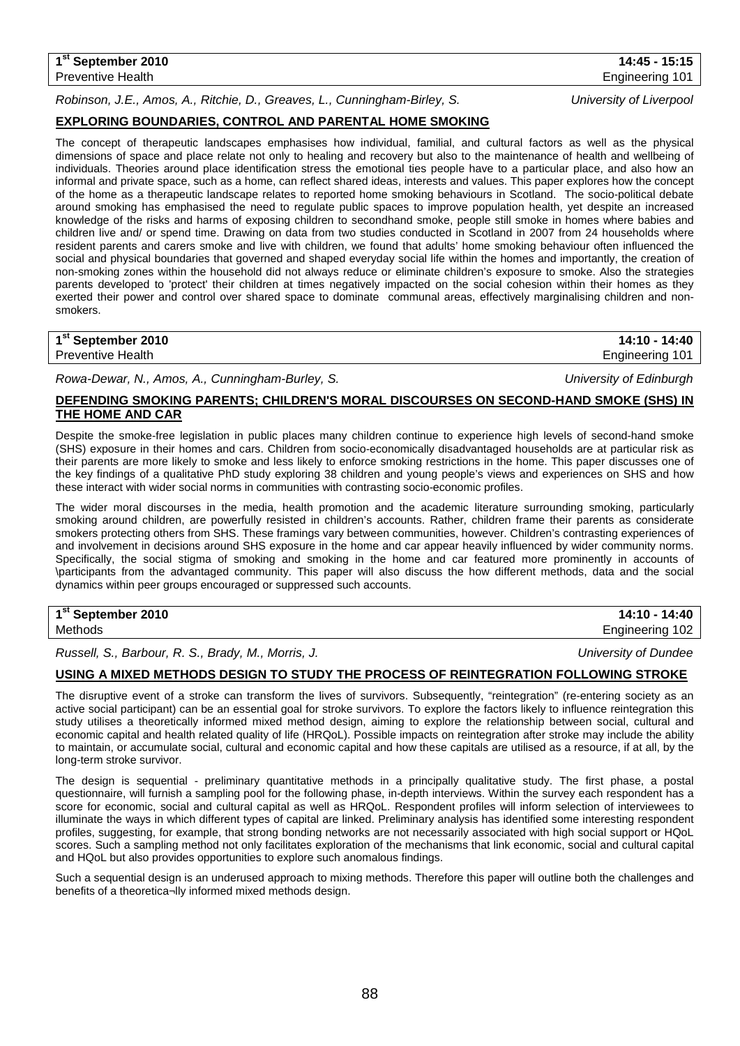**1st September 2010** **14:45 - 15:15**
Preventive Health Engineering 101

*Robinson, J.E., Amos, A., Ritchie, D., Greaves, L., Cunningham-Birley, S.* *University of Liverpool*

**EXPLORING BOUNDARIES, CONTROL AND PARENTAL HOME SMOKING**

The concept of therapeutic landscapes emphasises how individual, familial, and cultural factors as well as the physical dimensions of space and place relate not only to healing and recovery but also to the maintenance of health and wellbeing of individuals. Theories around place identification stress the emotional ties people have to a particular place, and also how an informal and private space, such as a home, can reflect shared ideas, interests and values. This paper explores how the concept of the home as a therapeutic landscape relates to reported home smoking behaviours in Scotland. The socio-political debate around smoking has emphasised the need to regulate public spaces to improve population health, yet despite an increased knowledge of the risks and harms of exposing children to secondhand smoke, people still smoke in homes where babies and children live and/ or spend time. Drawing on data from two studies conducted in Scotland in 2007 from 24 households where resident parents and carers smoke and live with children, we found that adults' home smoking behaviour often influenced the social and physical boundaries that governed and shaped everyday social life within the homes and importantly, the creation of non-smoking zones within the household did not always reduce or eliminate children's exposure to smoke. Also the strategies parents developed to 'protect' their children at times negatively impacted on the social cohesion within their homes as they exerted their power and control over shared space to dominate communal areas, effectively marginalising children and non-smokers.

**1st September 2010** **14:10 - 14:40**
Preventive Health Engineering 101

*Rowa-Dewar, N., Amos, A., Cunningham-Burley, S.* *University of Edinburgh*

**DEFENDING SMOKING PARENTS; CHILDREN'S MORAL DISCOURSES ON SECOND-HAND SMOKE (SHS) IN THE HOME AND CAR**

Despite the smoke-free legislation in public places many children continue to experience high levels of second-hand smoke (SHS) exposure in their homes and cars. Children from socio-economically disadvantaged households are at particular risk as their parents are more likely to smoke and less likely to enforce smoking restrictions in the home. This paper discusses one of the key findings of a qualitative PhD study exploring 38 children and young people's views and experiences on SHS and how these interact with wider social norms in communities with contrasting socio-economic profiles.

The wider moral discourses in the media, health promotion and the academic literature surrounding smoking, particularly smoking around children, are powerfully resisted in children's accounts. Rather, children frame their parents as considerate smokers protecting others from SHS. These framings vary between communities, however. Children's contrasting experiences of and involvement in decisions around SHS exposure in the home and car appear heavily influenced by wider community norms. Specifically, the social stigma of smoking and smoking in the home and car featured more prominently in accounts of \participants from the advantaged community. This paper will also discuss the how different methods, data and the social dynamics within peer groups encouraged or suppressed such accounts.

**1st September 2010** **14:10 - 14:40**
Methods Engineering 102

*Russell, S., Barbour, R. S., Brady, M., Morris, J.* *University of Dundee*

**USING A MIXED METHODS DESIGN TO STUDY THE PROCESS OF REINTEGRATION FOLLOWING STROKE**

The disruptive event of a stroke can transform the lives of survivors. Subsequently, "reintegration" (re-entering society as an active social participant) can be an essential goal for stroke survivors. To explore the factors likely to influence reintegration this study utilises a theoretically informed mixed method design, aiming to explore the relationship between social, cultural and economic capital and health related quality of life (HRQoL). Possible impacts on reintegration after stroke may include the ability to maintain, or accumulate social, cultural and economic capital and how these capitals are utilised as a resource, if at all, by the long-term stroke survivor.

The design is sequential - preliminary quantitative methods in a principally qualitative study. The first phase, a postal questionnaire, will furnish a sampling pool for the following phase, in-depth interviews. Within the survey each respondent has a score for economic, social and cultural capital as well as HRQoL. Respondent profiles will inform selection of interviewees to illuminate the ways in which different types of capital are linked. Preliminary analysis has identified some interesting respondent profiles, suggesting, for example, that strong bonding networks are not necessarily associated with high social support or HQoL scores. Such a sampling method not only facilitates exploration of the mechanisms that link economic, social and cultural capital and HQoL but also provides opportunities to explore such anomalous findings.

Such a sequential design is an underused approach to mixing methods. Therefore this paper will outline both the challenges and benefits of a theoretica¬lly informed mixed methods design.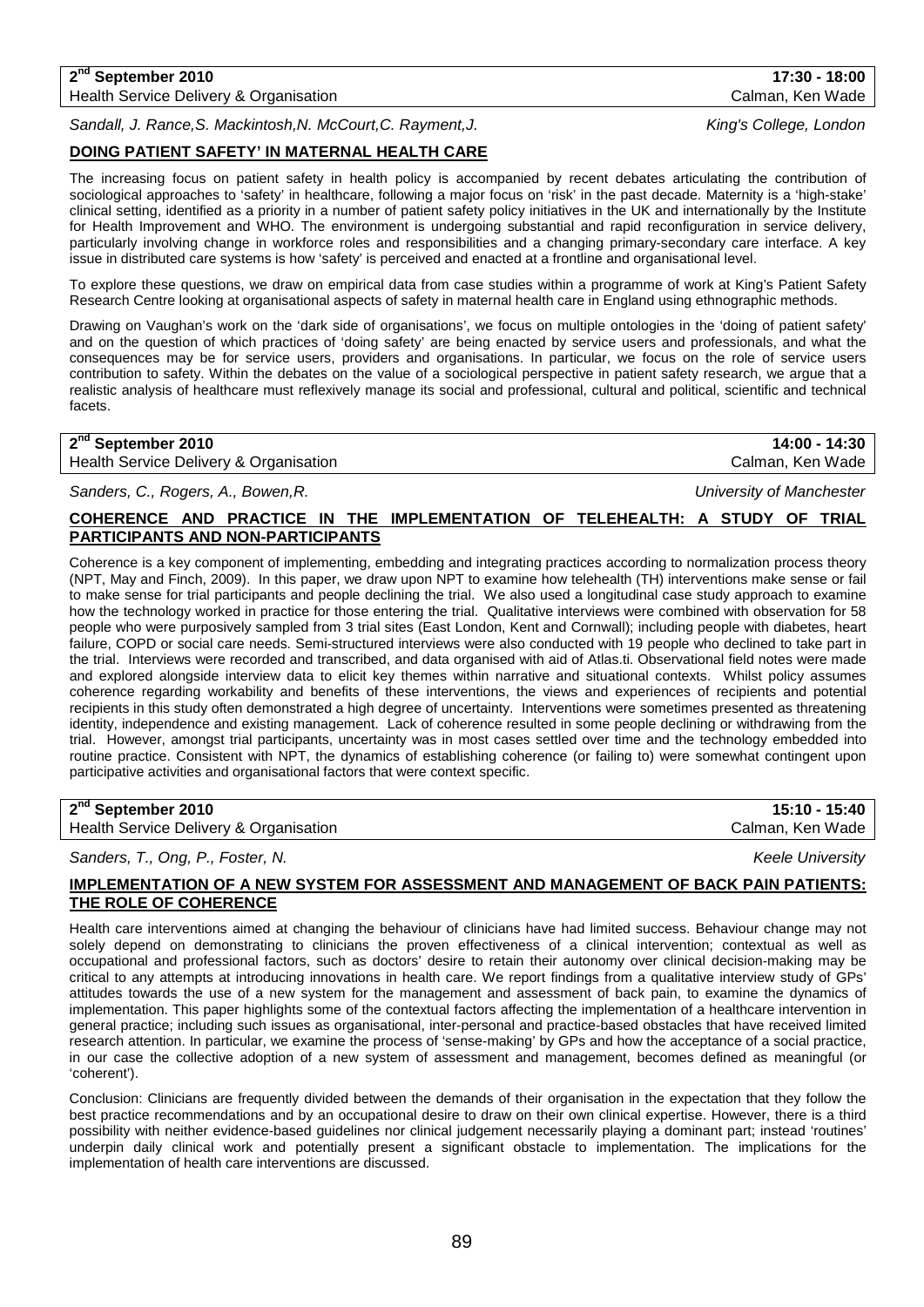**2nd September 2010** | **17:30 - 18:00**

Health Service Delivery & Organisation | Calman, Ken Wade

*Sandall, J. Rance,S. Mackintosh,N. McCourt,C. Rayment,J.* — *King's College, London*

## DOING PATIENT SAFETY' IN MATERNAL HEALTH CARE

The increasing focus on patient safety in health policy is accompanied by recent debates articulating the contribution of sociological approaches to 'safety' in healthcare, following a major focus on 'risk' in the past decade. Maternity is a 'high-stake' clinical setting, identified as a priority in a number of patient safety policy initiatives in the UK and internationally by the Institute for Health Improvement and WHO. The environment is undergoing substantial and rapid reconfiguration in service delivery, particularly involving change in workforce roles and responsibilities and a changing primary-secondary care interface. A key issue in distributed care systems is how 'safety' is perceived and enacted at a frontline and organisational level.

To explore these questions, we draw on empirical data from case studies within a programme of work at King's Patient Safety Research Centre looking at organisational aspects of safety in maternal health care in England using ethnographic methods.

Drawing on Vaughan's work on the 'dark side of organisations', we focus on multiple ontologies in the 'doing of patient safety' and on the question of which practices of 'doing safety' are being enacted by service users and professionals, and what the consequences may be for service users, providers and organisations. In particular, we focus on the role of service users contribution to safety. Within the debates on the value of a sociological perspective in patient safety research, we argue that a realistic analysis of healthcare must reflexively manage its social and professional, cultural and political, scientific and technical facets.

---

**2nd September 2010** | **14:00 - 14:30**

Health Service Delivery & Organisation | Calman, Ken Wade

*Sanders, C., Rogers, A., Bowen,R.* — *University of Manchester*

## COHERENCE AND PRACTICE IN THE IMPLEMENTATION OF TELEHEALTH: A STUDY OF TRIAL PARTICIPANTS AND NON-PARTICIPANTS

Coherence is a key component of implementing, embedding and integrating practices according to normalization process theory (NPT, May and Finch, 2009). In this paper, we draw upon NPT to examine how telehealth (TH) interventions make sense or fail to make sense for trial participants and people declining the trial. We also used a longitudinal case study approach to examine how the technology worked in practice for those entering the trial. Qualitative interviews were combined with observation for 58 people who were purposively sampled from 3 trial sites (East London, Kent and Cornwall); including people with diabetes, heart failure, COPD or social care needs. Semi-structured interviews were also conducted with 19 people who declined to take part in the trial. Interviews were recorded and transcribed, and data organised with aid of Atlas.ti. Observational field notes were made and explored alongside interview data to elicit key themes within narrative and situational contexts. Whilst policy assumes coherence regarding workability and benefits of these interventions, the views and experiences of recipients and potential recipients in this study often demonstrated a high degree of uncertainty. Interventions were sometimes presented as threatening identity, independence and existing management. Lack of coherence resulted in some people declining or withdrawing from the trial. However, amongst trial participants, uncertainty was in most cases settled over time and the technology embedded into routine practice. Consistent with NPT, the dynamics of establishing coherence (or failing to) were somewhat contingent upon participative activities and organisational factors that were context specific.

---

**2nd September 2010** | **15:10 - 15:40**

Health Service Delivery & Organisation | Calman, Ken Wade

*Sanders, T., Ong, P., Foster, N.* — *Keele University*

## IMPLEMENTATION OF A NEW SYSTEM FOR ASSESSMENT AND MANAGEMENT OF BACK PAIN PATIENTS: THE ROLE OF COHERENCE

Health care interventions aimed at changing the behaviour of clinicians have had limited success. Behaviour change may not solely depend on demonstrating to clinicians the proven effectiveness of a clinical intervention; contextual as well as occupational and professional factors, such as doctors' desire to retain their autonomy over clinical decision-making may be critical to any attempts at introducing innovations in health care. We report findings from a qualitative interview study of GPs' attitudes towards the use of a new system for the management and assessment of back pain, to examine the dynamics of implementation. This paper highlights some of the contextual factors affecting the implementation of a healthcare intervention in general practice; including such issues as organisational, inter-personal and practice-based obstacles that have received limited research attention. In particular, we examine the process of 'sense-making' by GPs and how the acceptance of a social practice, in our case the collective adoption of a new system of assessment and management, becomes defined as meaningful (or 'coherent').

Conclusion: Clinicians are frequently divided between the demands of their organisation in the expectation that they follow the best practice recommendations and by an occupational desire to draw on their own clinical expertise. However, there is a third possibility with neither evidence-based guidelines nor clinical judgement necessarily playing a dominant part; instead 'routines' underpin daily clinical work and potentially present a significant obstacle to implementation. The implications for the implementation of health care interventions are discussed.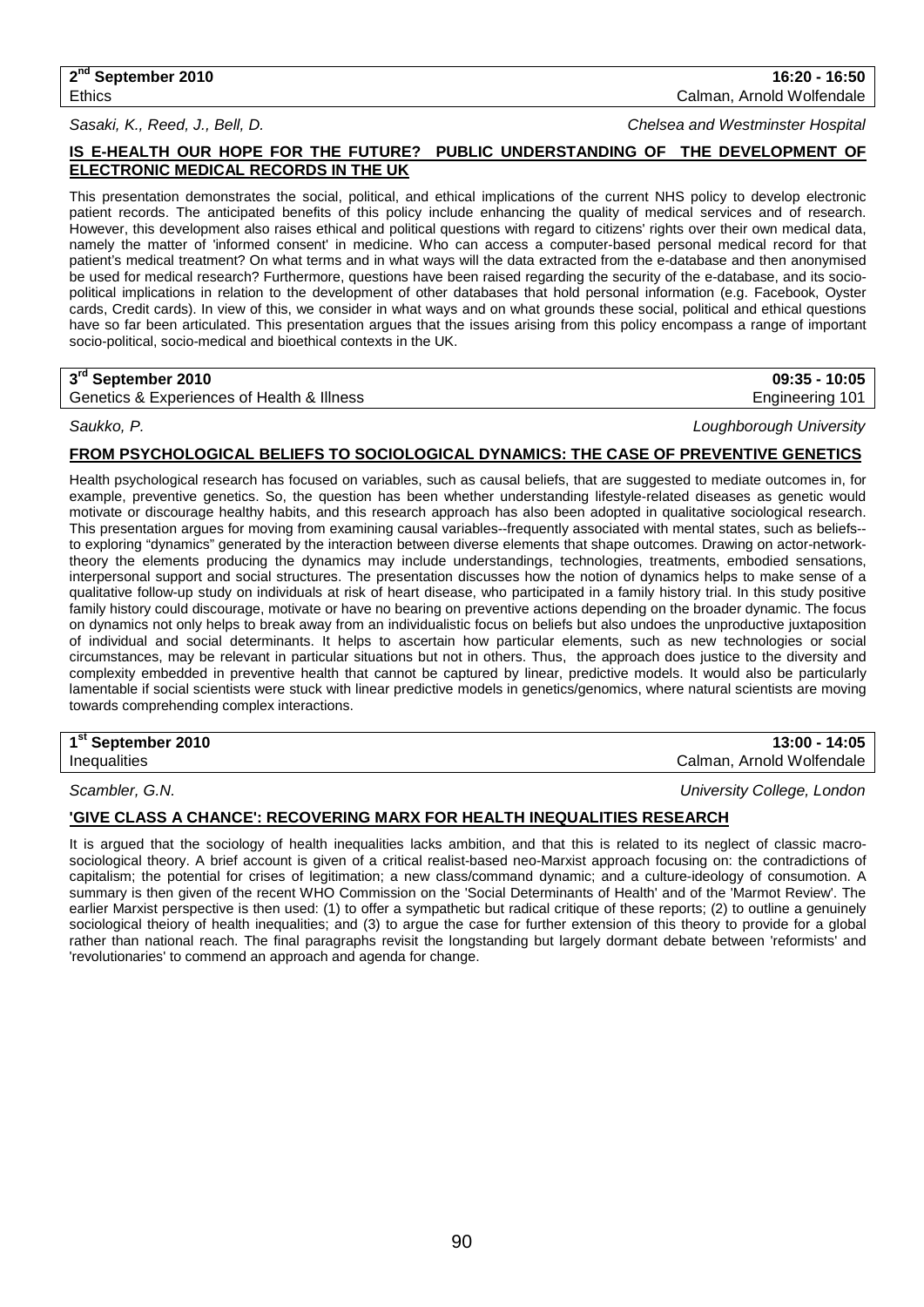**2nd September 2010** **16:20 - 16:50**
Ethics Calman, Arnold Wolfendale

*Sasaki, K., Reed, J., Bell, D.* *Chelsea and Westminster Hospital*

### IS E-HEALTH OUR HOPE FOR THE FUTURE? PUBLIC UNDERSTANDING OF THE DEVELOPMENT OF ELECTRONIC MEDICAL RECORDS IN THE UK

This presentation demonstrates the social, political, and ethical implications of the current NHS policy to develop electronic patient records. The anticipated benefits of this policy include enhancing the quality of medical services and of research. However, this development also raises ethical and political questions with regard to citizens' rights over their own medical data, namely the matter of 'informed consent' in medicine. Who can access a computer-based personal medical record for that patient's medical treatment? On what terms and in what ways will the data extracted from the e-database and then anonymised be used for medical research? Furthermore, questions have been raised regarding the security of the e-database, and its socio-political implications in relation to the development of other databases that hold personal information (e.g. Facebook, Oyster cards, Credit cards). In view of this, we consider in what ways and on what grounds these social, political and ethical questions have so far been articulated. This presentation argues that the issues arising from this policy encompass a range of important socio-political, socio-medical and bioethical contexts in the UK.

**3rd September 2010** **09:35 - 10:05**
Genetics & Experiences of Health & Illness Engineering 101

*Saukko, P.* *Loughborough University*

### FROM PSYCHOLOGICAL BELIEFS TO SOCIOLOGICAL DYNAMICS: THE CASE OF PREVENTIVE GENETICS

Health psychological research has focused on variables, such as causal beliefs, that are suggested to mediate outcomes in, for example, preventive genetics. So, the question has been whether understanding lifestyle-related diseases as genetic would motivate or discourage healthy habits, and this research approach has also been adopted in qualitative sociological research. This presentation argues for moving from examining causal variables--frequently associated with mental states, such as beliefs--to exploring "dynamics" generated by the interaction between diverse elements that shape outcomes. Drawing on actor-network-theory the elements producing the dynamics may include understandings, technologies, treatments, embodied sensations, interpersonal support and social structures. The presentation discusses how the notion of dynamics helps to make sense of a qualitative follow-up study on individuals at risk of heart disease, who participated in a family history trial. In this study positive family history could discourage, motivate or have no bearing on preventive actions depending on the broader dynamic. The focus on dynamics not only helps to break away from an individualistic focus on beliefs but also undoes the unproductive juxtaposition of individual and social determinants. It helps to ascertain how particular elements, such as new technologies or social circumstances, may be relevant in particular situations but not in others. Thus, the approach does justice to the diversity and complexity embedded in preventive health that cannot be captured by linear, predictive models. It would also be particularly lamentable if social scientists were stuck with linear predictive models in genetics/genomics, where natural scientists are moving towards comprehending complex interactions.

**1st September 2010** **13:00 - 14:05**
Inequalities Calman, Arnold Wolfendale

*Scambler, G.N.* *University College, London*

### 'GIVE CLASS A CHANCE': RECOVERING MARX FOR HEALTH INEQUALITIES RESEARCH

It is argued that the sociology of health inequalities lacks ambition, and that this is related to its neglect of classic macro-sociological theory. A brief account is given of a critical realist-based neo-Marxist approach focusing on: the contradictions of capitalism; the potential for crises of legitimation; a new class/command dynamic; and a culture-ideology of consumotion. A summary is then given of the recent WHO Commission on the 'Social Determinants of Health' and of the 'Marmot Review'. The earlier Marxist perspective is then used: (1) to offer a sympathetic but radical critique of these reports; (2) to outline a genuinely sociological theiory of health inequalities; and (3) to argue the case for further extension of this theory to provide for a global rather than national reach. The final paragraphs revisit the longstanding but largely dormant debate between 'reformists' and 'revolutionaries' to commend an approach and agenda for change.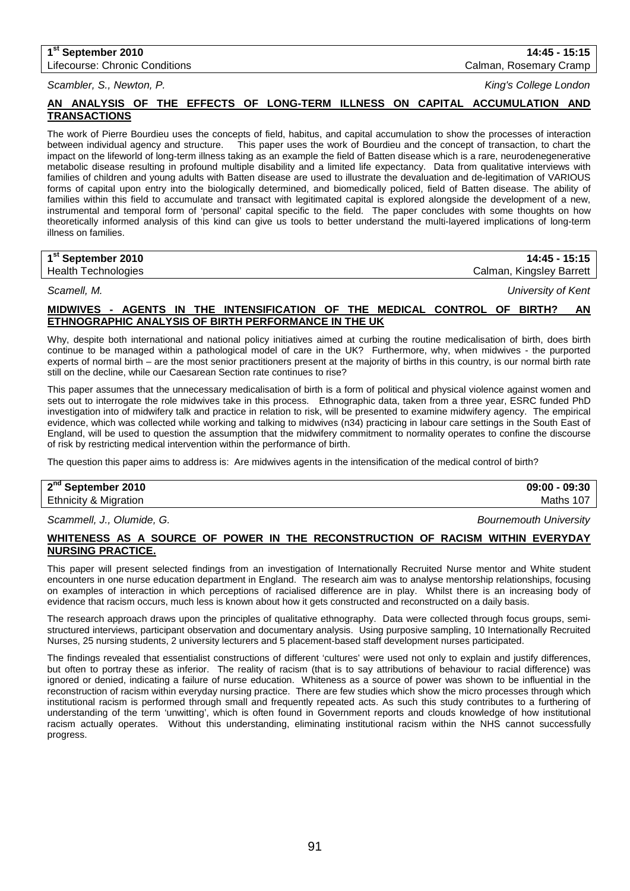**1st September 2010** | **14:45 - 15:15**
Lifecourse: Chronic Conditions | Calman, Rosemary Cramp

*Scambler, S., Newton, P.* | *King's College London*

**AN ANALYSIS OF THE EFFECTS OF LONG-TERM ILLNESS ON CAPITAL ACCUMULATION AND TRANSACTIONS**

The work of Pierre Bourdieu uses the concepts of field, habitus, and capital accumulation to show the processes of interaction between individual agency and structure. This paper uses the work of Bourdieu and the concept of transaction, to chart the impact on the lifeworld of long-term illness taking as an example the field of Batten disease which is a rare, neurodenegenerative metabolic disease resulting in profound multiple disability and a limited life expectancy. Data from qualitative interviews with families of children and young adults with Batten disease are used to illustrate the devaluation and de-legitimation of VARIOUS forms of capital upon entry into the biologically determined, and biomedically policed, field of Batten disease. The ability of families within this field to accumulate and transact with legitimated capital is explored alongside the development of a new, instrumental and temporal form of 'personal' capital specific to the field. The paper concludes with some thoughts on how theoretically informed analysis of this kind can give us tools to better understand the multi-layered implications of long-term illness on families.

**1st September 2010** | **14:45 - 15:15**
Health Technologies | Calman, Kingsley Barrett

*Scamell, M.* | *University of Kent*

**MIDWIVES - AGENTS IN THE INTENSIFICATION OF THE MEDICAL CONTROL OF BIRTH? AN ETHNOGRAPHIC ANALYSIS OF BIRTH PERFORMANCE IN THE UK**

Why, despite both international and national policy initiatives aimed at curbing the routine medicalisation of birth, does birth continue to be managed within a pathological model of care in the UK? Furthermore, why, when midwives - the purported experts of normal birth – are the most senior practitioners present at the majority of births in this country, is our normal birth rate still on the decline, while our Caesarean Section rate continues to rise?

This paper assumes that the unnecessary medicalisation of birth is a form of political and physical violence against women and sets out to interrogate the role midwives take in this process. Ethnographic data, taken from a three year, ESRC funded PhD investigation into of midwifery talk and practice in relation to risk, will be presented to examine midwifery agency. The empirical evidence, which was collected while working and talking to midwives (n34) practicing in labour care settings in the South East of England, will be used to question the assumption that the midwifery commitment to normality operates to confine the discourse of risk by restricting medical intervention within the performance of birth.

The question this paper aims to address is: Are midwives agents in the intensification of the medical control of birth?

**2nd September 2010** | **09:00 - 09:30**
Ethnicity & Migration | Maths 107

*Scammell, J., Olumide, G.* | *Bournemouth University*

**WHITENESS AS A SOURCE OF POWER IN THE RECONSTRUCTION OF RACISM WITHIN EVERYDAY NURSING PRACTICE.**

This paper will present selected findings from an investigation of Internationally Recruited Nurse mentor and White student encounters in one nurse education department in England. The research aim was to analyse mentorship relationships, focusing on examples of interaction in which perceptions of racialised difference are in play. Whilst there is an increasing body of evidence that racism occurs, much less is known about how it gets constructed and reconstructed on a daily basis.

The research approach draws upon the principles of qualitative ethnography. Data were collected through focus groups, semi-structured interviews, participant observation and documentary analysis. Using purposive sampling, 10 Internationally Recruited Nurses, 25 nursing students, 2 university lecturers and 5 placement-based staff development nurses participated.

The findings revealed that essentialist constructions of different 'cultures' were used not only to explain and justify differences, but often to portray these as inferior. The reality of racism (that is to say attributions of behaviour to racial difference) was ignored or denied, indicating a failure of nurse education. Whiteness as a source of power was shown to be influential in the reconstruction of racism within everyday nursing practice. There are few studies which show the micro processes through which institutional racism is performed through small and frequently repeated acts. As such this study contributes to a furthering of understanding of the term 'unwitting', which is often found in Government reports and clouds knowledge of how institutional racism actually operates. Without this understanding, eliminating institutional racism within the NHS cannot successfully progress.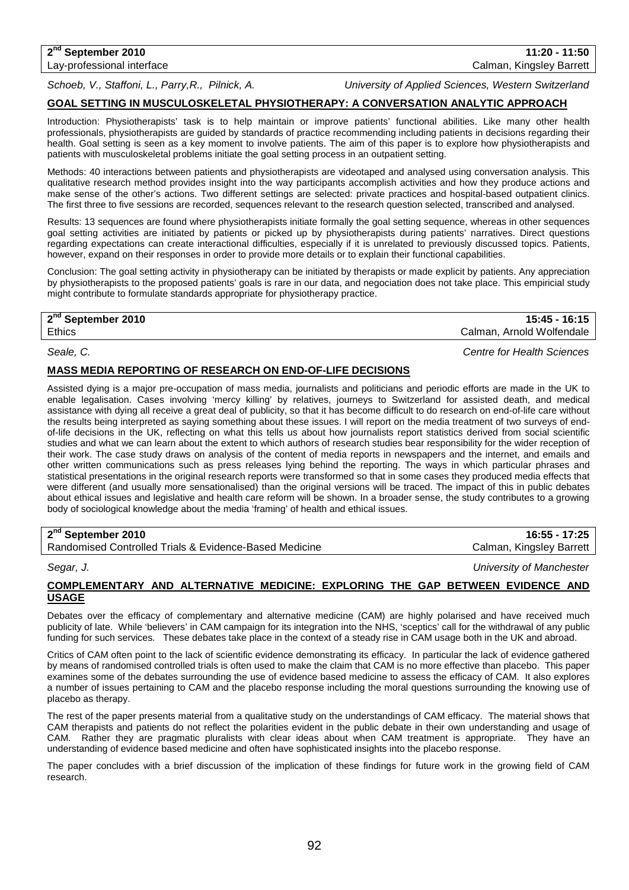| 2nd September 2010 | 11:20 - 11:50 |
|---|---|
| Lay-professional interface | Calman, Kingsley Barrett |

*Schoeb, V., Staffoni, L., Parry,R., Pilnick, A.* *University of Applied Sciences, Western Switzerland*

## GOAL SETTING IN MUSCULOSKELETAL PHYSIOTHERAPY: A CONVERSATION ANALYTIC APPROACH

Introduction: Physiotherapists' task is to help maintain or improve patients' functional abilities. Like many other health professionals, physiotherapists are guided by standards of practice recommending including patients in decisions regarding their health. Goal setting is seen as a key moment to involve patients. The aim of this paper is to explore how physiotherapists and patients with musculoskeletal problems initiate the goal setting process in an outpatient setting.

Methods: 40 interactions between patients and physiotherapists are videotaped and analysed using conversation analysis. This qualitative research method provides insight into the way participants accomplish activities and how they produce actions and make sense of the other's actions. Two different settings are selected: private practices and hospital-based outpatient clinics. The first three to five sessions are recorded, sequences relevant to the research question selected, transcribed and analysed.

Results: 13 sequences are found where physiotherapists initiate formally the goal setting sequence, whereas in other sequences goal setting activities are initiated by patients or picked up by physiotherapists during patients' narratives. Direct questions regarding expectations can create interactional difficulties, especially if it is unrelated to previously discussed topics. Patients, however, expand on their responses in order to provide more details or to explain their functional capabilities.

Conclusion: The goal setting activity in physiotherapy can be initiated by therapists or made explicit by patients. Any appreciation by physiotherapists to the proposed patients' goals is rare in our data, and negociation does not take place. This empiricial study might contribute to formulate standards appropriate for physiotherapy practice.

| 2nd September 2010 | 15:45 - 16:15 |
|---|---|
| Ethics | Calman, Arnold Wolfendale |

*Seale, C.* *Centre for Health Sciences*

## MASS MEDIA REPORTING OF RESEARCH ON END-OF-LIFE DECISIONS

Assisted dying is a major pre-occupation of mass media, journalists and politicians and periodic efforts are made in the UK to enable legalisation. Cases involving 'mercy killing' by relatives, journeys to Switzerland for assisted death, and medical assistance with dying all receive a great deal of publicity, so that it has become difficult to do research on end-of-life care without the results being interpreted as saying something about these issues. I will report on the media treatment of two surveys of end-of-life decisions in the UK, reflecting on what this tells us about how journalists report statistics derived from social scientific studies and what we can learn about the extent to which authors of research studies bear responsibility for the wider reception of their work. The case study draws on analysis of the content of media reports in newspapers and the internet, and emails and other written communications such as press releases lying behind the reporting. The ways in which particular phrases and statistical presentations in the original research reports were transformed so that in some cases they produced media effects that were different (and usually more sensationalised) than the original versions will be traced. The impact of this in public debates about ethical issues and legislative and health care reform will be shown. In a broader sense, the study contributes to a growing body of sociological knowledge about the media 'framing' of health and ethical issues.

| 2nd September 2010 | 16:55 - 17:25 |
|---|---|
| Randomised Controlled Trials & Evidence-Based Medicine | Calman, Kingsley Barrett |

*Segar, J.* *University of Manchester*

## COMPLEMENTARY AND ALTERNATIVE MEDICINE: EXPLORING THE GAP BETWEEN EVIDENCE AND USAGE

Debates over the efficacy of complementary and alternative medicine (CAM) are highly polarised and have received much publicity of late. While 'believers' in CAM campaign for its integration into the NHS, 'sceptics' call for the withdrawal of any public funding for such services. These debates take place in the context of a steady rise in CAM usage both in the UK and abroad.

Critics of CAM often point to the lack of scientific evidence demonstrating its efficacy. In particular the lack of evidence gathered by means of randomised controlled trials is often used to make the claim that CAM is no more effective than placebo. This paper examines some of the debates surrounding the use of evidence based medicine to assess the efficacy of CAM. It also explores a number of issues pertaining to CAM and the placebo response including the moral questions surrounding the knowing use of placebo as therapy.

The rest of the paper presents material from a qualitative study on the understandings of CAM efficacy. The material shows that CAM therapists and patients do not reflect the polarities evident in the public debate in their own understanding and usage of CAM. Rather they are pragmatic pluralists with clear ideas about when CAM treatment is appropriate. They have an understanding of evidence based medicine and often have sophisticated insights into the placebo response.

The paper concludes with a brief discussion of the implication of these findings for future work in the growing field of CAM research.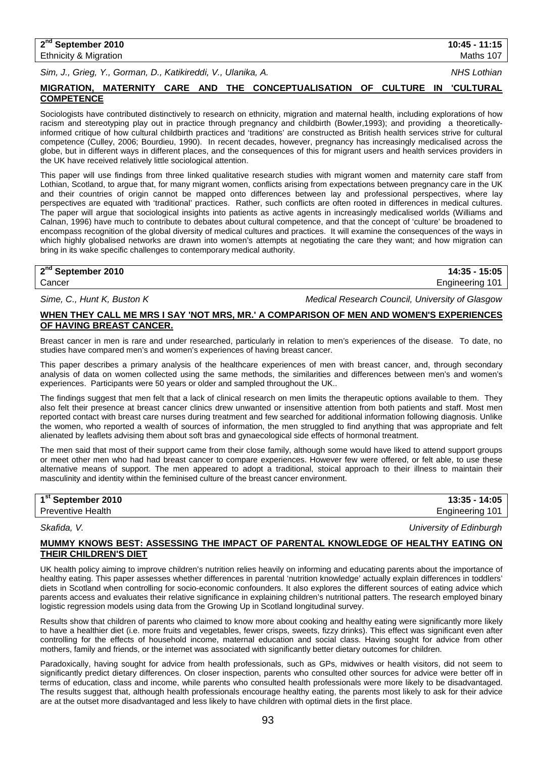**2nd September 2010** **10:45 - 11:15**
Ethnicity & Migration Maths 107

*Sim, J., Grieg, Y., Gorman, D., Katikireddi, V., Ulanika, A.* *NHS Lothian*

**MIGRATION, MATERNITY CARE AND THE CONCEPTUALISATION OF CULTURE IN 'CULTURAL COMPETENCE**

Sociologists have contributed distinctively to research on ethnicity, migration and maternal health, including explorations of how racism and stereotyping play out in practice through pregnancy and childbirth (Bowler,1993); and providing a theoretically-informed critique of how cultural childbirth practices and 'traditions' are constructed as British health services strive for cultural competence (Culley, 2006; Bourdieu, 1990). In recent decades, however, pregnancy has increasingly medicalised across the globe, but in different ways in different places, and the consequences of this for migrant users and health services providers in the UK have received relatively little sociological attention.

This paper will use findings from three linked qualitative research studies with migrant women and maternity care staff from Lothian, Scotland, to argue that, for many migrant women, conflicts arising from expectations between pregnancy care in the UK and their countries of origin cannot be mapped onto differences between lay and professional perspectives, where lay perspectives are equated with 'traditional' practices. Rather, such conflicts are often rooted in differences in medical cultures. The paper will argue that sociological insights into patients as active agents in increasingly medicalised worlds (Williams and Calnan, 1996) have much to contribute to debates about cultural competence, and that the concept of 'culture' be broadened to encompass recognition of the global diversity of medical cultures and practices. It will examine the consequences of the ways in which highly globalised networks are drawn into women's attempts at negotiating the care they want; and how migration can bring in its wake specific challenges to contemporary medical authority.

**2nd September 2010** **14:35 - 15:05**
Cancer Engineering 101

*Sime, C., Hunt K, Buston K* *Medical Research Council, University of Glasgow*

**WHEN THEY CALL ME MRS I SAY 'NOT MRS, MR.' A COMPARISON OF MEN AND WOMEN'S EXPERIENCES OF HAVING BREAST CANCER.**

Breast cancer in men is rare and under researched, particularly in relation to men's experiences of the disease. To date, no studies have compared men's and women's experiences of having breast cancer.

This paper describes a primary analysis of the healthcare experiences of men with breast cancer, and, through secondary analysis of data on women collected using the same methods, the similarities and differences between men's and women's experiences. Participants were 50 years or older and sampled throughout the UK..

The findings suggest that men felt that a lack of clinical research on men limits the therapeutic options available to them. They also felt their presence at breast cancer clinics drew unwanted or insensitive attention from both patients and staff. Most men reported contact with breast care nurses during treatment and few searched for additional information following diagnosis. Unlike the women, who reported a wealth of sources of information, the men struggled to find anything that was appropriate and felt alienated by leaflets advising them about soft bras and gynaecological side effects of hormonal treatment.

The men said that most of their support came from their close family, although some would have liked to attend support groups or meet other men who had had breast cancer to compare experiences. However few were offered, or felt able, to use these alternative means of support. The men appeared to adopt a traditional, stoical approach to their illness to maintain their masculinity and identity within the feminised culture of the breast cancer environment.

**1st September 2010** **13:35 - 14:05**
Preventive Health Engineering 101

*Skafida, V.* *University of Edinburgh*

**MUMMY KNOWS BEST: ASSESSING THE IMPACT OF PARENTAL KNOWLEDGE OF HEALTHY EATING ON THEIR CHILDREN'S DIET**

UK health policy aiming to improve children's nutrition relies heavily on informing and educating parents about the importance of healthy eating. This paper assesses whether differences in parental 'nutrition knowledge' actually explain differences in toddlers' diets in Scotland when controlling for socio-economic confounders. It also explores the different sources of eating advice which parents access and evaluates their relative significance in explaining children's nutritional patters. The research employed binary logistic regression models using data from the Growing Up in Scotland longitudinal survey.

Results show that children of parents who claimed to know more about cooking and healthy eating were significantly more likely to have a healthier diet (i.e. more fruits and vegetables, fewer crisps, sweets, fizzy drinks). This effect was significant even after controlling for the effects of household income, maternal education and social class. Having sought for advice from other mothers, family and friends, or the internet was associated with significantly better dietary outcomes for children.

Paradoxically, having sought for advice from health professionals, such as GPs, midwives or health visitors, did not seem to significantly predict dietary differences. On closer inspection, parents who consulted other sources for advice were better off in terms of education, class and income, while parents who consulted health professionals were more likely to be disadvantaged. The results suggest that, although health professionals encourage healthy eating, the parents most likely to ask for their advice are at the outset more disadvantaged and less likely to have children with optimal diets in the first place.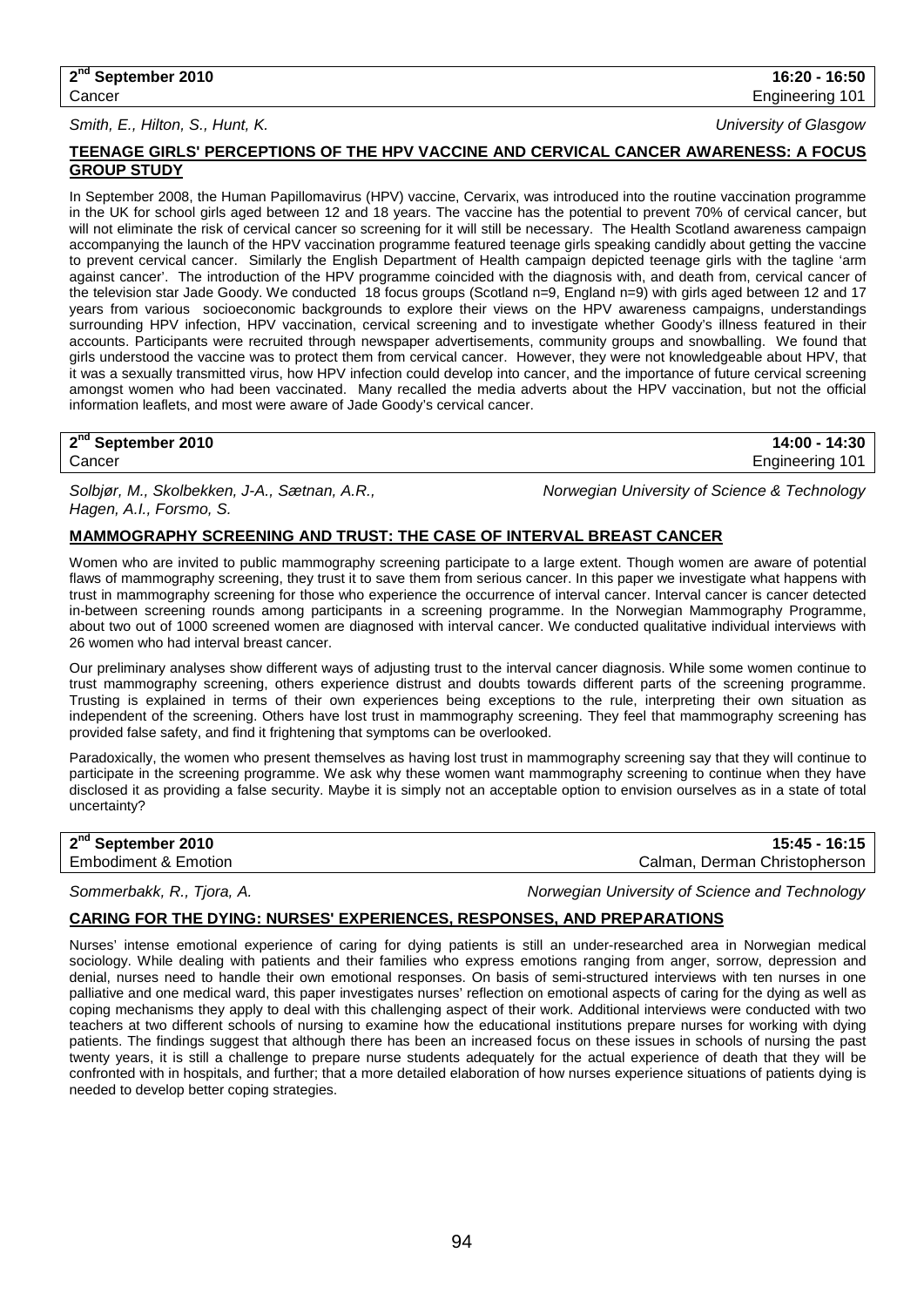**2nd September 2010** | **16:20 - 16:50**
Cancer | Engineering 101

*Smith, E., Hilton, S., Hunt, K.* — *University of Glasgow*

### TEENAGE GIRLS' PERCEPTIONS OF THE HPV VACCINE AND CERVICAL CANCER AWARENESS: A FOCUS GROUP STUDY

In September 2008, the Human Papillomavirus (HPV) vaccine, Cervarix, was introduced into the routine vaccination programme in the UK for school girls aged between 12 and 18 years. The vaccine has the potential to prevent 70% of cervical cancer, but will not eliminate the risk of cervical cancer so screening for it will still be necessary. The Health Scotland awareness campaign accompanying the launch of the HPV vaccination programme featured teenage girls speaking candidly about getting the vaccine to prevent cervical cancer. Similarly the English Department of Health campaign depicted teenage girls with the tagline 'arm against cancer'. The introduction of the HPV programme coincided with the diagnosis with, and death from, cervical cancer of the television star Jade Goody. We conducted 18 focus groups (Scotland n=9, England n=9) with girls aged between 12 and 17 years from various socioeconomic backgrounds to explore their views on the HPV awareness campaigns, understandings surrounding HPV infection, HPV vaccination, cervical screening and to investigate whether Goody's illness featured in their accounts. Participants were recruited through newspaper advertisements, community groups and snowballing. We found that girls understood the vaccine was to protect them from cervical cancer. However, they were not knowledgeable about HPV, that it was a sexually transmitted virus, how HPV infection could develop into cancer, and the importance of future cervical screening amongst women who had been vaccinated. Many recalled the media adverts about the HPV vaccination, but not the official information leaflets, and most were aware of Jade Goody's cervical cancer.

**2nd September 2010** | **14:00 - 14:30**
Cancer | Engineering 101

*Solbjør, M., Skolbekken, J-A., Sætnan, A.R., Hagen, A.I., Forsmo, S.* — *Norwegian University of Science & Technology*

### MAMMOGRAPHY SCREENING AND TRUST: THE CASE OF INTERVAL BREAST CANCER

Women who are invited to public mammography screening participate to a large extent. Though women are aware of potential flaws of mammography screening, they trust it to save them from serious cancer. In this paper we investigate what happens with trust in mammography screening for those who experience the occurrence of interval cancer. Interval cancer is cancer detected in-between screening rounds among participants in a screening programme. In the Norwegian Mammography Programme, about two out of 1000 screened women are diagnosed with interval cancer. We conducted qualitative individual interviews with 26 women who had interval breast cancer.

Our preliminary analyses show different ways of adjusting trust to the interval cancer diagnosis. While some women continue to trust mammography screening, others experience distrust and doubts towards different parts of the screening programme. Trusting is explained in terms of their own experiences being exceptions to the rule, interpreting their own situation as independent of the screening. Others have lost trust in mammography screening. They feel that mammography screening has provided false safety, and find it frightening that symptoms can be overlooked.

Paradoxically, the women who present themselves as having lost trust in mammography screening say that they will continue to participate in the screening programme. We ask why these women want mammography screening to continue when they have disclosed it as providing a false security. Maybe it is simply not an acceptable option to envision ourselves as in a state of total uncertainty?

**2nd September 2010** | **15:45 - 16:15**
Embodiment & Emotion | Calman, Derman Christopherson

*Sommerbakk, R., Tjora, A.* — *Norwegian University of Science and Technology*

### CARING FOR THE DYING: NURSES' EXPERIENCES, RESPONSES, AND PREPARATIONS

Nurses' intense emotional experience of caring for dying patients is still an under-researched area in Norwegian medical sociology. While dealing with patients and their families who express emotions ranging from anger, sorrow, depression and denial, nurses need to handle their own emotional responses. On basis of semi-structured interviews with ten nurses in one palliative and one medical ward, this paper investigates nurses' reflection on emotional aspects of caring for the dying as well as coping mechanisms they apply to deal with this challenging aspect of their work. Additional interviews were conducted with two teachers at two different schools of nursing to examine how the educational institutions prepare nurses for working with dying patients. The findings suggest that although there has been an increased focus on these issues in schools of nursing the past twenty years, it is still a challenge to prepare nurse students adequately for the actual experience of death that they will be confronted with in hospitals, and further; that a more detailed elaboration of how nurses experience situations of patients dying is needed to develop better coping strategies.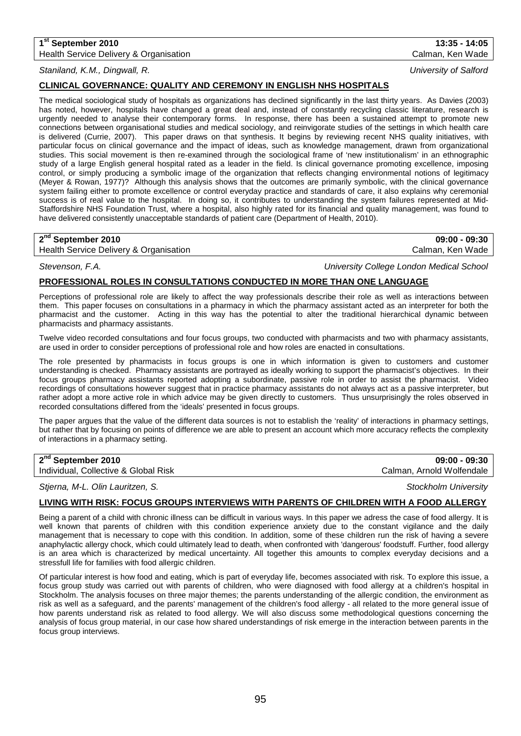**1st September 2010** **13:35 - 14:05**
Health Service Delivery & Organisation Calman, Ken Wade

*Staniland, K.M., Dingwall, R.* *University of Salford*

## CLINICAL GOVERNANCE: QUALITY AND CEREMONY IN ENGLISH NHS HOSPITALS

The medical sociological study of hospitals as organizations has declined significantly in the last thirty years. As Davies (2003) has noted, however, hospitals have changed a great deal and, instead of constantly recycling classic literature, research is urgently needed to analyse their contemporary forms. In response, there has been a sustained attempt to promote new connections between organisational studies and medical sociology, and reinvigorate studies of the settings in which health care is delivered (Currie, 2007). This paper draws on that synthesis. It begins by reviewing recent NHS quality initiatives, with particular focus on clinical governance and the impact of ideas, such as knowledge management, drawn from organizational studies. This social movement is then re-examined through the sociological frame of 'new institutionalism' in an ethnographic study of a large English general hospital rated as a leader in the field. Is clinical governance promoting excellence, imposing control, or simply producing a symbolic image of the organization that reflects changing environmental notions of legitimacy (Meyer & Rowan, 1977)? Although this analysis shows that the outcomes are primarily symbolic, with the clinical governance system failing either to promote excellence or control everyday practice and standards of care, it also explains why ceremonial success is of real value to the hospital. In doing so, it contributes to understanding the system failures represented at Mid-Staffordshire NHS Foundation Trust, where a hospital, also highly rated for its financial and quality management, was found to have delivered consistently unacceptable standards of patient care (Department of Health, 2010).

**2nd September 2010** **09:00 - 09:30**
Health Service Delivery & Organisation Calman, Ken Wade

*Stevenson, F.A.* *University College London Medical School*

## PROFESSIONAL ROLES IN CONSULTATIONS CONDUCTED IN MORE THAN ONE LANGUAGE

Perceptions of professional role are likely to affect the way professionals describe their role as well as interactions between them. This paper focuses on consultations in a pharmacy in which the pharmacy assistant acted as an interpreter for both the pharmacist and the customer. Acting in this way has the potential to alter the traditional hierarchical dynamic between pharmacists and pharmacy assistants.

Twelve video recorded consultations and four focus groups, two conducted with pharmacists and two with pharmacy assistants, are used in order to consider perceptions of professional role and how roles are enacted in consultations.

The role presented by pharmacists in focus groups is one in which information is given to customers and customer understanding is checked. Pharmacy assistants are portrayed as ideally working to support the pharmacist's objectives. In their focus groups pharmacy assistants reported adopting a subordinate, passive role in order to assist the pharmacist. Video recordings of consultations however suggest that in practice pharmacy assistants do not always act as a passive interpreter, but rather adopt a more active role in which advice may be given directly to customers. Thus unsurprisingly the roles observed in recorded consultations differed from the 'ideals' presented in focus groups.

The paper argues that the value of the different data sources is not to establish the 'reality' of interactions in pharmacy settings, but rather that by focusing on points of difference we are able to present an account which more accuracy reflects the complexity of interactions in a pharmacy setting.

**2nd September 2010** **09:00 - 09:30**
Individual, Collective & Global Risk Calman, Arnold Wolfendale

*Stjerna, M-L. Olin Lauritzen, S.* *Stockholm University*

## LIVING WITH RISK: FOCUS GROUPS INTERVIEWS WITH PARENTS OF CHILDREN WITH A FOOD ALLERGY

Being a parent of a child with chronic illness can be difficult in various ways. In this paper we adress the case of food allergy. It is well known that parents of children with this condition experience anxiety due to the constant vigilance and the daily management that is necessary to cope with this condition. In addition, some of these children run the risk of having a severe anaphylactic allergy chock, which could ultimately lead to death, when confronted with 'dangerous' foodstuff. Further, food allergy is an area which is characterized by medical uncertainty. All together this amounts to complex everyday decisions and a stressfull life for families with food allergic children.

Of particular interest is how food and eating, which is part of everyday life, becomes associated with risk. To explore this issue, a focus group study was carried out with parents of children, who were diagnosed with food allergy at a children's hospital in Stockholm. The analysis focuses on three major themes; the parents understanding of the allergic condition, the environment as risk as well as a safeguard, and the parents' management of the children's food allergy - all related to the more general issue of how parents understand risk as related to food allergy. We will also discuss some methodological questions concerning the analysis of focus group material, in our case how shared understandings of risk emerge in the interaction between parents in the focus group interviews.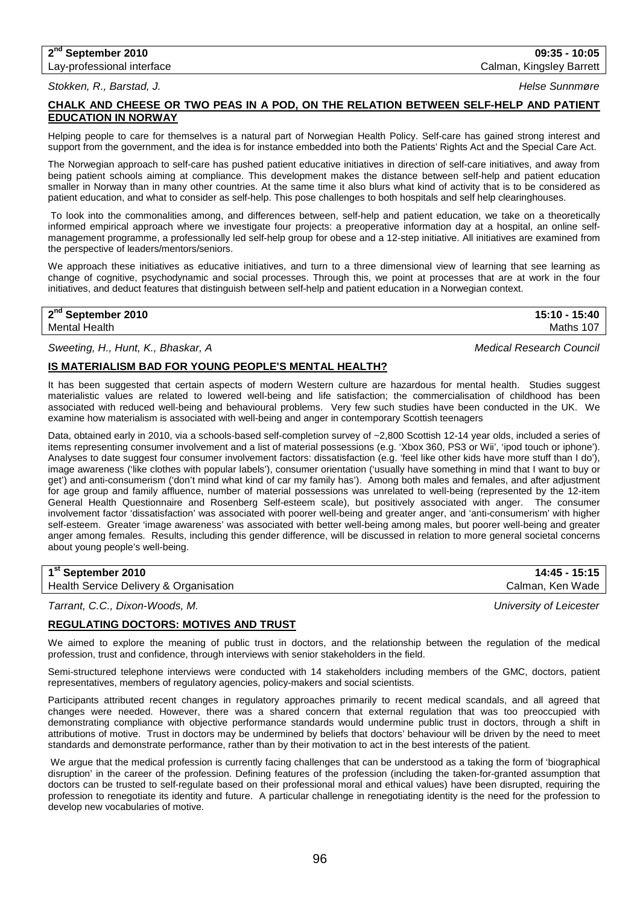**2nd September 2010** **09:35 - 10:05**
Lay-professional interface Calman, Kingsley Barrett

*Stokken, R., Barstad, J.* *Helse Sunnmøre*

### CHALK AND CHEESE OR TWO PEAS IN A POD, ON THE RELATION BETWEEN SELF-HELP AND PATIENT EDUCATION IN NORWAY

Helping people to care for themselves is a natural part of Norwegian Health Policy. Self-care has gained strong interest and support from the government, and the idea is for instance embedded into both the Patients' Rights Act and the Special Care Act.

The Norwegian approach to self-care has pushed patient educative initiatives in direction of self-care initiatives, and away from being patient schools aiming at compliance. This development makes the distance between self-help and patient education smaller in Norway than in many other countries. At the same time it also blurs what kind of activity that is to be considered as patient education, and what to consider as self-help. This pose challenges to both hospitals and self help clearinghouses.

To look into the commonalities among, and differences between, self-help and patient education, we take on a theoretically informed empirical approach where we investigate four projects: a preoperative information day at a hospital, an online self-management programme, a professionally led self-help group for obese and a 12-step initiative. All initiatives are examined from the perspective of leaders/mentors/seniors.

We approach these initiatives as educative initiatives, and turn to a three dimensional view of learning that see learning as change of cognitive, psychodynamic and social processes. Through this, we point at processes that are at work in the four initiatives, and deduct features that distinguish between self-help and patient education in a Norwegian context.

**2nd September 2010** **15:10 - 15:40**
Mental Health Maths 107

*Sweeting, H., Hunt, K., Bhaskar, A* *Medical Research Council*

### IS MATERIALISM BAD FOR YOUNG PEOPLE'S MENTAL HEALTH?

It has been suggested that certain aspects of modern Western culture are hazardous for mental health. Studies suggest materialistic values are related to lowered well-being and life satisfaction; the commercialisation of childhood has been associated with reduced well-being and behavioural problems. Very few such studies have been conducted in the UK. We examine how materialism is associated with well-being and anger in contemporary Scottish teenagers

Data, obtained early in 2010, via a schools-based self-completion survey of ~2,800 Scottish 12-14 year olds, included a series of items representing consumer involvement and a list of material possessions (e.g. 'Xbox 360, PS3 or Wii', 'ipod touch or iphone'). Analyses to date suggest four consumer involvement factors: dissatisfaction (e.g. 'feel like other kids have more stuff than I do'), image awareness ('like clothes with popular labels'), consumer orientation ('usually have something in mind that I want to buy or get') and anti-consumerism ('don't mind what kind of car my family has'). Among both males and females, and after adjustment for age group and family affluence, number of material possessions was unrelated to well-being (represented by the 12-item General Health Questionnaire and Rosenberg Self-esteem scale), but positively associated with anger. The consumer involvement factor 'dissatisfaction' was associated with poorer well-being and greater anger, and 'anti-consumerism' with higher self-esteem. Greater 'image awareness' was associated with better well-being among males, but poorer well-being and greater anger among females. Results, including this gender difference, will be discussed in relation to more general societal concerns about young people's well-being.

**1st September 2010** **14:45 - 15:15**
Health Service Delivery & Organisation Calman, Ken Wade

*Tarrant, C.C., Dixon-Woods, M.* *University of Leicester*

### REGULATING DOCTORS: MOTIVES AND TRUST

We aimed to explore the meaning of public trust in doctors, and the relationship between the regulation of the medical profession, trust and confidence, through interviews with senior stakeholders in the field.

Semi-structured telephone interviews were conducted with 14 stakeholders including members of the GMC, doctors, patient representatives, members of regulatory agencies, policy-makers and social scientists.

Participants attributed recent changes in regulatory approaches primarily to recent medical scandals, and all agreed that changes were needed. However, there was a shared concern that external regulation that was too preoccupied with demonstrating compliance with objective performance standards would undermine public trust in doctors, through a shift in attributions of motive. Trust in doctors may be undermined by beliefs that doctors' behaviour will be driven by the need to meet standards and demonstrate performance, rather than by their motivation to act in the best interests of the patient.

We argue that the medical profession is currently facing challenges that can be understood as a taking the form of 'biographical disruption' in the career of the profession. Defining features of the profession (including the taken-for-granted assumption that doctors can be trusted to self-regulate based on their professional moral and ethical values) have been disrupted, requiring the profession to renegotiate its identity and future. A particular challenge in renegotiating identity is the need for the profession to develop new vocabularies of motive.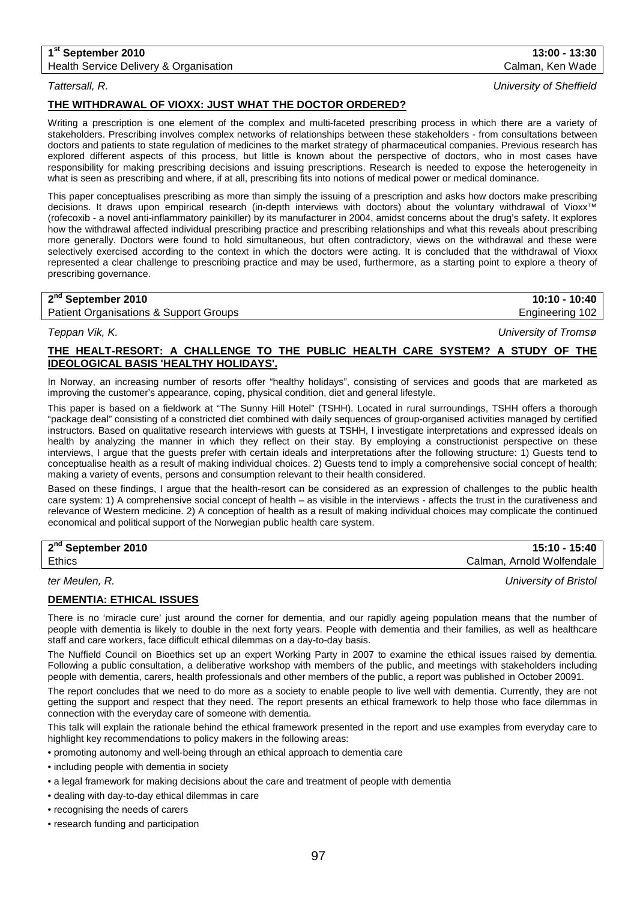**1st September 2010** | **13:00 - 13:30**
Health Service Delivery & Organisation | Calman, Ken Wade

*Tattersall, R.* — *University of Sheffield*

### THE WITHDRAWAL OF VIOXX: JUST WHAT THE DOCTOR ORDERED?

Writing a prescription is one element of the complex and multi-faceted prescribing process in which there are a variety of stakeholders. Prescribing involves complex networks of relationships between these stakeholders - from consultations between doctors and patients to state regulation of medicines to the market strategy of pharmaceutical companies. Previous research has explored different aspects of this process, but little is known about the perspective of doctors, who in most cases have responsibility for making prescribing decisions and issuing prescriptions. Research is needed to expose the heterogeneity in what is seen as prescribing and where, if at all, prescribing fits into notions of medical power or medical dominance.

This paper conceptualises prescribing as more than simply the issuing of a prescription and asks how doctors make prescribing decisions. It draws upon empirical research (in-depth interviews with doctors) about the voluntary withdrawal of Vioxx™ (rofecoxib - a novel anti-inflammatory painkiller) by its manufacturer in 2004, amidst concerns about the drug's safety. It explores how the withdrawal affected individual prescribing practice and prescribing relationships and what this reveals about prescribing more generally. Doctors were found to hold simultaneous, but often contradictory, views on the withdrawal and these were selectively exercised according to the context in which the doctors were acting. It is concluded that the withdrawal of Vioxx represented a clear challenge to prescribing practice and may be used, furthermore, as a starting point to explore a theory of prescribing governance.

**2nd September 2010** | **10:10 - 10:40**
Patient Organisations & Support Groups | Engineering 102

*Teppan Vik, K.* — *University of Tromsø*

### THE HEALT-RESORT: A CHALLENGE TO THE PUBLIC HEALTH CARE SYSTEM? A STUDY OF THE IDEOLOGICAL BASIS 'HEALTHY HOLIDAYS'.

In Norway, an increasing number of resorts offer "healthy holidays", consisting of services and goods that are marketed as improving the customer's appearance, coping, physical condition, diet and general lifestyle.

This paper is based on a fieldwork at "The Sunny Hill Hotel" (TSHH). Located in rural surroundings, TSHH offers a thorough "package deal" consisting of a constricted diet combined with daily sequences of group-organised activities managed by certified instructors. Based on qualitative research interviews with guests at TSHH, I investigate interpretations and expressed ideals on health by analyzing the manner in which they reflect on their stay. By employing a constructionist perspective on these interviews, I argue that the guests prefer with certain ideals and interpretations after the following structure: 1) Guests tend to conceptualise health as a result of making individual choices. 2) Guests tend to imply a comprehensive social concept of health; making a variety of events, persons and consumption relevant to their health considered.

Based on these findings, I argue that the health-resort can be considered as an expression of challenges to the public health care system: 1) A comprehensive social concept of health – as visible in the interviews - affects the trust in the curativeness and relevance of Western medicine. 2) A conception of health as a result of making individual choices may complicate the continued economical and political support of the Norwegian public health care system.

**2nd September 2010** | **15:10 - 15:40**
Ethics | Calman, Arnold Wolfendale

*ter Meulen, R.* — *University of Bristol*

### DEMENTIA: ETHICAL ISSUES

There is no 'miracle cure' just around the corner for dementia, and our rapidly ageing population means that the number of people with dementia is likely to double in the next forty years. People with dementia and their families, as well as healthcare staff and care workers, face difficult ethical dilemmas on a day-to-day basis.

The Nuffield Council on Bioethics set up an expert Working Party in 2007 to examine the ethical issues raised by dementia. Following a public consultation, a deliberative workshop with members of the public, and meetings with stakeholders including people with dementia, carers, health professionals and other members of the public, a report was published in October 20091.

The report concludes that we need to do more as a society to enable people to live well with dementia. Currently, they are not getting the support and respect that they need. The report presents an ethical framework to help those who face dilemmas in connection with the everyday care of someone with dementia.

This talk will explain the rationale behind the ethical framework presented in the report and use examples from everyday care to highlight key recommendations to policy makers in the following areas:

- promoting autonomy and well-being through an ethical approach to dementia care
- including people with dementia in society
- a legal framework for making decisions about the care and treatment of people with dementia
- dealing with day-to-day ethical dilemmas in care
- recognising the needs of carers
- research funding and participation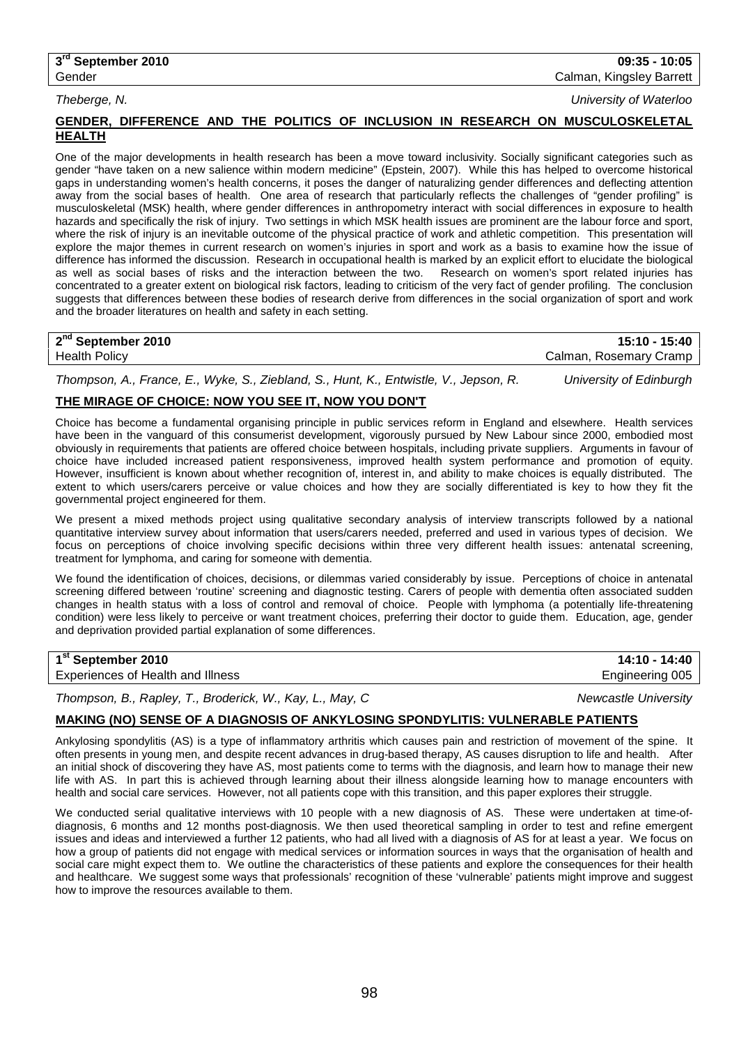**3rd September 2010** | **09:35 - 10:05**
Gender | Calman, Kingsley Barrett

*Theberge, N.* — *University of Waterloo*

### GENDER, DIFFERENCE AND THE POLITICS OF INCLUSION IN RESEARCH ON MUSCULOSKELETAL HEALTH

One of the major developments in health research has been a move toward inclusivity. Socially significant categories such as gender "have taken on a new salience within modern medicine" (Epstein, 2007). While this has helped to overcome historical gaps in understanding women's health concerns, it poses the danger of naturalizing gender differences and deflecting attention away from the social bases of health. One area of research that particularly reflects the challenges of "gender profiling" is musculoskeletal (MSK) health, where gender differences in anthropometry interact with social differences in exposure to health hazards and specifically the risk of injury. Two settings in which MSK health issues are prominent are the labour force and sport, where the risk of injury is an inevitable outcome of the physical practice of work and athletic competition. This presentation will explore the major themes in current research on women's injuries in sport and work as a basis to examine how the issue of difference has informed the discussion. Research in occupational health is marked by an explicit effort to elucidate the biological as well as social bases of risks and the interaction between the two. Research on women's sport related injuries has concentrated to a greater extent on biological risk factors, leading to criticism of the very fact of gender profiling. The conclusion suggests that differences between these bodies of research derive from differences in the social organization of sport and work and the broader literatures on health and safety in each setting.

---

**2nd September 2010** | **15:10 - 15:40**
Health Policy | Calman, Rosemary Cramp

*Thompson, A., France, E., Wyke, S., Ziebland, S., Hunt, K., Entwistle, V., Jepson, R.* — *University of Edinburgh*

### THE MIRAGE OF CHOICE: NOW YOU SEE IT, NOW YOU DON'T

Choice has become a fundamental organising principle in public services reform in England and elsewhere. Health services have been in the vanguard of this consumerist development, vigorously pursued by New Labour since 2000, embodied most obviously in requirements that patients are offered choice between hospitals, including private suppliers. Arguments in favour of choice have included increased patient responsiveness, improved health system performance and promotion of equity. However, insufficient is known about whether recognition of, interest in, and ability to make choices is equally distributed. The extent to which users/carers perceive or value choices and how they are socially differentiated is key to how they fit the governmental project engineered for them.

We present a mixed methods project using qualitative secondary analysis of interview transcripts followed by a national quantitative interview survey about information that users/carers needed, preferred and used in various types of decision. We focus on perceptions of choice involving specific decisions within three very different health issues: antenatal screening, treatment for lymphoma, and caring for someone with dementia.

We found the identification of choices, decisions, or dilemmas varied considerably by issue. Perceptions of choice in antenatal screening differed between 'routine' screening and diagnostic testing. Carers of people with dementia often associated sudden changes in health status with a loss of control and removal of choice. People with lymphoma (a potentially life-threatening condition) were less likely to perceive or want treatment choices, preferring their doctor to guide them. Education, age, gender and deprivation provided partial explanation of some differences.

---

**1st September 2010** | **14:10 - 14:40**
Experiences of Health and Illness | Engineering 005

*Thompson, B., Rapley, T., Broderick, W., Kay, L., May, C* — *Newcastle University*

### MAKING (NO) SENSE OF A DIAGNOSIS OF ANKYLOSING SPONDYLITIS: VULNERABLE PATIENTS

Ankylosing spondylitis (AS) is a type of inflammatory arthritis which causes pain and restriction of movement of the spine. It often presents in young men, and despite recent advances in drug-based therapy, AS causes disruption to life and health. After an initial shock of discovering they have AS, most patients come to terms with the diagnosis, and learn how to manage their new life with AS. In part this is achieved through learning about their illness alongside learning how to manage encounters with health and social care services. However, not all patients cope with this transition, and this paper explores their struggle.

We conducted serial qualitative interviews with 10 people with a new diagnosis of AS. These were undertaken at time-of-diagnosis, 6 months and 12 months post-diagnosis. We then used theoretical sampling in order to test and refine emergent issues and ideas and interviewed a further 12 patients, who had all lived with a diagnosis of AS for at least a year. We focus on how a group of patients did not engage with medical services or information sources in ways that the organisation of health and social care might expect them to. We outline the characteristics of these patients and explore the consequences for their health and healthcare. We suggest some ways that professionals' recognition of these 'vulnerable' patients might improve and suggest how to improve the resources available to them.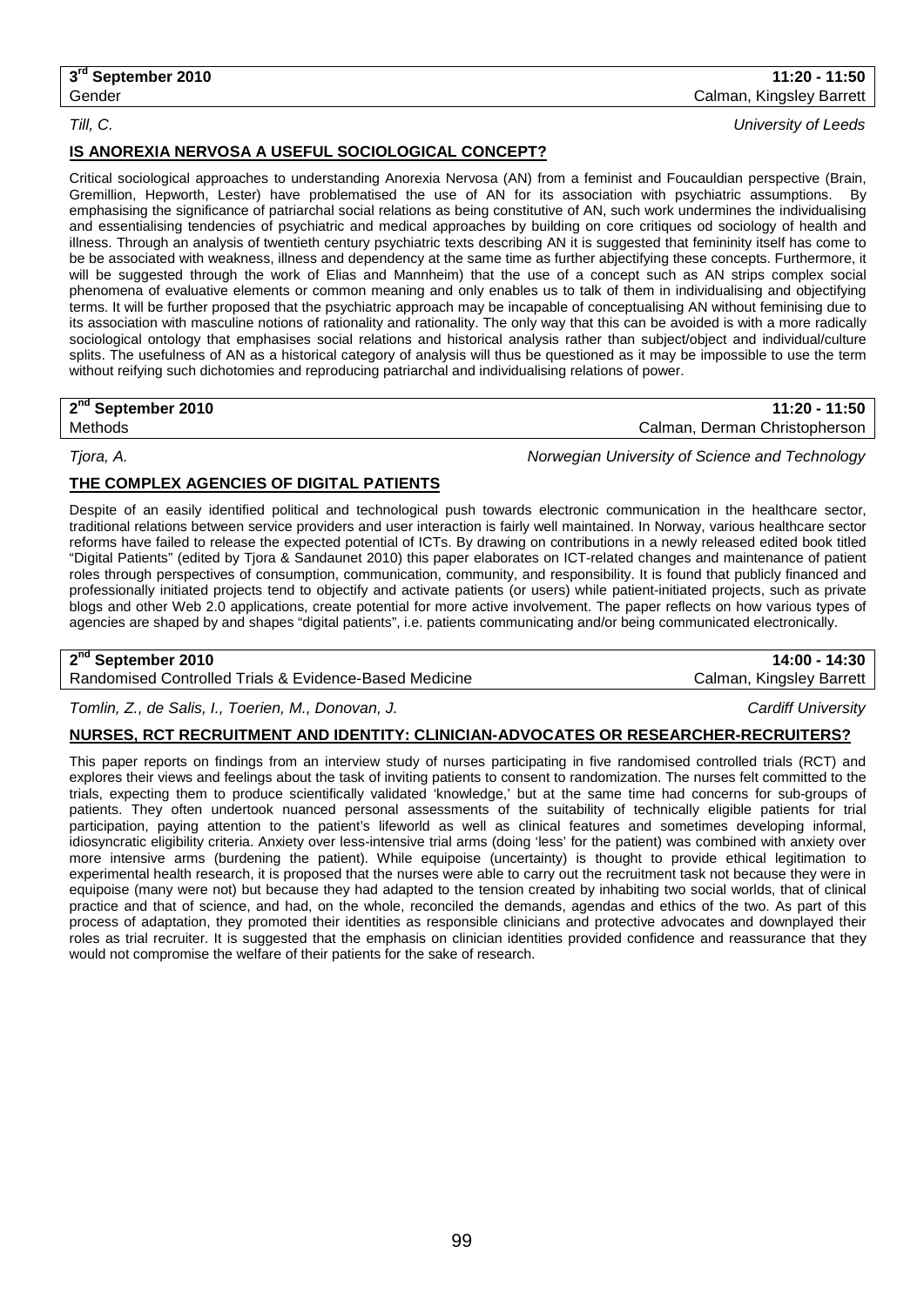**3rd September 2010** | **11:20 - 11:50**
Gender | Calman, Kingsley Barrett

*Till, C.* | *University of Leeds*

## IS ANOREXIA NERVOSA A USEFUL SOCIOLOGICAL CONCEPT?

Critical sociological approaches to understanding Anorexia Nervosa (AN) from a feminist and Foucauldian perspective (Brain, Gremillion, Hepworth, Lester) have problematised the use of AN for its association with psychiatric assumptions. By emphasising the significance of patriarchal social relations as being constitutive of AN, such work undermines the individualising and essentialising tendencies of psychiatric and medical approaches by building on core critiques od sociology of health and illness. Through an analysis of twentieth century psychiatric texts describing AN it is suggested that femininity itself has come to be be associated with weakness, illness and dependency at the same time as further abjectifying these concepts. Furthermore, it will be suggested through the work of Elias and Mannheim) that the use of a concept such as AN strips complex social phenomena of evaluative elements or common meaning and only enables us to talk of them in individualising and objectifying terms. It will be further proposed that the psychiatric approach may be incapable of conceptualising AN without feminising due to its association with masculine notions of rationality and rationality. The only way that this can be avoided is with a more radically sociological ontology that emphasises social relations and historical analysis rather than subject/object and individual/culture splits. The usefulness of AN as a historical category of analysis will thus be questioned as it may be impossible to use the term without reifying such dichotomies and reproducing patriarchal and individualising relations of power.

**2nd September 2010** | **11:20 - 11:50**
Methods | Calman, Derman Christopherson

*Tjora, A.* | *Norwegian University of Science and Technology*

## THE COMPLEX AGENCIES OF DIGITAL PATIENTS

Despite of an easily identified political and technological push towards electronic communication in the healthcare sector, traditional relations between service providers and user interaction is fairly well maintained. In Norway, various healthcare sector reforms have failed to release the expected potential of ICTs. By drawing on contributions in a newly released edited book titled "Digital Patients" (edited by Tjora & Sandaunet 2010) this paper elaborates on ICT-related changes and maintenance of patient roles through perspectives of consumption, communication, community, and responsibility. It is found that publicly financed and professionally initiated projects tend to objectify and activate patients (or users) while patient-initiated projects, such as private blogs and other Web 2.0 applications, create potential for more active involvement. The paper reflects on how various types of agencies are shaped by and shapes "digital patients", i.e. patients communicating and/or being communicated electronically.

**2nd September 2010** | **14:00 - 14:30**
Randomised Controlled Trials & Evidence-Based Medicine | Calman, Kingsley Barrett

*Tomlin, Z., de Salis, I., Toerien, M., Donovan, J.* | *Cardiff University*

## NURSES, RCT RECRUITMENT AND IDENTITY: CLINICIAN-ADVOCATES OR RESEARCHER-RECRUITERS?

This paper reports on findings from an interview study of nurses participating in five randomised controlled trials (RCT) and explores their views and feelings about the task of inviting patients to consent to randomization. The nurses felt committed to the trials, expecting them to produce scientifically validated 'knowledge,' but at the same time had concerns for sub-groups of patients. They often undertook nuanced personal assessments of the suitability of technically eligible patients for trial participation, paying attention to the patient's lifeworld as well as clinical features and sometimes developing informal, idiosyncratic eligibility criteria. Anxiety over less-intensive trial arms (doing 'less' for the patient) was combined with anxiety over more intensive arms (burdening the patient). While equipoise (uncertainty) is thought to provide ethical legitimation to experimental health research, it is proposed that the nurses were able to carry out the recruitment task not because they were in equipoise (many were not) but because they had adapted to the tension created by inhabiting two social worlds, that of clinical practice and that of science, and had, on the whole, reconciled the demands, agendas and ethics of the two. As part of this process of adaptation, they promoted their identities as responsible clinicians and protective advocates and downplayed their roles as trial recruiter. It is suggested that the emphasis on clinician identities provided confidence and reassurance that they would not compromise the welfare of their patients for the sake of research.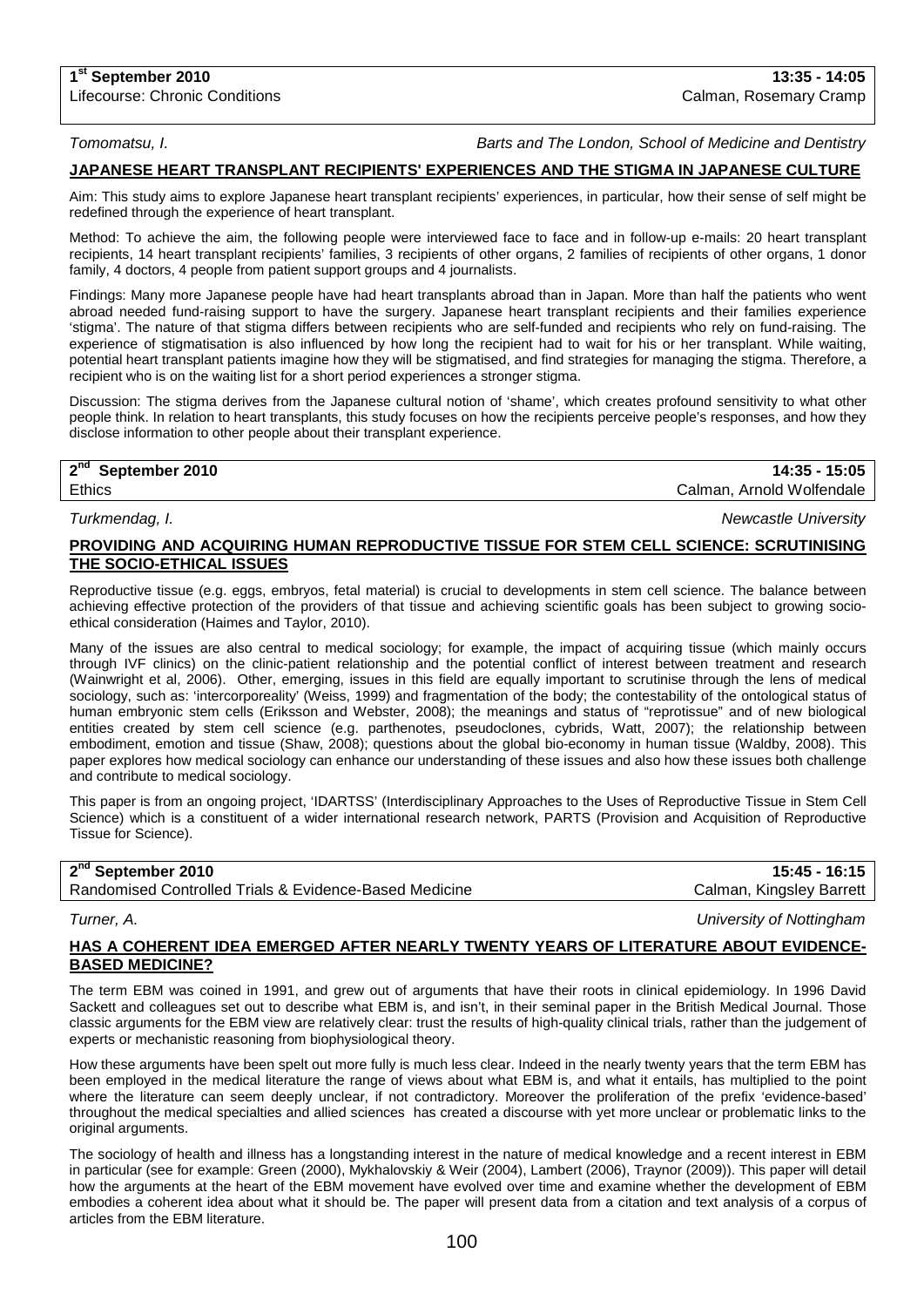**1st September 2010** **13:35 - 14:05**
Lifecourse: Chronic Conditions Calman, Rosemary Cramp

*Tomomatsu, I.* *Barts and The London, School of Medicine and Dentistry*

**JAPANESE HEART TRANSPLANT RECIPIENTS' EXPERIENCES AND THE STIGMA IN JAPANESE CULTURE**

Aim: This study aims to explore Japanese heart transplant recipients' experiences, in particular, how their sense of self might be redefined through the experience of heart transplant.

Method: To achieve the aim, the following people were interviewed face to face and in follow-up e-mails: 20 heart transplant recipients, 14 heart transplant recipients' families, 3 recipients of other organs, 2 families of recipients of other organs, 1 donor family, 4 doctors, 4 people from patient support groups and 4 journalists.

Findings: Many more Japanese people have had heart transplants abroad than in Japan. More than half the patients who went abroad needed fund-raising support to have the surgery. Japanese heart transplant recipients and their families experience 'stigma'. The nature of that stigma differs between recipients who are self-funded and recipients who rely on fund-raising. The experience of stigmatisation is also influenced by how long the recipient had to wait for his or her transplant. While waiting, potential heart transplant patients imagine how they will be stigmatised, and find strategies for managing the stigma. Therefore, a recipient who is on the waiting list for a short period experiences a stronger stigma.

Discussion: The stigma derives from the Japanese cultural notion of 'shame', which creates profound sensitivity to what other people think. In relation to heart transplants, this study focuses on how the recipients perceive people's responses, and how they disclose information to other people about their transplant experience.

**2nd September 2010** **14:35 - 15:05**
Ethics Calman, Arnold Wolfendale

*Turkmendag, I.* *Newcastle University*

**PROVIDING AND ACQUIRING HUMAN REPRODUCTIVE TISSUE FOR STEM CELL SCIENCE: SCRUTINISING THE SOCIO-ETHICAL ISSUES**

Reproductive tissue (e.g. eggs, embryos, fetal material) is crucial to developments in stem cell science. The balance between achieving effective protection of the providers of that tissue and achieving scientific goals has been subject to growing socio-ethical consideration (Haimes and Taylor, 2010).

Many of the issues are also central to medical sociology; for example, the impact of acquiring tissue (which mainly occurs through IVF clinics) on the clinic-patient relationship and the potential conflict of interest between treatment and research (Wainwright et al, 2006). Other, emerging, issues in this field are equally important to scrutinise through the lens of medical sociology, such as: 'intercorporeality' (Weiss, 1999) and fragmentation of the body; the contestability of the ontological status of human embryonic stem cells (Eriksson and Webster, 2008); the meanings and status of "reprotissue" and of new biological entities created by stem cell science (e.g. parthenotes, pseudoclones, cybrids, Watt, 2007); the relationship between embodiment, emotion and tissue (Shaw, 2008); questions about the global bio-economy in human tissue (Waldby, 2008). This paper explores how medical sociology can enhance our understanding of these issues and also how these issues both challenge and contribute to medical sociology.

This paper is from an ongoing project, 'IDARTSS' (Interdisciplinary Approaches to the Uses of Reproductive Tissue in Stem Cell Science) which is a constituent of a wider international research network, PARTS (Provision and Acquisition of Reproductive Tissue for Science).

**2nd September 2010** **15:45 - 16:15**
Randomised Controlled Trials & Evidence-Based Medicine Calman, Kingsley Barrett

*Turner, A.* *University of Nottingham*

**HAS A COHERENT IDEA EMERGED AFTER NEARLY TWENTY YEARS OF LITERATURE ABOUT EVIDENCE-BASED MEDICINE?**

The term EBM was coined in 1991, and grew out of arguments that have their roots in clinical epidemiology. In 1996 David Sackett and colleagues set out to describe what EBM is, and isn't, in their seminal paper in the British Medical Journal. Those classic arguments for the EBM view are relatively clear: trust the results of high-quality clinical trials, rather than the judgement of experts or mechanistic reasoning from biophysiological theory.

How these arguments have been spelt out more fully is much less clear. Indeed in the nearly twenty years that the term EBM has been employed in the medical literature the range of views about what EBM is, and what it entails, has multiplied to the point where the literature can seem deeply unclear, if not contradictory. Moreover the proliferation of the prefix 'evidence-based' throughout the medical specialties and allied sciences has created a discourse with yet more unclear or problematic links to the original arguments.

The sociology of health and illness has a longstanding interest in the nature of medical knowledge and a recent interest in EBM in particular (see for example: Green (2000), Mykhalovskiy & Weir (2004), Lambert (2006), Traynor (2009)). This paper will detail how the arguments at the heart of the EBM movement have evolved over time and examine whether the development of EBM embodies a coherent idea about what it should be. The paper will present data from a citation and text analysis of a corpus of articles from the EBM literature.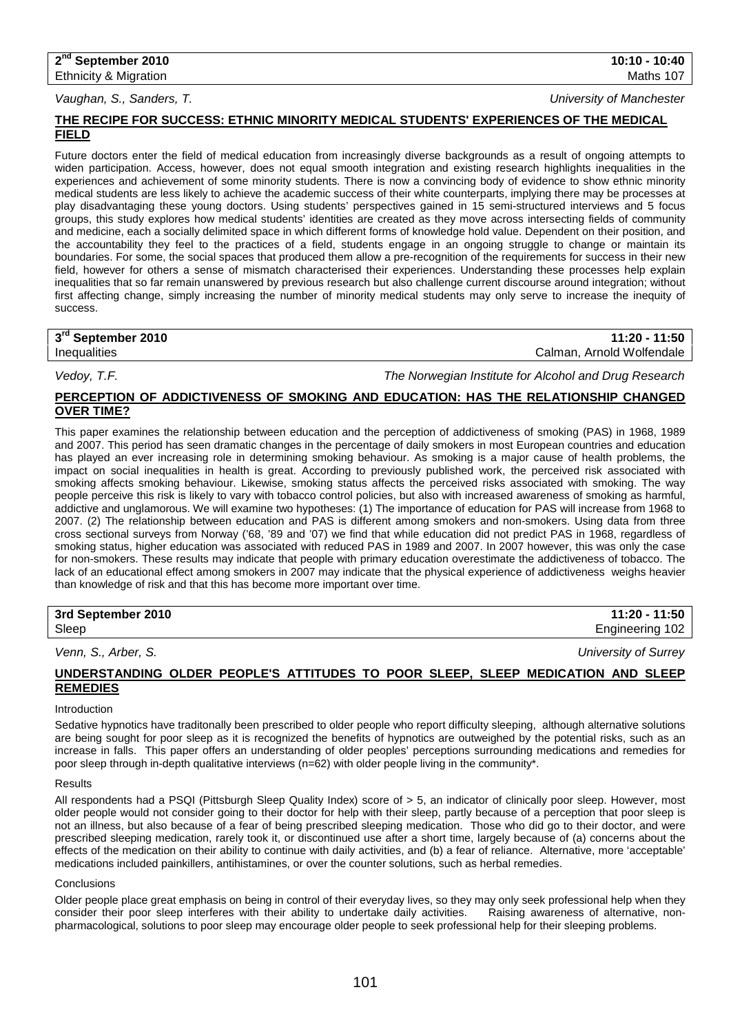**2nd September 2010** **10:10 - 10:40**
Ethnicity & Migration — Maths 107

*Vaughan, S., Sanders, T.* — *University of Manchester*

## THE RECIPE FOR SUCCESS: ETHNIC MINORITY MEDICAL STUDENTS' EXPERIENCES OF THE MEDICAL FIELD

Future doctors enter the field of medical education from increasingly diverse backgrounds as a result of ongoing attempts to widen participation. Access, however, does not equal smooth integration and existing research highlights inequalities in the experiences and achievement of some minority students. There is now a convincing body of evidence to show ethnic minority medical students are less likely to achieve the academic success of their white counterparts, implying there may be processes at play disadvantaging these young doctors. Using students' perspectives gained in 15 semi-structured interviews and 5 focus groups, this study explores how medical students' identities are created as they move across intersecting fields of community and medicine, each a socially delimited space in which different forms of knowledge hold value. Dependent on their position, and the accountability they feel to the practices of a field, students engage in an ongoing struggle to change or maintain its boundaries. For some, the social spaces that produced them allow a pre-recognition of the requirements for success in their new field, however for others a sense of mismatch characterised their experiences. Understanding these processes help explain inequalities that so far remain unanswered by previous research but also challenge current discourse around integration; without first affecting change, simply increasing the number of minority medical students may only serve to increase the inequity of success.

**3rd September 2010** **11:20 - 11:50**
Inequalities — Calman, Arnold Wolfendale

*Vedoy, T.F.* — *The Norwegian Institute for Alcohol and Drug Research*

## PERCEPTION OF ADDICTIVENESS OF SMOKING AND EDUCATION: HAS THE RELATIONSHIP CHANGED OVER TIME?

This paper examines the relationship between education and the perception of addictiveness of smoking (PAS) in 1968, 1989 and 2007. This period has seen dramatic changes in the percentage of daily smokers in most European countries and education has played an ever increasing role in determining smoking behaviour. As smoking is a major cause of health problems, the impact on social inequalities in health is great. According to previously published work, the perceived risk associated with smoking affects smoking behaviour. Likewise, smoking status affects the perceived risks associated with smoking. The way people perceive this risk is likely to vary with tobacco control policies, but also with increased awareness of smoking as harmful, addictive and unglamorous. We will examine two hypotheses: (1) The importance of education for PAS will increase from 1968 to 2007. (2) The relationship between education and PAS is different among smokers and non-smokers. Using data from three cross sectional surveys from Norway ('68, '89 and '07) we find that while education did not predict PAS in 1968, regardless of smoking status, higher education was associated with reduced PAS in 1989 and 2007. In 2007 however, this was only the case for non-smokers. These results may indicate that people with primary education overestimate the addictiveness of tobacco. The lack of an educational effect among smokers in 2007 may indicate that the physical experience of addictiveness weighs heavier than knowledge of risk and that this has become more important over time.

**3rd September 2010** **11:20 - 11:50**
Sleep — Engineering 102

*Venn, S., Arber, S.* — *University of Surrey*

## UNDERSTANDING OLDER PEOPLE'S ATTITUDES TO POOR SLEEP, SLEEP MEDICATION AND SLEEP REMEDIES

Introduction

Sedative hypnotics have traditonally been prescribed to older people who report difficulty sleeping, although alternative solutions are being sought for poor sleep as it is recognized the benefits of hypnotics are outweighed by the potential risks, such as an increase in falls. This paper offers an understanding of older peoples' perceptions surrounding medications and remedies for poor sleep through in-depth qualitative interviews (n=62) with older people living in the community*.

Results

All respondents had a PSQI (Pittsburgh Sleep Quality Index) score of > 5, an indicator of clinically poor sleep. However, most older people would not consider going to their doctor for help with their sleep, partly because of a perception that poor sleep is not an illness, but also because of a fear of being prescribed sleeping medication. Those who did go to their doctor, and were prescribed sleeping medication, rarely took it, or discontinued use after a short time, largely because of (a) concerns about the effects of the medication on their ability to continue with daily activities, and (b) a fear of reliance. Alternative, more 'acceptable' medications included painkillers, antihistamines, or over the counter solutions, such as herbal remedies.

Conclusions

Older people place great emphasis on being in control of their everyday lives, so they may only seek professional help when they consider their poor sleep interferes with their ability to undertake daily activities. Raising awareness of alternative, non-pharmacological, solutions to poor sleep may encourage older people to seek professional help for their sleeping problems.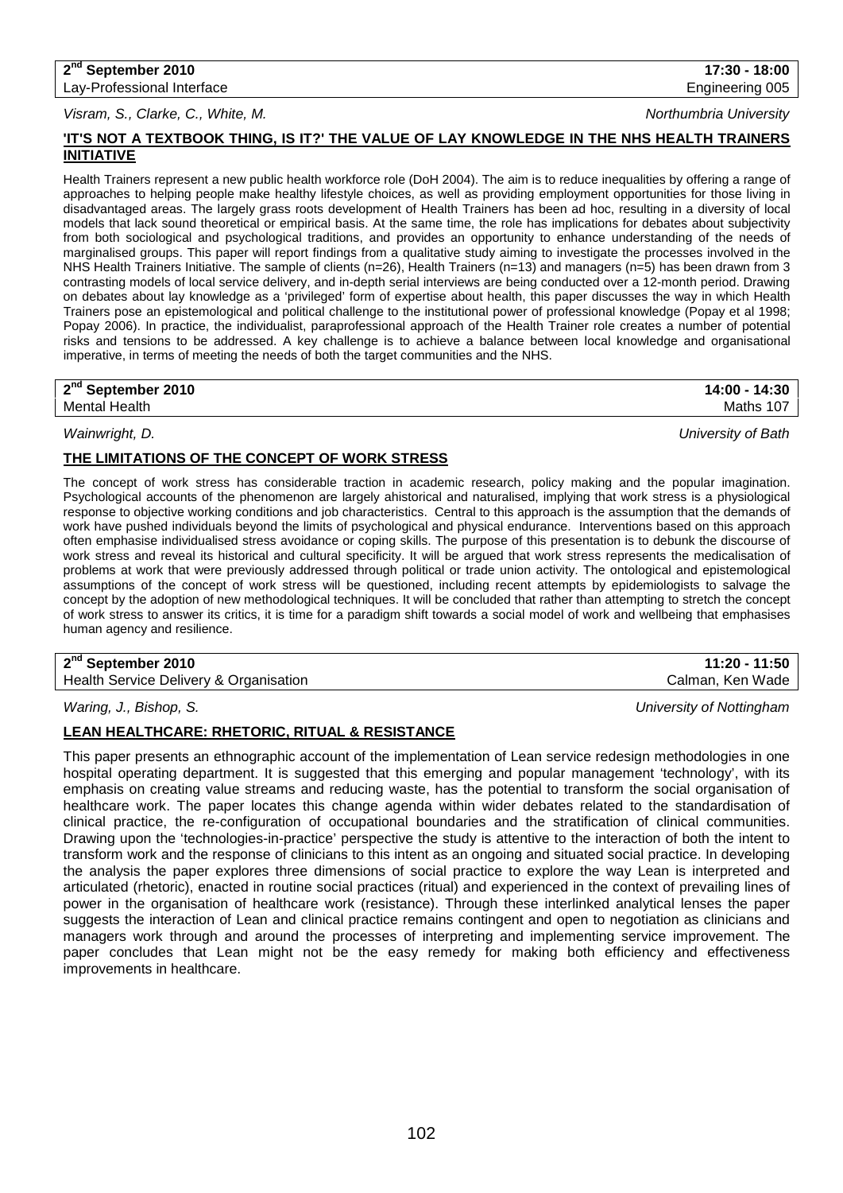**2nd September 2010** **17:30 - 18:00**

Lay-Professional Interface Engineering 005

*Visram, S., Clarke, C., White, M.* *Northumbria University*

### 'IT'S NOT A TEXTBOOK THING, IS IT?' THE VALUE OF LAY KNOWLEDGE IN THE NHS HEALTH TRAINERS INITIATIVE

Health Trainers represent a new public health workforce role (DoH 2004). The aim is to reduce inequalities by offering a range of approaches to helping people make healthy lifestyle choices, as well as providing employment opportunities for those living in disadvantaged areas. The largely grass roots development of Health Trainers has been ad hoc, resulting in a diversity of local models that lack sound theoretical or empirical basis. At the same time, the role has implications for debates about subjectivity from both sociological and psychological traditions, and provides an opportunity to enhance understanding of the needs of marginalised groups. This paper will report findings from a qualitative study aiming to investigate the processes involved in the NHS Health Trainers Initiative. The sample of clients (n=26), Health Trainers (n=13) and managers (n=5) has been drawn from 3 contrasting models of local service delivery, and in-depth serial interviews are being conducted over a 12-month period. Drawing on debates about lay knowledge as a 'privileged' form of expertise about health, this paper discusses the way in which Health Trainers pose an epistemological and political challenge to the institutional power of professional knowledge (Popay et al 1998; Popay 2006). In practice, the individualist, paraprofessional approach of the Health Trainer role creates a number of potential risks and tensions to be addressed. A key challenge is to achieve a balance between local knowledge and organisational imperative, in terms of meeting the needs of both the target communities and the NHS.

**2nd September 2010** **14:00 - 14:30**

Mental Health Maths 107

*Wainwright, D.* *University of Bath*

### THE LIMITATIONS OF THE CONCEPT OF WORK STRESS

The concept of work stress has considerable traction in academic research, policy making and the popular imagination. Psychological accounts of the phenomenon are largely ahistorical and naturalised, implying that work stress is a physiological response to objective working conditions and job characteristics. Central to this approach is the assumption that the demands of work have pushed individuals beyond the limits of psychological and physical endurance. Interventions based on this approach often emphasise individualised stress avoidance or coping skills. The purpose of this presentation is to debunk the discourse of work stress and reveal its historical and cultural specificity. It will be argued that work stress represents the medicalisation of problems at work that were previously addressed through political or trade union activity. The ontological and epistemological assumptions of the concept of work stress will be questioned, including recent attempts by epidemiologists to salvage the concept by the adoption of new methodological techniques. It will be concluded that rather than attempting to stretch the concept of work stress to answer its critics, it is time for a paradigm shift towards a social model of work and wellbeing that emphasises human agency and resilience.

**2nd September 2010** **11:20 - 11:50**

Health Service Delivery & Organisation Calman, Ken Wade

*Waring, J., Bishop, S.* *University of Nottingham*

### LEAN HEALTHCARE: RHETORIC, RITUAL & RESISTANCE

This paper presents an ethnographic account of the implementation of Lean service redesign methodologies in one hospital operating department. It is suggested that this emerging and popular management 'technology', with its emphasis on creating value streams and reducing waste, has the potential to transform the social organisation of healthcare work. The paper locates this change agenda within wider debates related to the standardisation of clinical practice, the re-configuration of occupational boundaries and the stratification of clinical communities. Drawing upon the 'technologies-in-practice' perspective the study is attentive to the interaction of both the intent to transform work and the response of clinicians to this intent as an ongoing and situated social practice. In developing the analysis the paper explores three dimensions of social practice to explore the way Lean is interpreted and articulated (rhetoric), enacted in routine social practices (ritual) and experienced in the context of prevailing lines of power in the organisation of healthcare work (resistance). Through these interlinked analytical lenses the paper suggests the interaction of Lean and clinical practice remains contingent and open to negotiation as clinicians and managers work through and around the processes of interpreting and implementing service improvement. The paper concludes that Lean might not be the easy remedy for making both efficiency and effectiveness improvements in healthcare.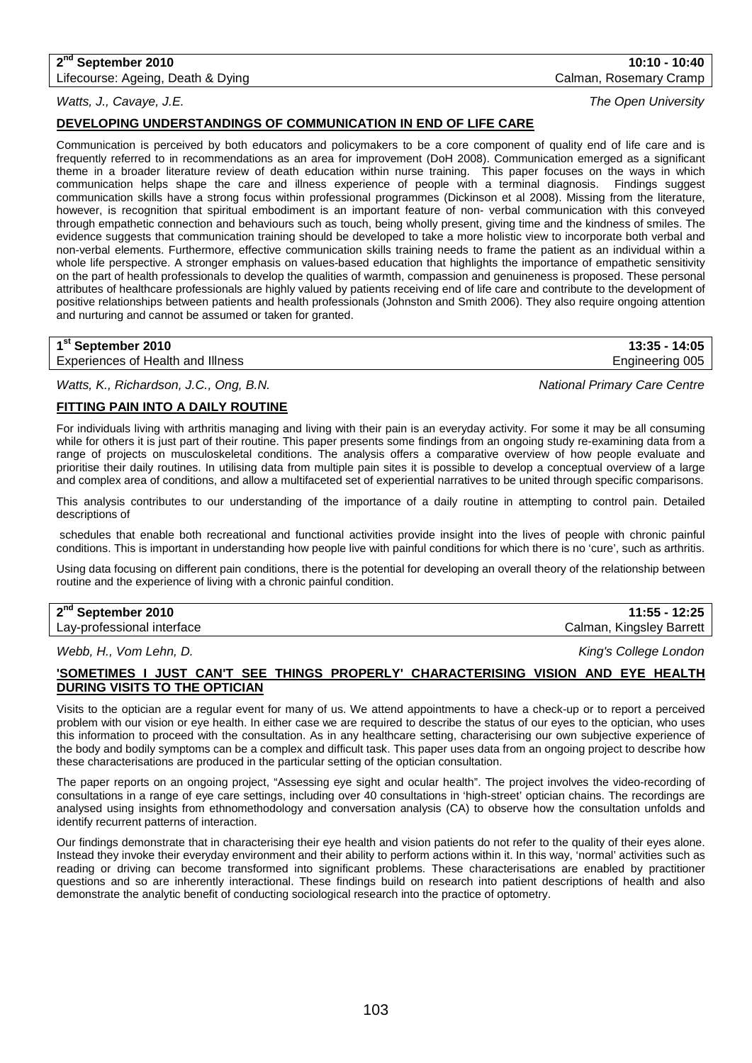**2nd September 2010** | **10:10 - 10:40**
Lifecourse: Ageing, Death & Dying | Calman, Rosemary Cramp

*Watts, J., Cavaye, J.E.* *The Open University*

**DEVELOPING UNDERSTANDINGS OF COMMUNICATION IN END OF LIFE CARE**

Communication is perceived by both educators and policymakers to be a core component of quality end of life care and is frequently referred to in recommendations as an area for improvement (DoH 2008). Communication emerged as a significant theme in a broader literature review of death education within nurse training. This paper focuses on the ways in which communication helps shape the care and illness experience of people with a terminal diagnosis. Findings suggest communication skills have a strong focus within professional programmes (Dickinson et al 2008). Missing from the literature, however, is recognition that spiritual embodiment is an important feature of non- verbal communication with this conveyed through empathetic connection and behaviours such as touch, being wholly present, giving time and the kindness of smiles. The evidence suggests that communication training should be developed to take a more holistic view to incorporate both verbal and non-verbal elements. Furthermore, effective communication skills training needs to frame the patient as an individual within a whole life perspective. A stronger emphasis on values-based education that highlights the importance of empathetic sensitivity on the part of health professionals to develop the qualities of warmth, compassion and genuineness is proposed. These personal attributes of healthcare professionals are highly valued by patients receiving end of life care and contribute to the development of positive relationships between patients and health professionals (Johnston and Smith 2006). They also require ongoing attention and nurturing and cannot be assumed or taken for granted.

**1st September 2010** | **13:35 - 14:05**
Experiences of Health and Illness | Engineering 005

*Watts, K., Richardson, J.C., Ong, B.N.* *National Primary Care Centre*

**FITTING PAIN INTO A DAILY ROUTINE**

For individuals living with arthritis managing and living with their pain is an everyday activity. For some it may be all consuming while for others it is just part of their routine. This paper presents some findings from an ongoing study re-examining data from a range of projects on musculoskeletal conditions. The analysis offers a comparative overview of how people evaluate and prioritise their daily routines. In utilising data from multiple pain sites it is possible to develop a conceptual overview of a large and complex area of conditions, and allow a multifaceted set of experiential narratives to be united through specific comparisons.

This analysis contributes to our understanding of the importance of a daily routine in attempting to control pain. Detailed descriptions of

schedules that enable both recreational and functional activities provide insight into the lives of people with chronic painful conditions. This is important in understanding how people live with painful conditions for which there is no 'cure', such as arthritis.

Using data focusing on different pain conditions, there is the potential for developing an overall theory of the relationship between routine and the experience of living with a chronic painful condition.

**2nd September 2010** | **11:55 - 12:25**
Lay-professional interface | Calman, Kingsley Barrett

*Webb, H., Vom Lehn, D.* *King's College London*

**'SOMETIMES I JUST CAN'T SEE THINGS PROPERLY' CHARACTERISING VISION AND EYE HEALTH DURING VISITS TO THE OPTICIAN**

Visits to the optician are a regular event for many of us. We attend appointments to have a check-up or to report a perceived problem with our vision or eye health. In either case we are required to describe the status of our eyes to the optician, who uses this information to proceed with the consultation. As in any healthcare setting, characterising our own subjective experience of the body and bodily symptoms can be a complex and difficult task. This paper uses data from an ongoing project to describe how these characterisations are produced in the particular setting of the optician consultation.

The paper reports on an ongoing project, "Assessing eye sight and ocular health". The project involves the video-recording of consultations in a range of eye care settings, including over 40 consultations in 'high-street' optician chains. The recordings are analysed using insights from ethnomethodology and conversation analysis (CA) to observe how the consultation unfolds and identify recurrent patterns of interaction.

Our findings demonstrate that in characterising their eye health and vision patients do not refer to the quality of their eyes alone. Instead they invoke their everyday environment and their ability to perform actions within it. In this way, 'normal' activities such as reading or driving can become transformed into significant problems. These characterisations are enabled by practitioner questions and so are inherently interactional. These findings build on research into patient descriptions of health and also demonstrate the analytic benefit of conducting sociological research into the practice of optometry.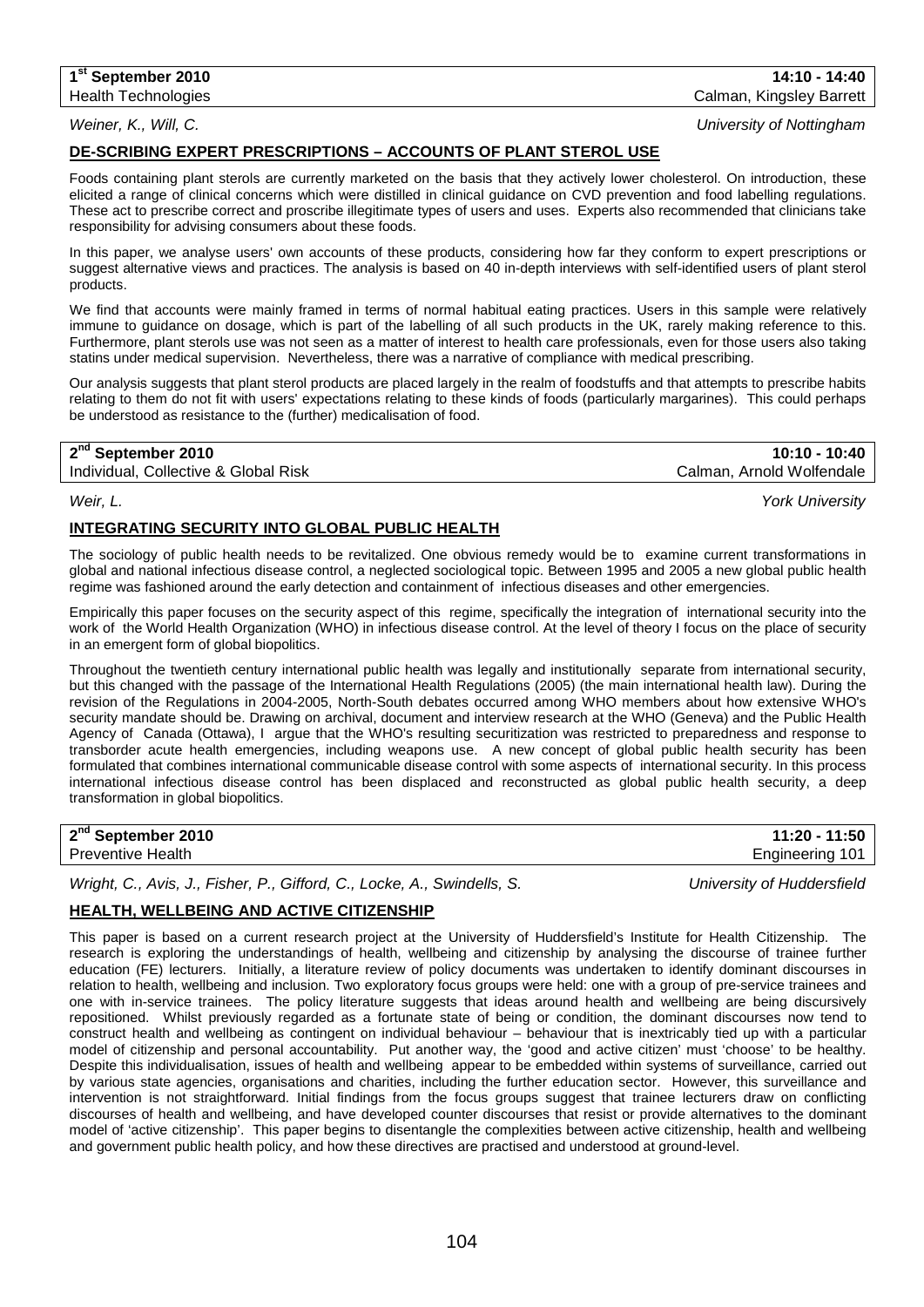**1st September 2010** | **14:10 - 14:40**
Health Technologies | Calman, Kingsley Barrett

*Weiner, K., Will, C.* — *University of Nottingham*

## DE-SCRIBING EXPERT PRESCRIPTIONS – ACCOUNTS OF PLANT STEROL USE

Foods containing plant sterols are currently marketed on the basis that they actively lower cholesterol. On introduction, these elicited a range of clinical concerns which were distilled in clinical guidance on CVD prevention and food labelling regulations. These act to prescribe correct and proscribe illegitimate types of users and uses. Experts also recommended that clinicians take responsibility for advising consumers about these foods.

In this paper, we analyse users' own accounts of these products, considering how far they conform to expert prescriptions or suggest alternative views and practices. The analysis is based on 40 in-depth interviews with self-identified users of plant sterol products.

We find that accounts were mainly framed in terms of normal habitual eating practices. Users in this sample were relatively immune to guidance on dosage, which is part of the labelling of all such products in the UK, rarely making reference to this. Furthermore, plant sterols use was not seen as a matter of interest to health care professionals, even for those users also taking statins under medical supervision. Nevertheless, there was a narrative of compliance with medical prescribing.

Our analysis suggests that plant sterol products are placed largely in the realm of foodstuffs and that attempts to prescribe habits relating to them do not fit with users' expectations relating to these kinds of foods (particularly margarines). This could perhaps be understood as resistance to the (further) medicalisation of food.

**2nd September 2010** | **10:10 - 10:40**
Individual, Collective & Global Risk | Calman, Arnold Wolfendale

*Weir, L.* — *York University*

## INTEGRATING SECURITY INTO GLOBAL PUBLIC HEALTH

The sociology of public health needs to be revitalized. One obvious remedy would be to examine current transformations in global and national infectious disease control, a neglected sociological topic. Between 1995 and 2005 a new global public health regime was fashioned around the early detection and containment of infectious diseases and other emergencies.

Empirically this paper focuses on the security aspect of this regime, specifically the integration of international security into the work of the World Health Organization (WHO) in infectious disease control. At the level of theory I focus on the place of security in an emergent form of global biopolitics.

Throughout the twentieth century international public health was legally and institutionally separate from international security, but this changed with the passage of the International Health Regulations (2005) (the main international health law). During the revision of the Regulations in 2004-2005, North-South debates occurred among WHO members about how extensive WHO's security mandate should be. Drawing on archival, document and interview research at the WHO (Geneva) and the Public Health Agency of Canada (Ottawa), I argue that the WHO's resulting securitization was restricted to preparedness and response to transborder acute health emergencies, including weapons use. A new concept of global public health security has been formulated that combines international communicable disease control with some aspects of international security. In this process international infectious disease control has been displaced and reconstructed as global public health security, a deep transformation in global biopolitics.

**2nd September 2010** | **11:20 - 11:50**
Preventive Health | Engineering 101

*Wright, C., Avis, J., Fisher, P., Gifford, C., Locke, A., Swindells, S.* — *University of Huddersfield*

## HEALTH, WELLBEING AND ACTIVE CITIZENSHIP

This paper is based on a current research project at the University of Huddersfield's Institute for Health Citizenship. The research is exploring the understandings of health, wellbeing and citizenship by analysing the discourse of trainee further education (FE) lecturers. Initially, a literature review of policy documents was undertaken to identify dominant discourses in relation to health, wellbeing and inclusion. Two exploratory focus groups were held: one with a group of pre-service trainees and one with in-service trainees. The policy literature suggests that ideas around health and wellbeing are being discursively repositioned. Whilst previously regarded as a fortunate state of being or condition, the dominant discourses now tend to construct health and wellbeing as contingent on individual behaviour – behaviour that is inextricably tied up with a particular model of citizenship and personal accountability. Put another way, the 'good and active citizen' must 'choose' to be healthy. Despite this individualisation, issues of health and wellbeing appear to be embedded within systems of surveillance, carried out by various state agencies, organisations and charities, including the further education sector. However, this surveillance and intervention is not straightforward. Initial findings from the focus groups suggest that trainee lecturers draw on conflicting discourses of health and wellbeing, and have developed counter discourses that resist or provide alternatives to the dominant model of 'active citizenship'. This paper begins to disentangle the complexities between active citizenship, health and wellbeing and government public health policy, and how these directives are practised and understood at ground-level.